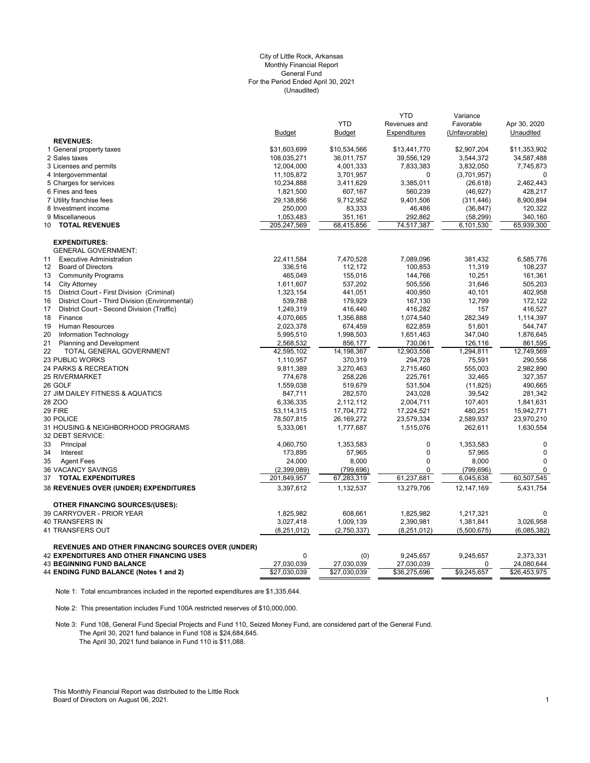City of Little Rock, Arkansas
Monthly Financial Report
General Fund
For the Period Ended April 30, 2021
(Unaudited)

| | Budget | YTD Budget | YTD Revenues and Expenditures | Variance Favorable (Unfavorable) | Apr 30, 2020 Unaudited |
|---|---|---|---|---|---|
| **REVENUES:** | | | | | |
| 1 General property taxes | $31,603,699 | $10,534,566 | $13,441,770 | $2,907,204 | $11,353,902 |
| 2 Sales taxes | 108,035,271 | 36,011,757 | 39,556,129 | 3,544,372 | 34,587,488 |
| 3 Licenses and permits | 12,004,000 | 4,001,333 | 7,833,383 | 3,832,050 | 7,745,873 |
| 4 Intergovernmental | 11,105,872 | 3,701,957 | 0 | (3,701,957) | 0 |
| 5 Charges for services | 10,234,888 | 3,411,629 | 3,385,011 | (26,618) | 2,462,443 |
| 6 Fines and fees | 1,821,500 | 607,167 | 560,239 | (46,927) | 428,217 |
| 7 Utility franchise fees | 29,138,856 | 9,712,952 | 9,401,506 | (311,446) | 8,900,894 |
| 8 Investment income | 250,000 | 83,333 | 46,486 | (36,847) | 120,322 |
| 9 Miscellaneous | 1,053,483 | 351,161 | 292,862 | (58,299) | 340,160 |
| 10 **TOTAL REVENUES** | 205,247,569 | 68,415,856 | 74,517,387 | 6,101,530 | 65,939,300 |
| **EXPENDITURES:** | | | | | |
| GENERAL GOVERNMENT: | | | | | |
| 11 Executive Administration | 22,411,584 | 7,470,528 | 7,089,096 | 381,432 | 6,585,776 |
| 12 Board of Directors | 336,516 | 112,172 | 100,853 | 11,319 | 108,237 |
| 13 Community Programs | 465,049 | 155,016 | 144,766 | 10,251 | 161,361 |
| 14 City Attorney | 1,611,607 | 537,202 | 505,556 | 31,646 | 505,203 |
| 15 District Court - First Division (Criminal) | 1,323,154 | 441,051 | 400,950 | 40,101 | 402,958 |
| 16 District Court - Third Division (Environmental) | 539,788 | 179,929 | 167,130 | 12,799 | 172,122 |
| 17 District Court - Second Division (Traffic) | 1,249,319 | 416,440 | 416,282 | 157 | 416,527 |
| 18 Finance | 4,070,665 | 1,356,888 | 1,074,540 | 282,349 | 1,114,397 |
| 19 Human Resources | 2,023,378 | 674,459 | 622,859 | 51,601 | 544,747 |
| 20 Information Technology | 5,995,510 | 1,998,503 | 1,651,463 | 347,040 | 1,876,645 |
| 21 Planning and Development | 2,568,532 | 856,177 | 730,061 | 126,116 | 861,595 |
| 22 TOTAL GENERAL GOVERNMENT | 42,595,102 | 14,198,367 | 12,903,556 | 1,294,811 | 12,749,569 |
| 23 PUBLIC WORKS | 1,110,957 | 370,319 | 294,728 | 75,591 | 290,556 |
| 24 PARKS & RECREATION | 9,811,389 | 3,270,463 | 2,715,460 | 555,003 | 2,982,890 |
| 25 RIVERMARKET | 774,678 | 258,226 | 225,761 | 32,465 | 327,357 |
| 26 GOLF | 1,559,038 | 519,679 | 531,504 | (11,825) | 490,665 |
| 27 JIM DAILEY FITNESS & AQUATICS | 847,711 | 282,570 | 243,028 | 39,542 | 281,342 |
| 28 ZOO | 6,336,335 | 2,112,112 | 2,004,711 | 107,401 | 1,841,631 |
| 29 FIRE | 53,114,315 | 17,704,772 | 17,224,521 | 480,251 | 15,942,771 |
| 30 POLICE | 78,507,815 | 26,169,272 | 23,579,334 | 2,589,937 | 23,970,210 |
| 31 HOUSING & NEIGHBORHOOD PROGRAMS | 5,333,061 | 1,777,687 | 1,515,076 | 262,611 | 1,630,554 |
| 32 DEBT SERVICE: | | | | | |
| 33 Principal | 4,060,750 | 1,353,583 | 0 | 1,353,583 | 0 |
| 34 Interest | 173,895 | 57,965 | 0 | 57,965 | 0 |
| 35 Agent Fees | 24,000 | 8,000 | 0 | 8,000 | 0 |
| 36 VACANCY SAVINGS | (2,399,089) | (799,696) | 0 | (799,696) | 0 |
| 37 **TOTAL EXPENDITURES** | 201,849,957 | 67,283,319 | 61,237,681 | 6,045,638 | 60,507,545 |
| 38 **REVENUES OVER (UNDER) EXPENDITURES** | 3,397,612 | 1,132,537 | 13,279,706 | 12,147,169 | 5,431,754 |
| **OTHER FINANCING SOURCES/(USES):** | | | | | |
| 39 CARRYOVER - PRIOR YEAR | 1,825,982 | 608,661 | 1,825,982 | 1,217,321 | 0 |
| 40 TRANSFERS IN | 3,027,418 | 1,009,139 | 2,390,981 | 1,381,841 | 3,026,958 |
| 41 TRANSFERS OUT | (8,251,012) | (2,750,337) | (8,251,012) | (5,500,675) | (6,085,382) |
| **REVENUES AND OTHER FINANCING SOURCES OVER (UNDER)** | | | | | |
| 42 **EXPENDITURES AND OTHER FINANCING USES** | 0 | (0) | 9,245,657 | 9,245,657 | 2,373,331 |
| 43 **BEGINNING FUND BALANCE** | 27,030,039 | 27,030,039 | 27,030,039 | 0 | 24,080,644 |
| 44 **ENDING FUND BALANCE (Notes 1 and 2)** | $27,030,039 | $27,030,039 | $36,275,696 | $9,245,657 | $26,453,975 |

Note 1: Total encumbrances included in the reported expenditures are $1,335,644.

Note 2: This presentation includes Fund 100A restricted reserves of $10,000,000.

Note 3: Fund 108, General Fund Special Projects and Fund 110, Seized Money Fund, are considered part of the General Fund.
The April 30, 2021 fund balance in Fund 108 is $24,684,645.
The April 30, 2021 fund balance in Fund 110 is $11,088.

This Monthly Financial Report was distributed to the Little Rock Board of Directors on August 06, 2021.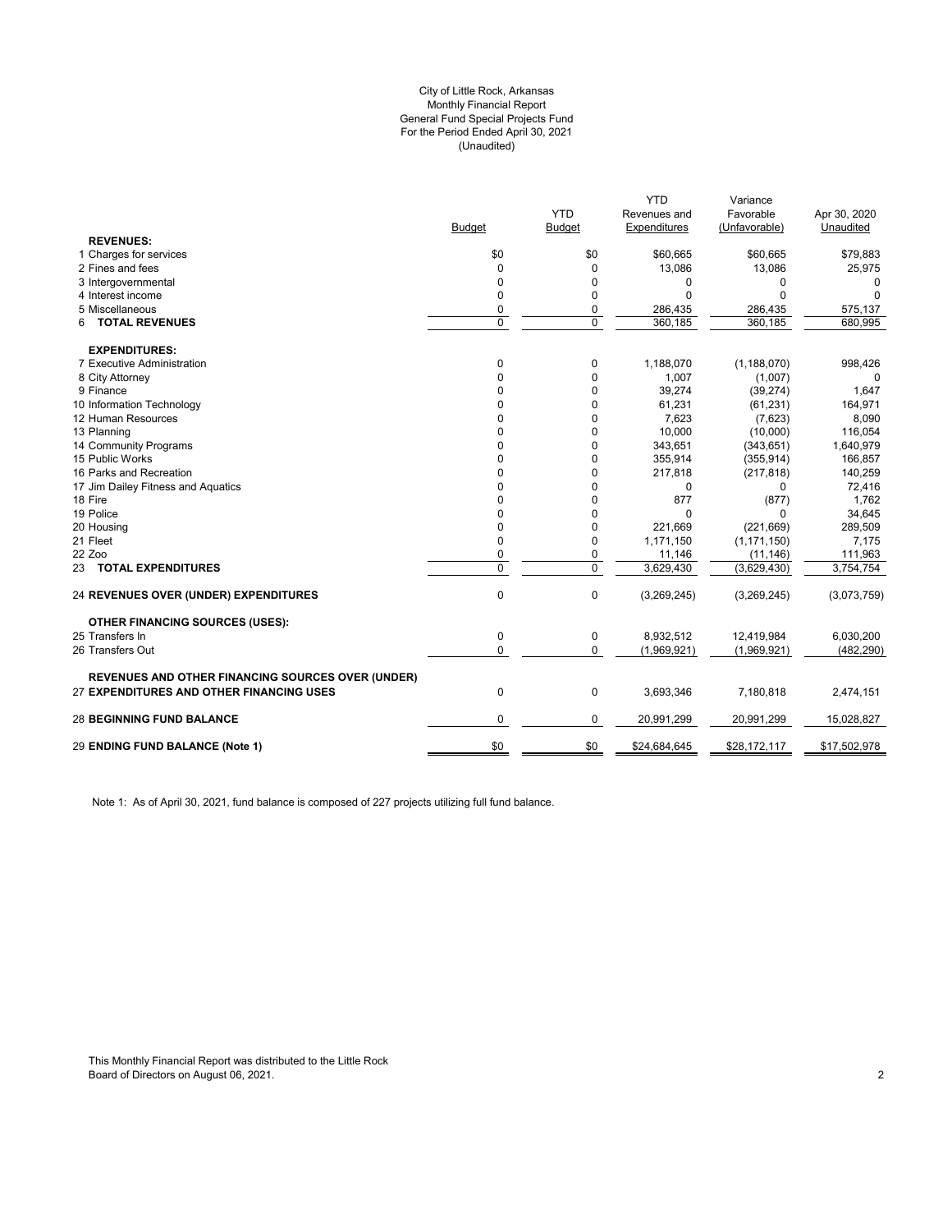City of Little Rock, Arkansas
Monthly Financial Report
General Fund Special Projects Fund
For the Period Ended April 30, 2021
(Unaudited)

| | Budget | YTD Budget | YTD Revenues and Expenditures | Variance Favorable (Unfavorable) | Apr 30, 2020 Unaudited |
|---|---|---|---|---|---|
| **REVENUES:** | | | | | |
| 1 Charges for services | $0 | $0 | $60,665 | $60,665 | $79,883 |
| 2 Fines and fees | 0 | 0 | 13,086 | 13,086 | 25,975 |
| 3 Intergovernmental | 0 | 0 | 0 | 0 | 0 |
| 4 Interest income | 0 | 0 | 0 | 0 | 0 |
| 5 Miscellaneous | 0 | 0 | 286,435 | 286,435 | 575,137 |
| 6 **TOTAL REVENUES** | 0 | 0 | 360,185 | 360,185 | 680,995 |
| **EXPENDITURES:** | | | | | |
| 7 Executive Administration | 0 | 0 | 1,188,070 | (1,188,070) | 998,426 |
| 8 City Attorney | 0 | 0 | 1,007 | (1,007) | 0 |
| 9 Finance | 0 | 0 | 39,274 | (39,274) | 1,647 |
| 10 Information Technology | 0 | 0 | 61,231 | (61,231) | 164,971 |
| 12 Human Resources | 0 | 0 | 7,623 | (7,623) | 8,090 |
| 13 Planning | 0 | 0 | 10,000 | (10,000) | 116,054 |
| 14 Community Programs | 0 | 0 | 343,651 | (343,651) | 1,640,979 |
| 15 Public Works | 0 | 0 | 355,914 | (355,914) | 166,857 |
| 16 Parks and Recreation | 0 | 0 | 217,818 | (217,818) | 140,259 |
| 17 Jim Dailey Fitness and Aquatics | 0 | 0 | 0 | 0 | 72,416 |
| 18 Fire | 0 | 0 | 877 | (877) | 1,762 |
| 19 Police | 0 | 0 | 0 | 0 | 34,645 |
| 20 Housing | 0 | 0 | 221,669 | (221,669) | 289,509 |
| 21 Fleet | 0 | 0 | 1,171,150 | (1,171,150) | 7,175 |
| 22 Zoo | 0 | 0 | 11,146 | (11,146) | 111,963 |
| 23 **TOTAL EXPENDITURES** | 0 | 0 | 3,629,430 | (3,629,430) | 3,754,754 |
| 24 **REVENUES OVER (UNDER) EXPENDITURES** | 0 | 0 | (3,269,245) | (3,269,245) | (3,073,759) |
| **OTHER FINANCING SOURCES (USES):** | | | | | |
| 25 Transfers In | 0 | 0 | 8,932,512 | 12,419,984 | 6,030,200 |
| 26 Transfers Out | 0 | 0 | (1,969,921) | (1,969,921) | (482,290) |
| **REVENUES AND OTHER FINANCING SOURCES OVER (UNDER)** | | | | | |
| 27 **EXPENDITURES AND OTHER FINANCING USES** | 0 | 0 | 3,693,346 | 7,180,818 | 2,474,151 |
| 28 **BEGINNING FUND BALANCE** | 0 | 0 | 20,991,299 | 20,991,299 | 15,028,827 |
| 29 **ENDING FUND BALANCE (Note 1)** | $0 | $0 | $24,684,645 | $28,172,117 | $17,502,978 |

Note 1: As of April 30, 2021, fund balance is composed of 227 projects utilizing full fund balance.

This Monthly Financial Report was distributed to the Little Rock Board of Directors on August 06, 2021.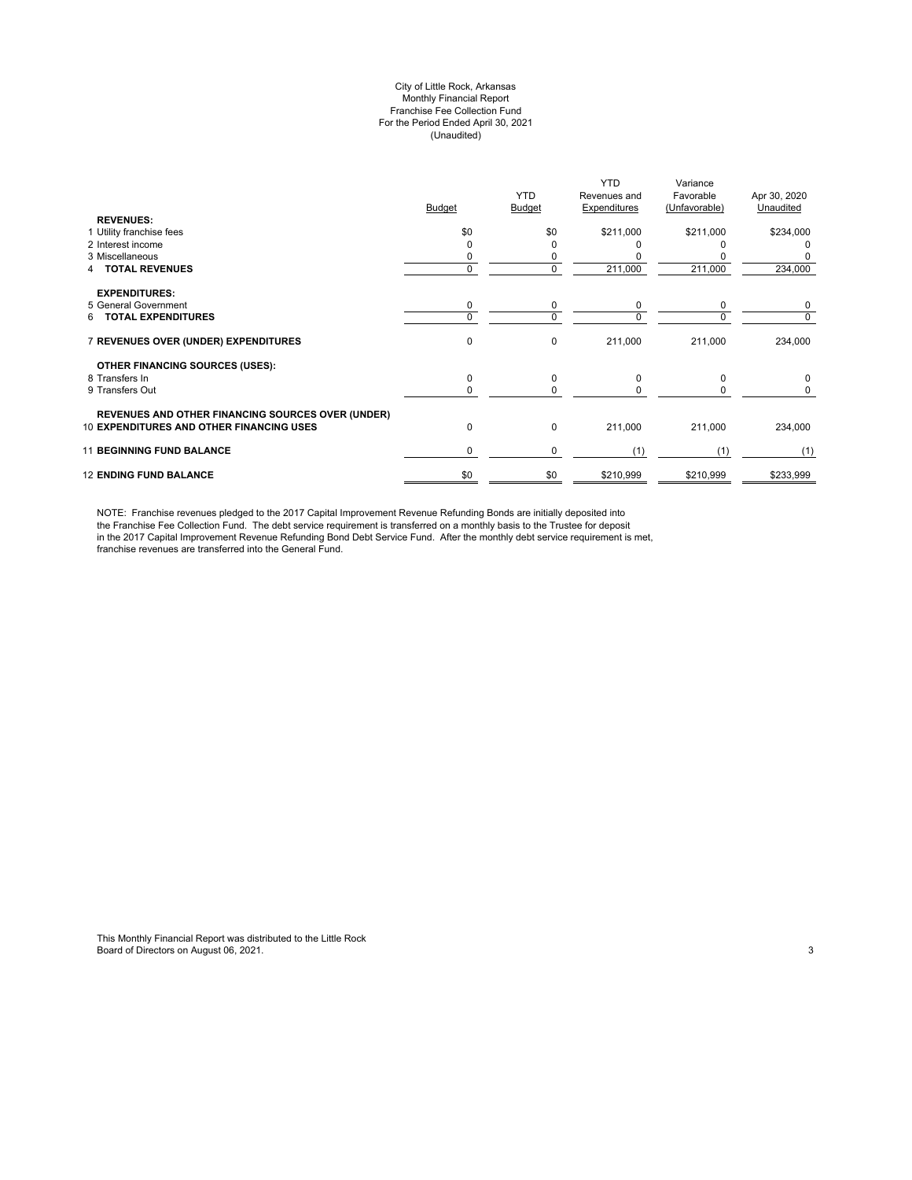City of Little Rock, Arkansas
Monthly Financial Report
Franchise Fee Collection Fund
For the Period Ended April 30, 2021
(Unaudited)

| | Budget | YTD Budget | YTD Revenues and Expenditures | Variance Favorable (Unfavorable) | Apr 30, 2020 Unaudited |
|---|---|---|---|---|---|
| **REVENUES:** | | | | | |
| 1 Utility franchise fees | $0 | $0 | $211,000 | $211,000 | $234,000 |
| 2 Interest income | 0 | 0 | 0 | 0 | 0 |
| 3 Miscellaneous | 0 | 0 | 0 | 0 | 0 |
| 4 **TOTAL REVENUES** | 0 | 0 | 211,000 | 211,000 | 234,000 |
| **EXPENDITURES:** | | | | | |
| 5 General Government | 0 | 0 | 0 | 0 | 0 |
| 6 **TOTAL EXPENDITURES** | 0 | 0 | 0 | 0 | 0 |
| 7 **REVENUES OVER (UNDER) EXPENDITURES** | 0 | 0 | 211,000 | 211,000 | 234,000 |
| **OTHER FINANCING SOURCES (USES):** | | | | | |
| 8 Transfers In | 0 | 0 | 0 | 0 | 0 |
| 9 Transfers Out | 0 | 0 | 0 | 0 | 0 |
| **REVENUES AND OTHER FINANCING SOURCES OVER (UNDER)** | | | | | |
| 10 **EXPENDITURES AND OTHER FINANCING USES** | 0 | 0 | 211,000 | 211,000 | 234,000 |
| 11 **BEGINNING FUND BALANCE** | 0 | 0 | (1) | (1) | (1) |
| 12 **ENDING FUND BALANCE** | $0 | $0 | $210,999 | $210,999 | $233,999 |

NOTE: Franchise revenues pledged to the 2017 Capital Improvement Revenue Refunding Bonds are initially deposited into the Franchise Fee Collection Fund. The debt service requirement is transferred on a monthly basis to the Trustee for deposit in the 2017 Capital Improvement Revenue Refunding Bond Debt Service Fund. After the monthly debt service requirement is met, franchise revenues are transferred into the General Fund.

This Monthly Financial Report was distributed to the Little Rock Board of Directors on August 06, 2021.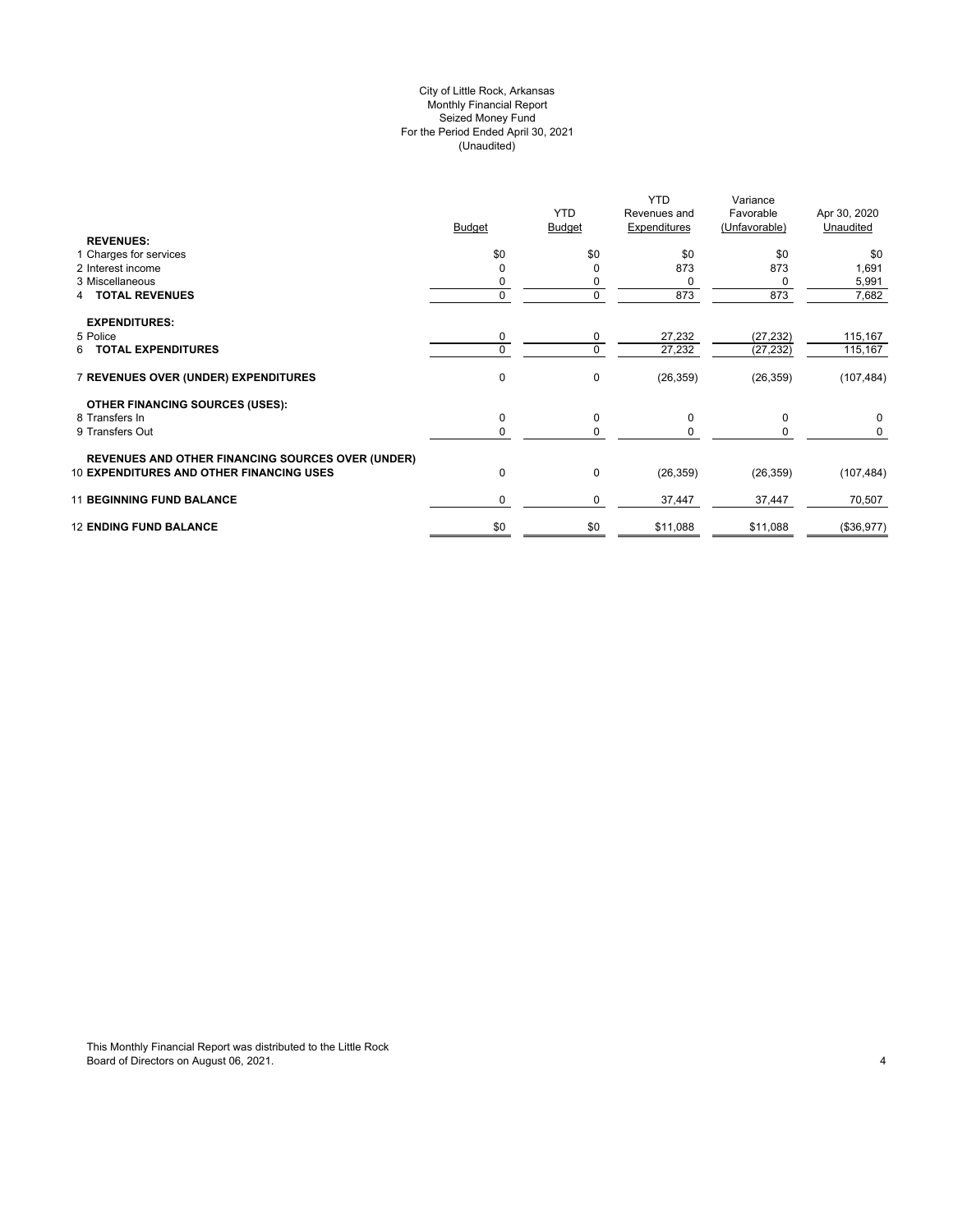City of Little Rock, Arkansas
Monthly Financial Report
Seized Money Fund
For the Period Ended April 30, 2021
(Unaudited)

| | Budget | YTD Budget | YTD Revenues and Expenditures | Variance Favorable (Unfavorable) | Apr 30, 2020 Unaudited |
|---|---|---|---|---|---|
| **REVENUES:** | | | | | |
| 1 Charges for services | $0 | $0 | $0 | $0 | $0 |
| 2 Interest income | 0 | 0 | 873 | 873 | 1,691 |
| 3 Miscellaneous | 0 | 0 | 0 | 0 | 5,991 |
| 4 **TOTAL REVENUES** | 0 | 0 | 873 | 873 | 7,682 |
| **EXPENDITURES:** | | | | | |
| 5 Police | 0 | 0 | 27,232 | (27,232) | 115,167 |
| 6 **TOTAL EXPENDITURES** | 0 | 0 | 27,232 | (27,232) | 115,167 |
| 7 **REVENUES OVER (UNDER) EXPENDITURES** | 0 | 0 | (26,359) | (26,359) | (107,484) |
| **OTHER FINANCING SOURCES (USES):** | | | | | |
| 8 Transfers In | 0 | 0 | 0 | 0 | 0 |
| 9 Transfers Out | 0 | 0 | 0 | 0 | 0 |
| **REVENUES AND OTHER FINANCING SOURCES OVER (UNDER)** 10 **EXPENDITURES AND OTHER FINANCING USES** | 0 | 0 | (26,359) | (26,359) | (107,484) |
| 11 **BEGINNING FUND BALANCE** | 0 | 0 | 37,447 | 37,447 | 70,507 |
| 12 **ENDING FUND BALANCE** | $0 | $0 | $11,088 | $11,088 | ($36,977) |

This Monthly Financial Report was distributed to the Little Rock Board of Directors on August 06, 2021.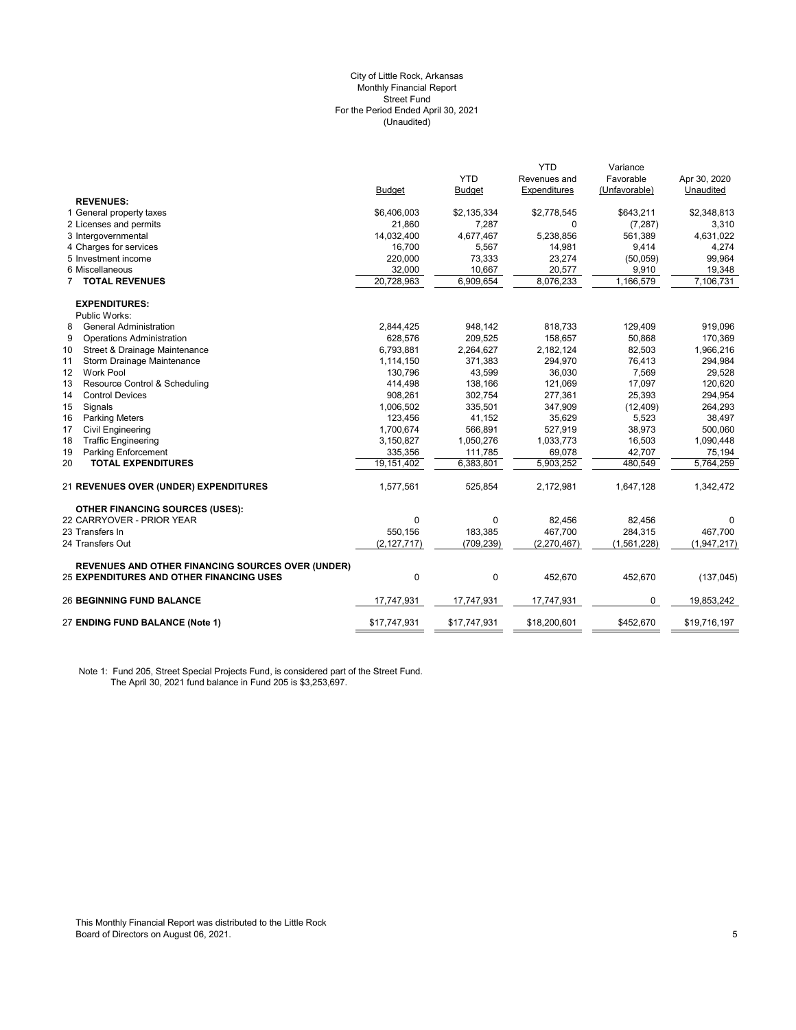City of Little Rock, Arkansas
Monthly Financial Report
Street Fund
For the Period Ended April 30, 2021
(Unaudited)

| | Budget | YTD Budget | YTD Revenues and Expenditures | Variance Favorable (Unfavorable) | Apr 30, 2020 Unaudited |
|---|---|---|---|---|---|
| **REVENUES:** | | | | | |
| 1 General property taxes | $6,406,003 | $2,135,334 | $2,778,545 | $643,211 | $2,348,813 |
| 2 Licenses and permits | 21,860 | 7,287 | 0 | (7,287) | 3,310 |
| 3 Intergovernmental | 14,032,400 | 4,677,467 | 5,238,856 | 561,389 | 4,631,022 |
| 4 Charges for services | 16,700 | 5,567 | 14,981 | 9,414 | 4,274 |
| 5 Investment income | 220,000 | 73,333 | 23,274 | (50,059) | 99,964 |
| 6 Miscellaneous | 32,000 | 10,667 | 20,577 | 9,910 | 19,348 |
| 7 **TOTAL REVENUES** | 20,728,963 | 6,909,654 | 8,076,233 | 1,166,579 | 7,106,731 |
| **EXPENDITURES:** | | | | | |
| Public Works: | | | | | |
| 8 General Administration | 2,844,425 | 948,142 | 818,733 | 129,409 | 919,096 |
| 9 Operations Administration | 628,576 | 209,525 | 158,657 | 50,868 | 170,369 |
| 10 Street & Drainage Maintenance | 6,793,881 | 2,264,627 | 2,182,124 | 82,503 | 1,966,216 |
| 11 Storm Drainage Maintenance | 1,114,150 | 371,383 | 294,970 | 76,413 | 294,984 |
| 12 Work Pool | 130,796 | 43,599 | 36,030 | 7,569 | 29,528 |
| 13 Resource Control & Scheduling | 414,498 | 138,166 | 121,069 | 17,097 | 120,620 |
| 14 Control Devices | 908,261 | 302,754 | 277,361 | 25,393 | 294,954 |
| 15 Signals | 1,006,502 | 335,501 | 347,909 | (12,409) | 264,293 |
| 16 Parking Meters | 123,456 | 41,152 | 35,629 | 5,523 | 38,497 |
| 17 Civil Engineering | 1,700,674 | 566,891 | 527,919 | 38,973 | 500,060 |
| 18 Traffic Engineering | 3,150,827 | 1,050,276 | 1,033,773 | 16,503 | 1,090,448 |
| 19 Parking Enforcement | 335,356 | 111,785 | 69,078 | 42,707 | 75,194 |
| 20 **TOTAL EXPENDITURES** | 19,151,402 | 6,383,801 | 5,903,252 | 480,549 | 5,764,259 |
| 21 **REVENUES OVER (UNDER) EXPENDITURES** | 1,577,561 | 525,854 | 2,172,981 | 1,647,128 | 1,342,472 |
| **OTHER FINANCING SOURCES (USES):** | | | | | |
| 22 CARRYOVER - PRIOR YEAR | 0 | 0 | 82,456 | 82,456 | 0 |
| 23 Transfers In | 550,156 | 183,385 | 467,700 | 284,315 | 467,700 |
| 24 Transfers Out | (2,127,717) | (709,239) | (2,270,467) | (1,561,228) | (1,947,217) |
| **REVENUES AND OTHER FINANCING SOURCES OVER (UNDER)** | | | | | |
| 25 **EXPENDITURES AND OTHER FINANCING USES** | 0 | 0 | 452,670 | 452,670 | (137,045) |
| 26 **BEGINNING FUND BALANCE** | 17,747,931 | 17,747,931 | 17,747,931 | 0 | 19,853,242 |
| 27 **ENDING FUND BALANCE (Note 1)** | $17,747,931 | $17,747,931 | $18,200,601 | $452,670 | $19,716,197 |

Note 1: Fund 205, Street Special Projects Fund, is considered part of the Street Fund.
The April 30, 2021 fund balance in Fund 205 is $3,253,697.

This Monthly Financial Report was distributed to the Little Rock Board of Directors on August 06, 2021.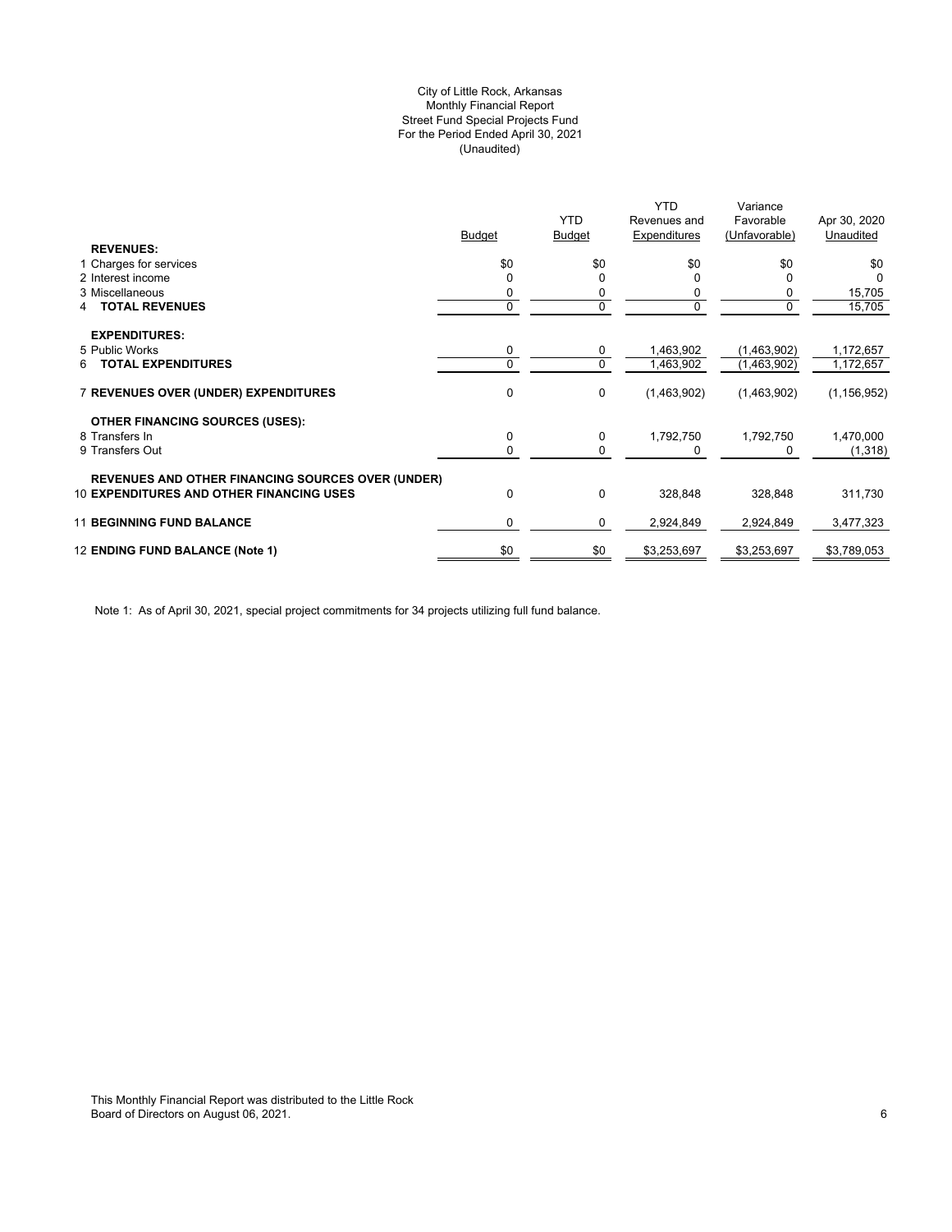City of Little Rock, Arkansas
Monthly Financial Report
Street Fund Special Projects Fund
For the Period Ended April 30, 2021
(Unaudited)

| | Budget | YTD Budget | YTD Revenues and Expenditures | Variance Favorable (Unfavorable) | Apr 30, 2020 Unaudited |
|---|---|---|---|---|---|
| **REVENUES:** | | | | | |
| 1 Charges for services | $0 | $0 | $0 | $0 | $0 |
| 2 Interest income | 0 | 0 | 0 | 0 | 0 |
| 3 Miscellaneous | 0 | 0 | 0 | 0 | 15,705 |
| 4 **TOTAL REVENUES** | 0 | 0 | 0 | 0 | 15,705 |
| **EXPENDITURES:** | | | | | |
| 5 Public Works | 0 | 0 | 1,463,902 | (1,463,902) | 1,172,657 |
| 6 **TOTAL EXPENDITURES** | 0 | 0 | 1,463,902 | (1,463,902) | 1,172,657 |
| 7 **REVENUES OVER (UNDER) EXPENDITURES** | 0 | 0 | (1,463,902) | (1,463,902) | (1,156,952) |
| **OTHER FINANCING SOURCES (USES):** | | | | | |
| 8 Transfers In | 0 | 0 | 1,792,750 | 1,792,750 | 1,470,000 |
| 9 Transfers Out | 0 | 0 | 0 | 0 | (1,318) |
| **REVENUES AND OTHER FINANCING SOURCES OVER (UNDER)** 10 **EXPENDITURES AND OTHER FINANCING USES** | 0 | 0 | 328,848 | 328,848 | 311,730 |
| 11 **BEGINNING FUND BALANCE** | 0 | 0 | 2,924,849 | 2,924,849 | 3,477,323 |
| 12 **ENDING FUND BALANCE (Note 1)** | $0 | $0 | $3,253,697 | $3,253,697 | $3,789,053 |

Note 1: As of April 30, 2021, special project commitments for 34 projects utilizing full fund balance.

This Monthly Financial Report was distributed to the Little Rock Board of Directors on August 06, 2021.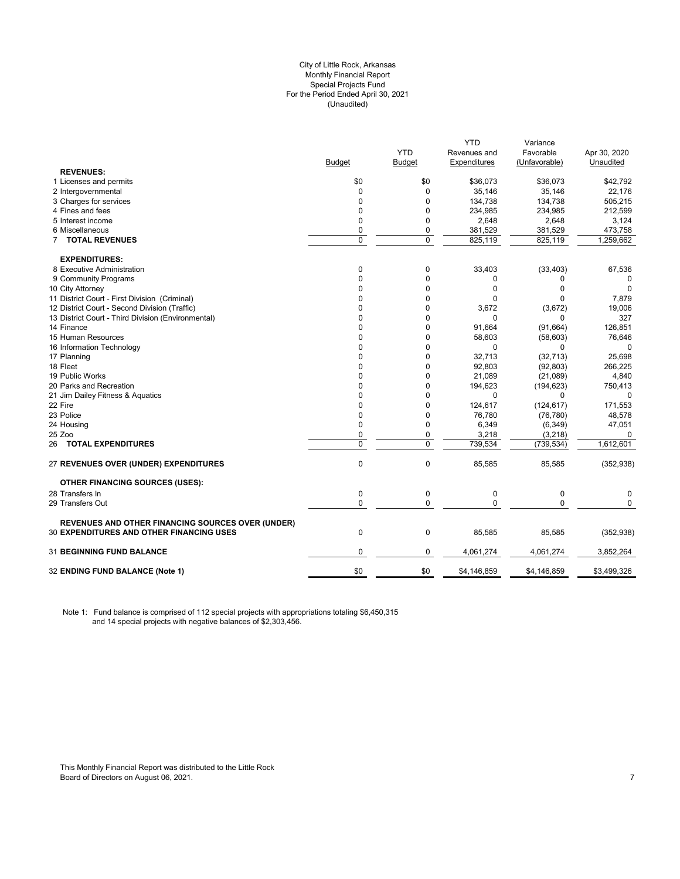City of Little Rock, Arkansas
Monthly Financial Report
Special Projects Fund
For the Period Ended April 30, 2021
(Unaudited)

| | Budget | YTD Budget | YTD Revenues and Expenditures | Variance Favorable (Unfavorable) | Apr 30, 2020 Unaudited |
|---|---|---|---|---|---|
| **REVENUES:** | | | | | |
| 1 Licenses and permits | $0 | $0 | $36,073 | $36,073 | $42,792 |
| 2 Intergovernmental | 0 | 0 | 35,146 | 35,146 | 22,176 |
| 3 Charges for services | 0 | 0 | 134,738 | 134,738 | 505,215 |
| 4 Fines and fees | 0 | 0 | 234,985 | 234,985 | 212,599 |
| 5 Interest income | 0 | 0 | 2,648 | 2,648 | 3,124 |
| 6 Miscellaneous | 0 | 0 | 381,529 | 381,529 | 473,758 |
| 7 **TOTAL REVENUES** | 0 | 0 | 825,119 | 825,119 | 1,259,662 |
| **EXPENDITURES:** | | | | | |
| 8 Executive Administration | 0 | 0 | 33,403 | (33,403) | 67,536 |
| 9 Community Programs | 0 | 0 | 0 | 0 | 0 |
| 10 City Attorney | 0 | 0 | 0 | 0 | 0 |
| 11 District Court - First Division (Criminal) | 0 | 0 | 0 | 0 | 7,879 |
| 12 District Court - Second Division (Traffic) | 0 | 0 | 3,672 | (3,672) | 19,006 |
| 13 District Court - Third Division (Environmental) | 0 | 0 | 0 | 0 | 327 |
| 14 Finance | 0 | 0 | 91,664 | (91,664) | 126,851 |
| 15 Human Resources | 0 | 0 | 58,603 | (58,603) | 76,646 |
| 16 Information Technology | 0 | 0 | 0 | 0 | 0 |
| 17 Planning | 0 | 0 | 32,713 | (32,713) | 25,698 |
| 18 Fleet | 0 | 0 | 92,803 | (92,803) | 266,225 |
| 19 Public Works | 0 | 0 | 21,089 | (21,089) | 4,840 |
| 20 Parks and Recreation | 0 | 0 | 194,623 | (194,623) | 750,413 |
| 21 Jim Dailey Fitness & Aquatics | 0 | 0 | 0 | 0 | 0 |
| 22 Fire | 0 | 0 | 124,617 | (124,617) | 171,553 |
| 23 Police | 0 | 0 | 76,780 | (76,780) | 48,578 |
| 24 Housing | 0 | 0 | 6,349 | (6,349) | 47,051 |
| 25 Zoo | 0 | 0 | 3,218 | (3,218) | 0 |
| 26 **TOTAL EXPENDITURES** | 0 | 0 | 739,534 | (739,534) | 1,612,601 |
| 27 **REVENUES OVER (UNDER) EXPENDITURES** | 0 | 0 | 85,585 | 85,585 | (352,938) |
| **OTHER FINANCING SOURCES (USES):** | | | | | |
| 28 Transfers In | 0 | 0 | 0 | 0 | 0 |
| 29 Transfers Out | 0 | 0 | 0 | 0 | 0 |
| 30 **REVENUES AND OTHER FINANCING SOURCES OVER (UNDER) EXPENDITURES AND OTHER FINANCING USES** | 0 | 0 | 85,585 | 85,585 | (352,938) |
| 31 **BEGINNING FUND BALANCE** | 0 | 0 | 4,061,274 | 4,061,274 | 3,852,264 |
| 32 **ENDING FUND BALANCE (Note 1)** | $0 | $0 | $4,146,859 | $4,146,859 | $3,499,326 |

Note 1: Fund balance is comprised of 112 special projects with appropriations totaling $6,450,315 and 14 special projects with negative balances of $2,303,456.

This Monthly Financial Report was distributed to the Little Rock Board of Directors on August 06, 2021.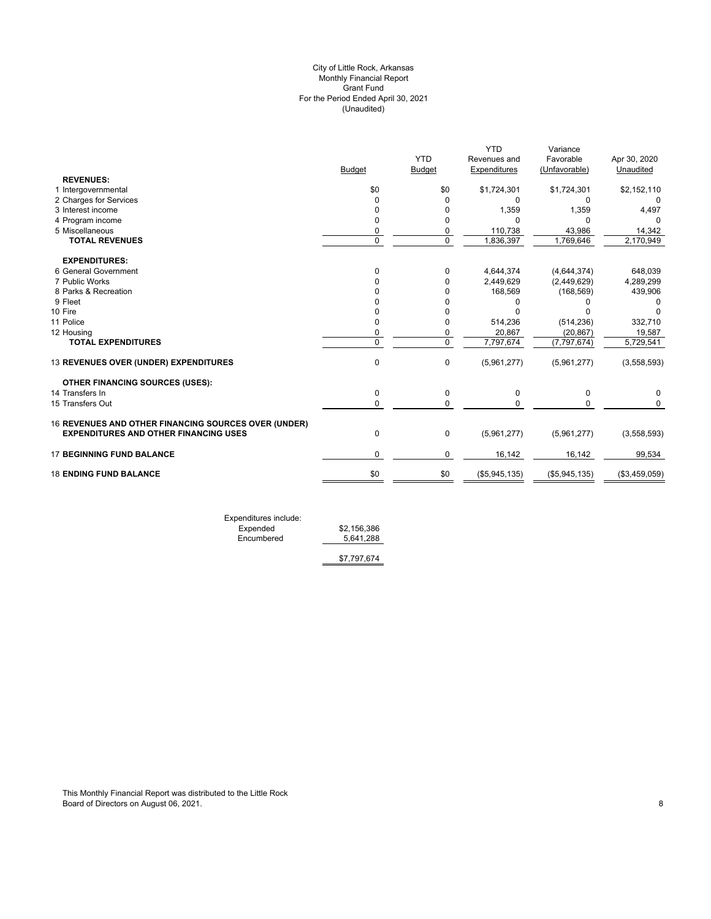City of Little Rock, Arkansas
Monthly Financial Report
Grant Fund
For the Period Ended April 30, 2021
(Unaudited)

| | Budget | YTD Budget | YTD Revenues and Expenditures | Variance Favorable (Unfavorable) | Apr 30, 2020 Unaudited |
|---|---|---|---|---|---|
| **REVENUES:** | | | | | |
| 1 Intergovernmental | $0 | $0 | $1,724,301 | $1,724,301 | $2,152,110 |
| 2 Charges for Services | 0 | 0 | 0 | 0 | 0 |
| 3 Interest income | 0 | 0 | 1,359 | 1,359 | 4,497 |
| 4 Program income | 0 | 0 | 0 | 0 | 0 |
| 5 Miscellaneous | 0 | 0 | 110,738 | 43,986 | 14,342 |
| **TOTAL REVENUES** | 0 | 0 | 1,836,397 | 1,769,646 | 2,170,949 |
| **EXPENDITURES:** | | | | | |
| 6 General Government | 0 | 0 | 4,644,374 | (4,644,374) | 648,039 |
| 7 Public Works | 0 | 0 | 2,449,629 | (2,449,629) | 4,289,299 |
| 8 Parks & Recreation | 0 | 0 | 168,569 | (168,569) | 439,906 |
| 9 Fleet | 0 | 0 | 0 | 0 | 0 |
| 10 Fire | 0 | 0 | 0 | 0 | 0 |
| 11 Police | 0 | 0 | 514,236 | (514,236) | 332,710 |
| 12 Housing | 0 | 0 | 20,867 | (20,867) | 19,587 |
| **TOTAL EXPENDITURES** | 0 | 0 | 7,797,674 | (7,797,674) | 5,729,541 |
| 13 **REVENUES OVER (UNDER) EXPENDITURES** | 0 | 0 | (5,961,277) | (5,961,277) | (3,558,593) |
| **OTHER FINANCING SOURCES (USES):** | | | | | |
| 14 Transfers In | 0 | 0 | 0 | 0 | 0 |
| 15 Transfers Out | 0 | 0 | 0 | 0 | 0 |
| 16 **REVENUES AND OTHER FINANCING SOURCES OVER (UNDER) EXPENDITURES AND OTHER FINANCING USES** | 0 | 0 | (5,961,277) | (5,961,277) | (3,558,593) |
| 17 **BEGINNING FUND BALANCE** | 0 | 0 | 16,142 | 16,142 | 99,534 |
| 18 **ENDING FUND BALANCE** | $0 | $0 | ($5,945,135) | ($5,945,135) | ($3,459,059) |

| Expenditures include: | |
|---|---|
| Expended | $2,156,386 |
| Encumbered | 5,641,288 |
| | $7,797,674 |

This Monthly Financial Report was distributed to the Little Rock Board of Directors on August 06, 2021.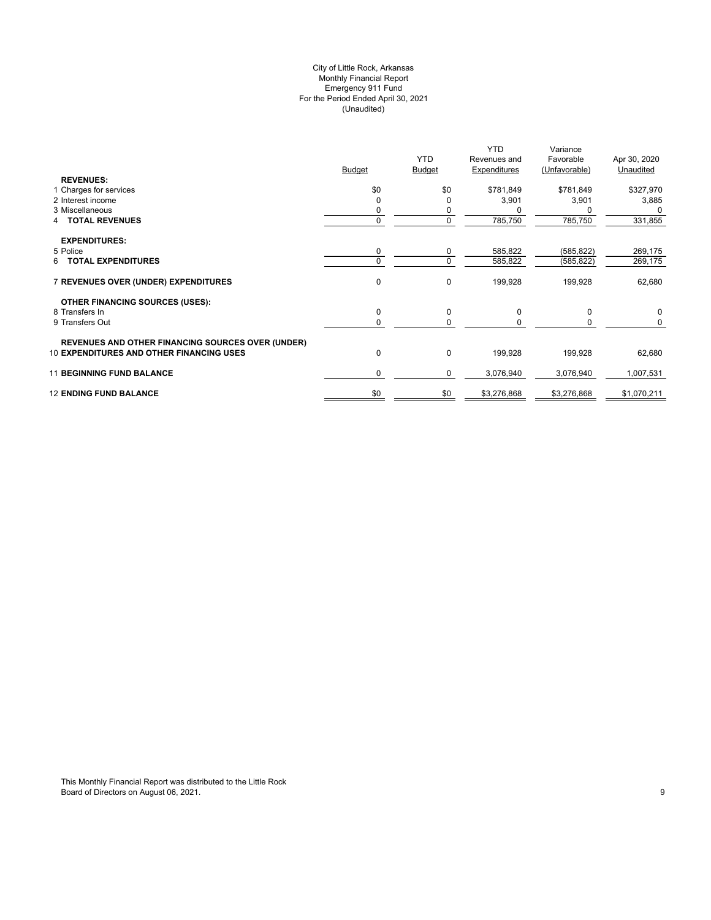# City of Little Rock, Arkansas
## Monthly Financial Report
## Emergency 911 Fund
## For the Period Ended April 30, 2021
## (Unaudited)

| | Budget | YTD Budget | YTD Revenues and Expenditures | Variance Favorable (Unfavorable) | Apr 30, 2020 Unaudited |
|---|---|---|---|---|---|
| **REVENUES:** | | | | | |
| 1 Charges for services | $0 | $0 | $781,849 | $781,849 | $327,970 |
| 2 Interest income | 0 | 0 | 3,901 | 3,901 | 3,885 |
| 3 Miscellaneous | 0 | 0 | 0 | 0 | 0 |
| 4 **TOTAL REVENUES** | 0 | 0 | 785,750 | 785,750 | 331,855 |
| **EXPENDITURES:** | | | | | |
| 5 Police | 0 | 0 | 585,822 | (585,822) | 269,175 |
| 6 **TOTAL EXPENDITURES** | 0 | 0 | 585,822 | (585,822) | 269,175 |
| 7 **REVENUES OVER (UNDER) EXPENDITURES** | 0 | 0 | 199,928 | 199,928 | 62,680 |
| **OTHER FINANCING SOURCES (USES):** | | | | | |
| 8 Transfers In | 0 | 0 | 0 | 0 | 0 |
| 9 Transfers Out | 0 | 0 | 0 | 0 | 0 |
| 10 **REVENUES AND OTHER FINANCING SOURCES OVER (UNDER) EXPENDITURES AND OTHER FINANCING USES** | 0 | 0 | 199,928 | 199,928 | 62,680 |
| 11 **BEGINNING FUND BALANCE** | 0 | 0 | 3,076,940 | 3,076,940 | 1,007,531 |
| 12 **ENDING FUND BALANCE** | $0 | $0 | $3,276,868 | $3,276,868 | $1,070,211 |

This Monthly Financial Report was distributed to the Little Rock Board of Directors on August 06, 2021.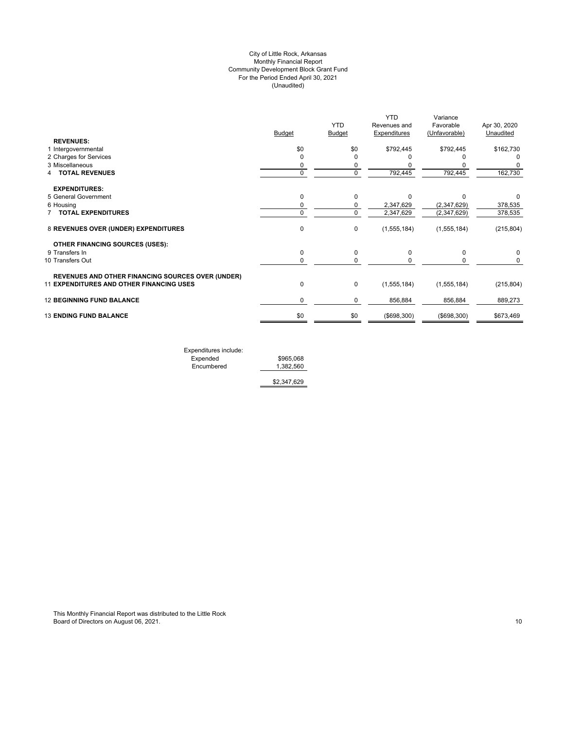City of Little Rock, Arkansas
Monthly Financial Report
Community Development Block Grant Fund
For the Period Ended April 30, 2021
(Unaudited)

| | Budget | YTD Budget | YTD Revenues and Expenditures | Variance Favorable (Unfavorable) | Apr 30, 2020 Unaudited |
|---|---|---|---|---|---|
| **REVENUES:** | | | | | |
| 1 Intergovernmental | $0 | $0 | $792,445 | $792,445 | $162,730 |
| 2 Charges for Services | 0 | 0 | 0 | 0 | 0 |
| 3 Miscellaneous | 0 | 0 | 0 | 0 | 0 |
| 4 **TOTAL REVENUES** | 0 | 0 | 792,445 | 792,445 | 162,730 |
| **EXPENDITURES:** | | | | | |
| 5 General Government | 0 | 0 | 0 | 0 | 0 |
| 6 Housing | 0 | 0 | 2,347,629 | (2,347,629) | 378,535 |
| 7 **TOTAL EXPENDITURES** | 0 | 0 | 2,347,629 | (2,347,629) | 378,535 |
| 8 **REVENUES OVER (UNDER) EXPENDITURES** | 0 | 0 | (1,555,184) | (1,555,184) | (215,804) |
| **OTHER FINANCING SOURCES (USES):** | | | | | |
| 9 Transfers In | 0 | 0 | 0 | 0 | 0 |
| 10 Transfers Out | 0 | 0 | 0 | 0 | 0 |
| **REVENUES AND OTHER FINANCING SOURCES OVER (UNDER)** 11 **EXPENDITURES AND OTHER FINANCING USES** | 0 | 0 | (1,555,184) | (1,555,184) | (215,804) |
| 12 **BEGINNING FUND BALANCE** | 0 | 0 | 856,884 | 856,884 | 889,273 |
| 13 **ENDING FUND BALANCE** | $0 | $0 | ($698,300) | ($698,300) | $673,469 |

| Expenditures include: | |
|---|---|
| Expended | $965,068 |
| Encumbered | 1,382,560 |
| | $2,347,629 |

This Monthly Financial Report was distributed to the Little Rock Board of Directors on August 06, 2021.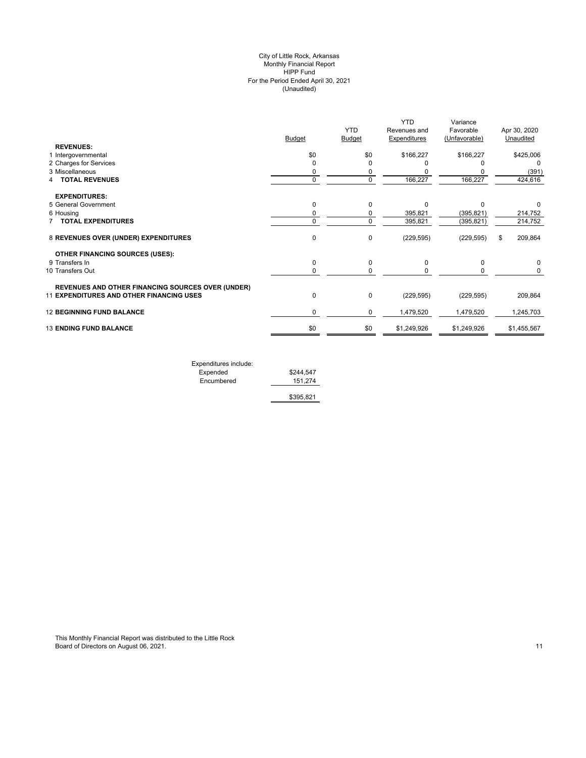City of Little Rock, Arkansas
Monthly Financial Report
HIPP Fund
For the Period Ended April 30, 2021
(Unaudited)

| | Budget | YTD Budget | YTD Revenues and Expenditures | Variance Favorable (Unfavorable) | Apr 30, 2020 Unaudited |
|---|---|---|---|---|---|
| **REVENUES:** | | | | | |
| 1 Intergovernmental | $0 | $0 | $166,227 | $166,227 | $425,006 |
| 2 Charges for Services | 0 | 0 | 0 | 0 | 0 |
| 3 Miscellaneous | 0 | 0 | 0 | 0 | (391) |
| 4 **TOTAL REVENUES** | 0 | 0 | 166,227 | 166,227 | 424,616 |
| **EXPENDITURES:** | | | | | |
| 5 General Government | 0 | 0 | 0 | 0 | 0 |
| 6 Housing | 0 | 0 | 395,821 | (395,821) | 214,752 |
| 7 **TOTAL EXPENDITURES** | 0 | 0 | 395,821 | (395,821) | 214,752 |
| 8 **REVENUES OVER (UNDER) EXPENDITURES** | 0 | 0 | (229,595) | (229,595) | $ 209,864 |
| **OTHER FINANCING SOURCES (USES):** | | | | | |
| 9 Transfers In | 0 | 0 | 0 | 0 | 0 |
| 10 Transfers Out | 0 | 0 | 0 | 0 | 0 |
| 11 **REVENUES AND OTHER FINANCING SOURCES OVER (UNDER) EXPENDITURES AND OTHER FINANCING USES** | 0 | 0 | (229,595) | (229,595) | 209,864 |
| 12 **BEGINNING FUND BALANCE** | 0 | 0 | 1,479,520 | 1,479,520 | 1,245,703 |
| 13 **ENDING FUND BALANCE** | $0 | $0 | $1,249,926 | $1,249,926 | $1,455,567 |

| Expenditures include: | |
|---|---|
| Expended | $244,547 |
| Encumbered | 151,274 |
| | $395,821 |

This Monthly Financial Report was distributed to the Little Rock Board of Directors on August 06, 2021.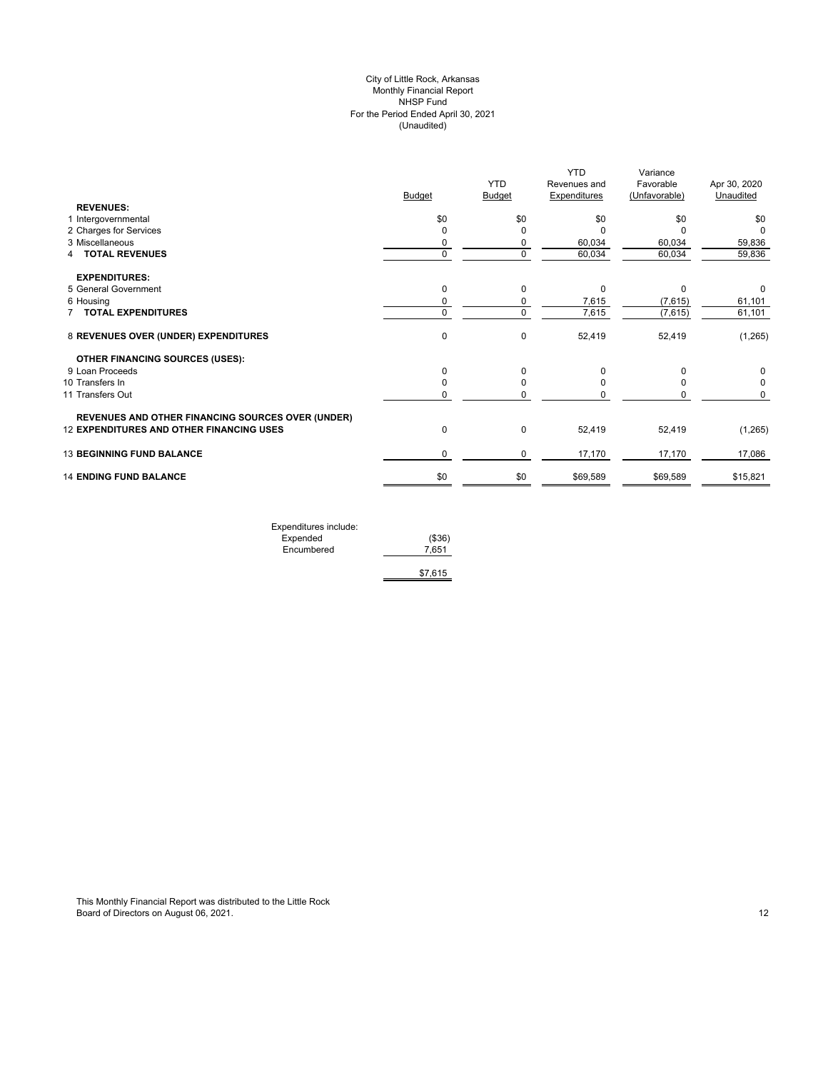City of Little Rock, Arkansas
Monthly Financial Report
NHSP Fund
For the Period Ended April 30, 2021
(Unaudited)

| | Budget | YTD Budget | YTD Revenues and Expenditures | Variance Favorable (Unfavorable) | Apr 30, 2020 Unaudited |
|---|---|---|---|---|---|
| **REVENUES:** | | | | | |
| 1 Intergovernmental | $0 | $0 | $0 | $0 | $0 |
| 2 Charges for Services | 0 | 0 | 0 | 0 | 0 |
| 3 Miscellaneous | 0 | 0 | 60,034 | 60,034 | 59,836 |
| 4 **TOTAL REVENUES** | 0 | 0 | 60,034 | 60,034 | 59,836 |
| **EXPENDITURES:** | | | | | |
| 5 General Government | 0 | 0 | 0 | 0 | 0 |
| 6 Housing | 0 | 0 | 7,615 | (7,615) | 61,101 |
| 7 **TOTAL EXPENDITURES** | 0 | 0 | 7,615 | (7,615) | 61,101 |
| 8 **REVENUES OVER (UNDER) EXPENDITURES** | 0 | 0 | 52,419 | 52,419 | (1,265) |
| **OTHER FINANCING SOURCES (USES):** | | | | | |
| 9 Loan Proceeds | 0 | 0 | 0 | 0 | 0 |
| 10 Transfers In | 0 | 0 | 0 | 0 | 0 |
| 11 Transfers Out | 0 | 0 | 0 | 0 | 0 |
| **REVENUES AND OTHER FINANCING SOURCES OVER (UNDER)** | | | | | |
| 12 **EXPENDITURES AND OTHER FINANCING USES** | 0 | 0 | 52,419 | 52,419 | (1,265) |
| 13 **BEGINNING FUND BALANCE** | 0 | 0 | 17,170 | 17,170 | 17,086 |
| 14 **ENDING FUND BALANCE** | $0 | $0 | $69,589 | $69,589 | $15,821 |

| Expenditures include: | |
|---|---|
| Expended | ($36) |
| Encumbered | 7,651 |
| | $7,615 |

This Monthly Financial Report was distributed to the Little Rock Board of Directors on August 06, 2021.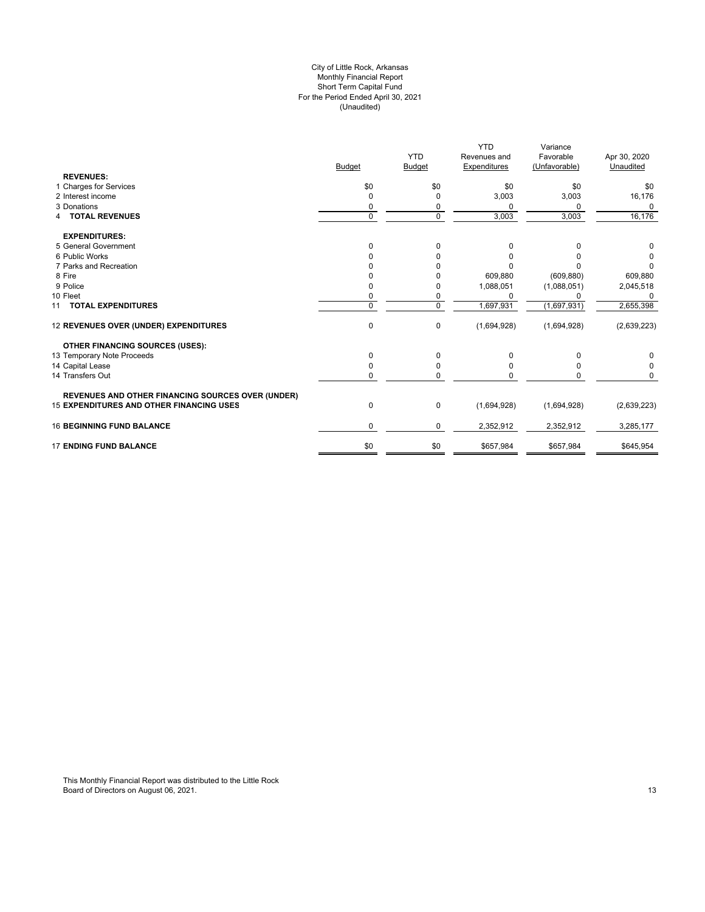City of Little Rock, Arkansas
Monthly Financial Report
Short Term Capital Fund
For the Period Ended April 30, 2021
(Unaudited)

| | Budget | YTD Budget | YTD Revenues and Expenditures | Variance Favorable (Unfavorable) | Apr 30, 2020 Unaudited |
|---|---|---|---|---|---|
| **REVENUES:** | | | | | |
| 1 Charges for Services | $0 | $0 | $0 | $0 | $0 |
| 2 Interest income | 0 | 0 | 3,003 | 3,003 | 16,176 |
| 3 Donations | 0 | 0 | 0 | 0 | 0 |
| 4 **TOTAL REVENUES** | 0 | 0 | 3,003 | 3,003 | 16,176 |
| **EXPENDITURES:** | | | | | |
| 5 General Government | 0 | 0 | 0 | 0 | 0 |
| 6 Public Works | 0 | 0 | 0 | 0 | 0 |
| 7 Parks and Recreation | 0 | 0 | 0 | 0 | 0 |
| 8 Fire | 0 | 0 | 609,880 | (609,880) | 609,880 |
| 9 Police | 0 | 0 | 1,088,051 | (1,088,051) | 2,045,518 |
| 10 Fleet | 0 | 0 | 0 | 0 | 0 |
| 11 **TOTAL EXPENDITURES** | 0 | 0 | 1,697,931 | (1,697,931) | 2,655,398 |
| 12 **REVENUES OVER (UNDER) EXPENDITURES** | 0 | 0 | (1,694,928) | (1,694,928) | (2,639,223) |
| **OTHER FINANCING SOURCES (USES):** | | | | | |
| 13 Temporary Note Proceeds | 0 | 0 | 0 | 0 | 0 |
| 14 Capital Lease | 0 | 0 | 0 | 0 | 0 |
| 14 Transfers Out | 0 | 0 | 0 | 0 | 0 |
| 15 **REVENUES AND OTHER FINANCING SOURCES OVER (UNDER) EXPENDITURES AND OTHER FINANCING USES** | 0 | 0 | (1,694,928) | (1,694,928) | (2,639,223) |
| 16 **BEGINNING FUND BALANCE** | 0 | 0 | 2,352,912 | 2,352,912 | 3,285,177 |
| 17 **ENDING FUND BALANCE** | $0 | $0 | $657,984 | $657,984 | $645,954 |

This Monthly Financial Report was distributed to the Little Rock Board of Directors on August 06, 2021.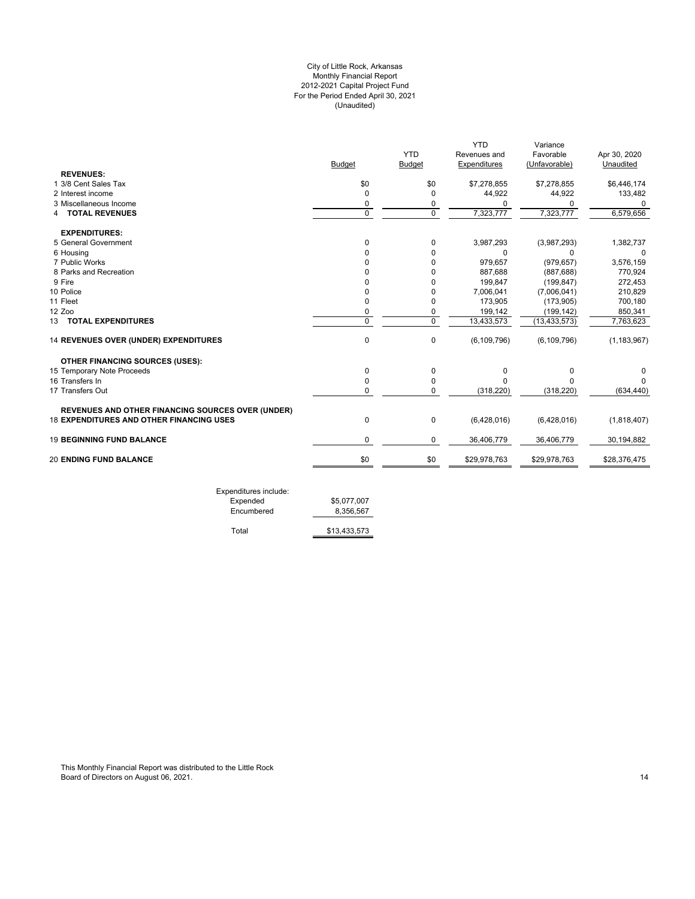City of Little Rock, Arkansas
Monthly Financial Report
2012-2021 Capital Project Fund
For the Period Ended April 30, 2021
(Unaudited)

| | Budget | YTD Budget | YTD Revenues and Expenditures | Variance Favorable (Unfavorable) | Apr 30, 2020 Unaudited |
|---|---|---|---|---|---|
| **REVENUES:** | | | | | |
| 1 3/8 Cent Sales Tax | $0 | $0 | $7,278,855 | $7,278,855 | $6,446,174 |
| 2 Interest income | 0 | 0 | 44,922 | 44,922 | 133,482 |
| 3 Miscellaneous Income | 0 | 0 | 0 | 0 | 0 |
| 4 **TOTAL REVENUES** | 0 | 0 | 7,323,777 | 7,323,777 | 6,579,656 |
| **EXPENDITURES:** | | | | | |
| 5 General Government | 0 | 0 | 3,987,293 | (3,987,293) | 1,382,737 |
| 6 Housing | 0 | 0 | 0 | 0 | 0 |
| 7 Public Works | 0 | 0 | 979,657 | (979,657) | 3,576,159 |
| 8 Parks and Recreation | 0 | 0 | 887,688 | (887,688) | 770,924 |
| 9 Fire | 0 | 0 | 199,847 | (199,847) | 272,453 |
| 10 Police | 0 | 0 | 7,006,041 | (7,006,041) | 210,829 |
| 11 Fleet | 0 | 0 | 173,905 | (173,905) | 700,180 |
| 12 Zoo | 0 | 0 | 199,142 | (199,142) | 850,341 |
| 13 **TOTAL EXPENDITURES** | 0 | 0 | 13,433,573 | (13,433,573) | 7,763,623 |
| 14 **REVENUES OVER (UNDER) EXPENDITURES** | 0 | 0 | (6,109,796) | (6,109,796) | (1,183,967) |
| **OTHER FINANCING SOURCES (USES):** | | | | | |
| 15 Temporary Note Proceeds | 0 | 0 | 0 | 0 | 0 |
| 16 Transfers In | 0 | 0 | 0 | 0 | 0 |
| 17 Transfers Out | 0 | 0 | (318,220) | (318,220) | (634,440) |
| **REVENUES AND OTHER FINANCING SOURCES OVER (UNDER)** 18 **EXPENDITURES AND OTHER FINANCING USES** | 0 | 0 | (6,428,016) | (6,428,016) | (1,818,407) |
| 19 **BEGINNING FUND BALANCE** | 0 | 0 | 36,406,779 | 36,406,779 | 30,194,882 |
| 20 **ENDING FUND BALANCE** | $0 | $0 | $29,978,763 | $29,978,763 | $28,376,475 |

| Expenditures include: | |
|---|---|
| Expended | $5,077,007 |
| Encumbered | 8,356,567 |
| Total | $13,433,573 |

This Monthly Financial Report was distributed to the Little Rock Board of Directors on August 06, 2021.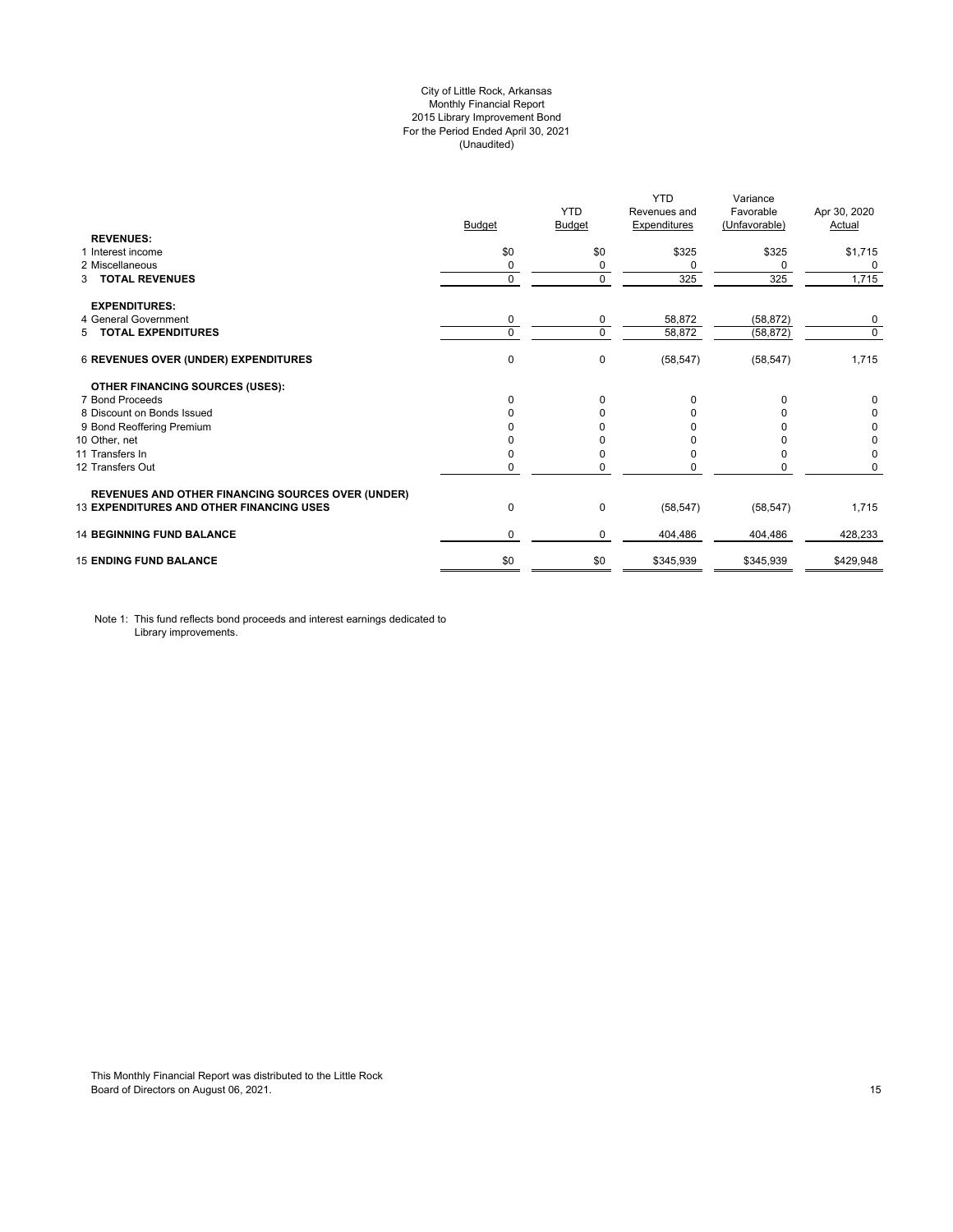City of Little Rock, Arkansas
Monthly Financial Report
2015 Library Improvement Bond
For the Period Ended April 30, 2021
(Unaudited)

| | Budget | YTD Budget | YTD Revenues and Expenditures | Variance Favorable (Unfavorable) | Apr 30, 2020 Actual |
|---|---|---|---|---|---|
| **REVENUES:** | | | | | |
| 1 Interest income | $0 | $0 | $325 | $325 | $1,715 |
| 2 Miscellaneous | 0 | 0 | 0 | 0 | 0 |
| 3 **TOTAL REVENUES** | 0 | 0 | 325 | 325 | 1,715 |
| **EXPENDITURES:** | | | | | |
| 4 General Government | 0 | 0 | 58,872 | (58,872) | 0 |
| 5 **TOTAL EXPENDITURES** | 0 | 0 | 58,872 | (58,872) | 0 |
| 6 **REVENUES OVER (UNDER) EXPENDITURES** | 0 | 0 | (58,547) | (58,547) | 1,715 |
| **OTHER FINANCING SOURCES (USES):** | | | | | |
| 7 Bond Proceeds | 0 | 0 | 0 | 0 | 0 |
| 8 Discount on Bonds Issued | 0 | 0 | 0 | 0 | 0 |
| 9 Bond Reoffering Premium | 0 | 0 | 0 | 0 | 0 |
| 10 Other, net | 0 | 0 | 0 | 0 | 0 |
| 11 Transfers In | 0 | 0 | 0 | 0 | 0 |
| 12 Transfers Out | 0 | 0 | 0 | 0 | 0 |
| 13 **REVENUES AND OTHER FINANCING SOURCES OVER (UNDER) EXPENDITURES AND OTHER FINANCING USES** | 0 | 0 | (58,547) | (58,547) | 1,715 |
| 14 **BEGINNING FUND BALANCE** | 0 | 0 | 404,486 | 404,486 | 428,233 |
| 15 **ENDING FUND BALANCE** | $0 | $0 | $345,939 | $345,939 | $429,948 |

Note 1: This fund reflects bond proceeds and interest earnings dedicated to Library improvements.

This Monthly Financial Report was distributed to the Little Rock Board of Directors on August 06, 2021.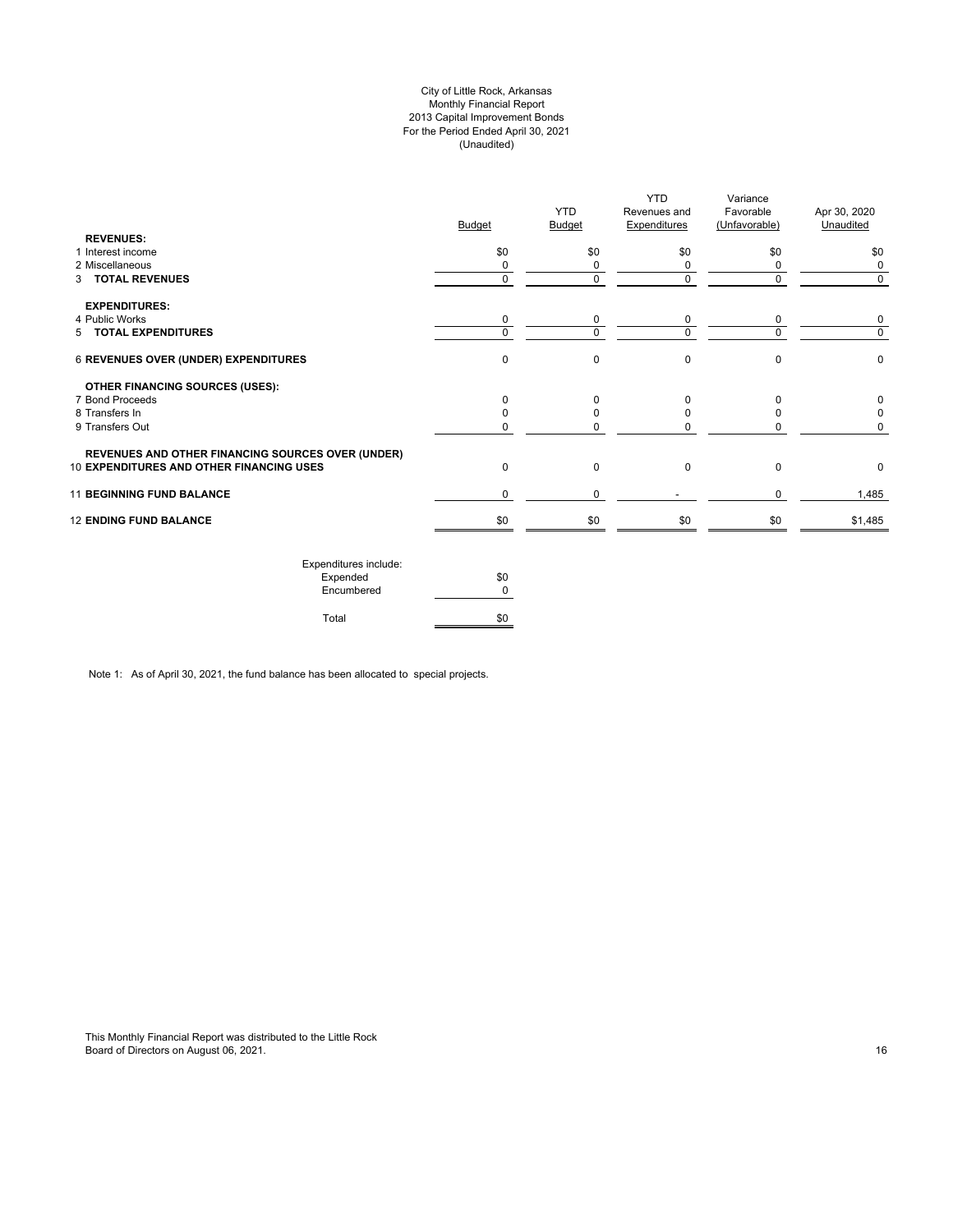City of Little Rock, Arkansas
Monthly Financial Report
2013 Capital Improvement Bonds
For the Period Ended April 30, 2021
(Unaudited)

| | Budget | YTD Budget | YTD Revenues and Expenditures | Variance Favorable (Unfavorable) | Apr 30, 2020 Unaudited |
|---|---|---|---|---|---|
| **REVENUES:** | | | | | |
| 1 Interest income | $0 | $0 | $0 | $0 | $0 |
| 2 Miscellaneous | 0 | 0 | 0 | 0 | 0 |
| 3 **TOTAL REVENUES** | 0 | 0 | 0 | 0 | 0 |
| **EXPENDITURES:** | | | | | |
| 4 Public Works | 0 | 0 | 0 | 0 | 0 |
| 5 **TOTAL EXPENDITURES** | 0 | 0 | 0 | 0 | 0 |
| 6 **REVENUES OVER (UNDER) EXPENDITURES** | 0 | 0 | 0 | 0 | 0 |
| **OTHER FINANCING SOURCES (USES):** | | | | | |
| 7 Bond Proceeds | 0 | 0 | 0 | 0 | 0 |
| 8 Transfers In | 0 | 0 | 0 | 0 | 0 |
| 9 Transfers Out | 0 | 0 | 0 | 0 | 0 |
| 10 **REVENUES AND OTHER FINANCING SOURCES OVER (UNDER) EXPENDITURES AND OTHER FINANCING USES** | 0 | 0 | 0 | 0 | 0 |
| 11 **BEGINNING FUND BALANCE** | 0 | 0 | - | 0 | 1,485 |
| 12 **ENDING FUND BALANCE** | $0 | $0 | $0 | $0 | $1,485 |

| Expenditures include: | |
|---|---|
| Expended | $0 |
| Encumbered | 0 |
| Total | $0 |

Note 1: As of April 30, 2021, the fund balance has been allocated to special projects.

This Monthly Financial Report was distributed to the Little Rock Board of Directors on August 06, 2021.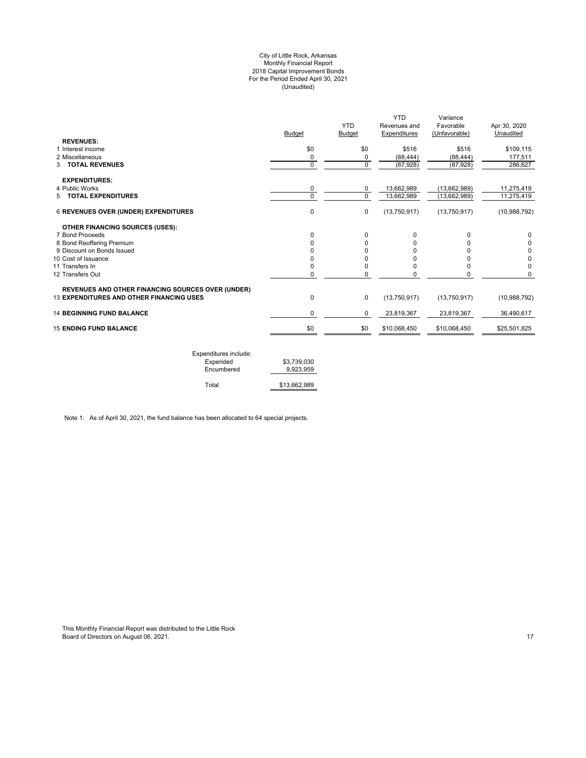City of Little Rock, Arkansas
Monthly Financial Report
2018 Capital Improvement Bonds
For the Period Ended April 30, 2021
(Unaudited)

| | Budget | YTD Budget | YTD Revenues and Expenditures | Variance Favorable (Unfavorable) | Apr 30, 2020 Unaudited |
|---|---|---|---|---|---|
| **REVENUES:** | | | | | |
| 1 Interest income | $0 | $0 | $516 | $516 | $109,115 |
| 2 Miscellaneous | 0 | 0 | (88,444) | (88,444) | 177,511 |
| 3 **TOTAL REVENUES** | 0 | 0 | (87,928) | (87,928) | 286,627 |
| **EXPENDITURES:** | | | | | |
| 4 Public Works | 0 | 0 | 13,662,989 | (13,662,989) | 11,275,419 |
| 5 **TOTAL EXPENDITURES** | 0 | 0 | 13,662,989 | (13,662,989) | 11,275,419 |
| 6 **REVENUES OVER (UNDER) EXPENDITURES** | 0 | 0 | (13,750,917) | (13,750,917) | (10,988,792) |
| **OTHER FINANCING SOURCES (USES):** | | | | | |
| 7 Bond Proceeds | 0 | 0 | 0 | 0 | 0 |
| 8 Bond Reoffering Premium | 0 | 0 | 0 | 0 | 0 |
| 9 Discount on Bonds Issued | 0 | 0 | 0 | 0 | 0 |
| 10 Cost of Issuance | 0 | 0 | 0 | 0 | 0 |
| 11 Transfers In | 0 | 0 | 0 | 0 | 0 |
| 12 Transfers Out | 0 | 0 | 0 | 0 | 0 |
| **REVENUES AND OTHER FINANCING SOURCES OVER (UNDER)** | | | | | |
| 13 **EXPENDITURES AND OTHER FINANCING USES** | 0 | 0 | (13,750,917) | (13,750,917) | (10,988,792) |
| 14 **BEGINNING FUND BALANCE** | 0 | 0 | 23,819,367 | 23,819,367 | 36,490,617 |
| 15 **ENDING FUND BALANCE** | $0 | $0 | $10,068,450 | $10,068,450 | $25,501,825 |

| Expenditures include: | |
|---|---|
| Expended | $3,739,030 |
| Encumbered | 9,923,959 |
| Total | $13,662,989 |

Note 1: As of April 30, 2021, the fund balance has been allocated to 64 special projects.

This Monthly Financial Report was distributed to the Little Rock Board of Directors on August 06, 2021.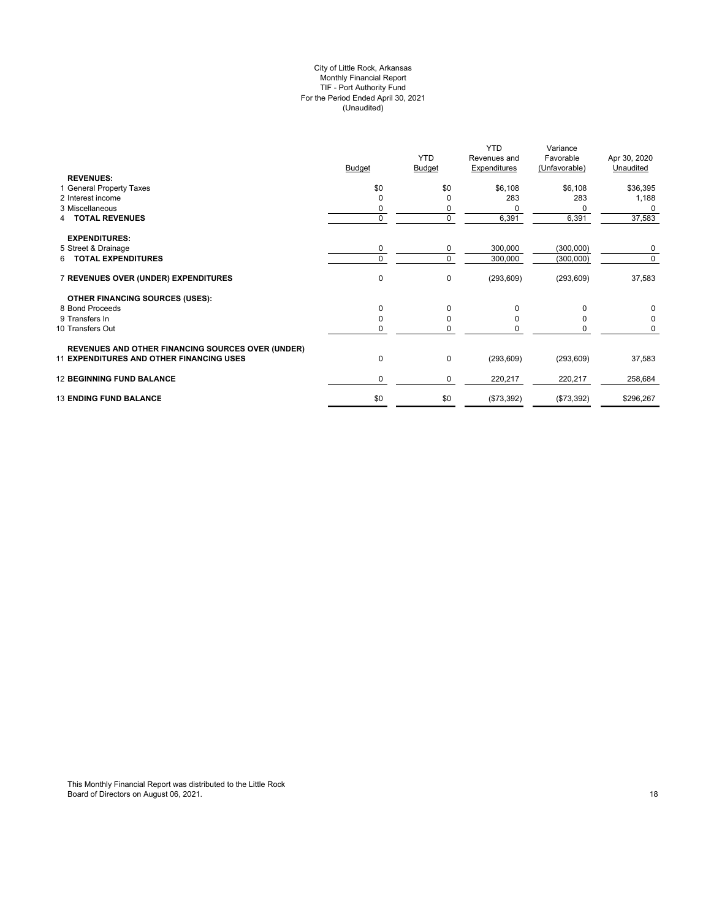City of Little Rock, Arkansas
Monthly Financial Report
TIF - Port Authority Fund
For the Period Ended April 30, 2021
(Unaudited)

| | Budget | YTD Budget | YTD Revenues and Expenditures | Variance Favorable (Unfavorable) | Apr 30, 2020 Unaudited |
|---|---|---|---|---|---|
| **REVENUES:** | | | | | |
| 1 General Property Taxes | $0 | $0 | $6,108 | $6,108 | $36,395 |
| 2 Interest income | 0 | 0 | 283 | 283 | 1,188 |
| 3 Miscellaneous | 0 | 0 | 0 | 0 | 0 |
| 4 **TOTAL REVENUES** | 0 | 0 | 6,391 | 6,391 | 37,583 |
| **EXPENDITURES:** | | | | | |
| 5 Street & Drainage | 0 | 0 | 300,000 | (300,000) | 0 |
| 6 **TOTAL EXPENDITURES** | 0 | 0 | 300,000 | (300,000) | 0 |
| 7 **REVENUES OVER (UNDER) EXPENDITURES** | 0 | 0 | (293,609) | (293,609) | 37,583 |
| **OTHER FINANCING SOURCES (USES):** | | | | | |
| 8 Bond Proceeds | 0 | 0 | 0 | 0 | 0 |
| 9 Transfers In | 0 | 0 | 0 | 0 | 0 |
| 10 Transfers Out | 0 | 0 | 0 | 0 | 0 |
| **REVENUES AND OTHER FINANCING SOURCES OVER (UNDER)** | | | | | |
| 11 **EXPENDITURES AND OTHER FINANCING USES** | 0 | 0 | (293,609) | (293,609) | 37,583 |
| 12 **BEGINNING FUND BALANCE** | 0 | 0 | 220,217 | 220,217 | 258,684 |
| 13 **ENDING FUND BALANCE** | $0 | $0 | ($73,392) | ($73,392) | $296,267 |

This Monthly Financial Report was distributed to the Little Rock Board of Directors on August 06, 2021.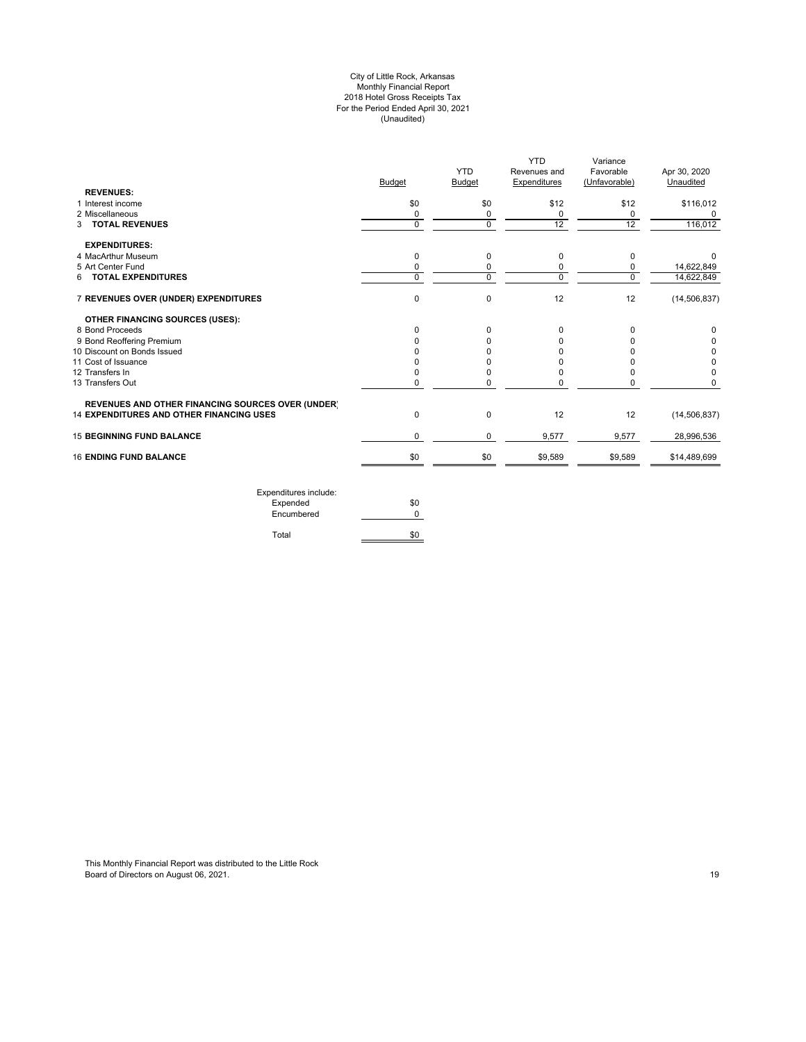City of Little Rock, Arkansas
Monthly Financial Report
2018 Hotel Gross Receipts Tax
For the Period Ended April 30, 2021
(Unaudited)

| | Budget | YTD Budget | YTD Revenues and Expenditures | Variance Favorable (Unfavorable) | Apr 30, 2020 Unaudited |
|---|---|---|---|---|---|
| **REVENUES:** | | | | | |
| 1 Interest income | $0 | $0 | $12 | $12 | $116,012 |
| 2 Miscellaneous | 0 | 0 | 0 | 0 | 0 |
| 3 **TOTAL REVENUES** | 0 | 0 | 12 | 12 | 116,012 |
| **EXPENDITURES:** | | | | | |
| 4 MacArthur Museum | 0 | 0 | 0 | 0 | 0 |
| 5 Art Center Fund | 0 | 0 | 0 | 0 | 14,622,849 |
| 6 **TOTAL EXPENDITURES** | 0 | 0 | 0 | 0 | 14,622,849 |
| 7 **REVENUES OVER (UNDER) EXPENDITURES** | 0 | 0 | 12 | 12 | (14,506,837) |
| **OTHER FINANCING SOURCES (USES):** | | | | | |
| 8 Bond Proceeds | 0 | 0 | 0 | 0 | 0 |
| 9 Bond Reoffering Premium | 0 | 0 | 0 | 0 | 0 |
| 10 Discount on Bonds Issued | 0 | 0 | 0 | 0 | 0 |
| 11 Cost of Issuance | 0 | 0 | 0 | 0 | 0 |
| 12 Transfers In | 0 | 0 | 0 | 0 | 0 |
| 13 Transfers Out | 0 | 0 | 0 | 0 | 0 |
| **REVENUES AND OTHER FINANCING SOURCES OVER (UNDER)** 14 **EXPENDITURES AND OTHER FINANCING USES** | 0 | 0 | 12 | 12 | (14,506,837) |
| 15 **BEGINNING FUND BALANCE** | 0 | 0 | 9,577 | 9,577 | 28,996,536 |
| 16 **ENDING FUND BALANCE** | $0 | $0 | $9,589 | $9,589 | $14,489,699 |

| Expenditures include: | |
|---|---|
| Expended | $0 |
| Encumbered | 0 |
| Total | $0 |

This Monthly Financial Report was distributed to the Little Rock Board of Directors on August 06, 2021.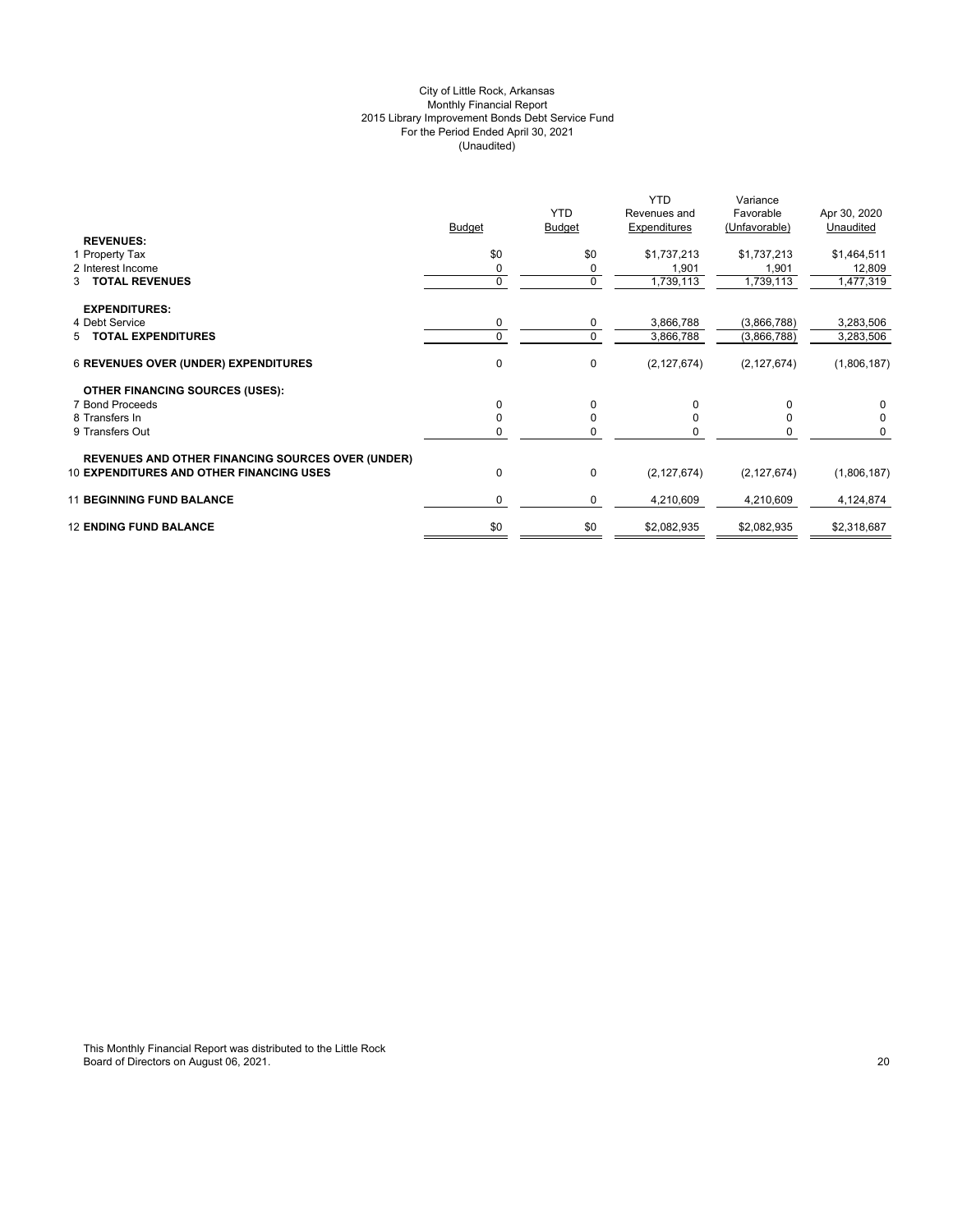City of Little Rock, Arkansas
Monthly Financial Report
2015 Library Improvement Bonds Debt Service Fund
For the Period Ended April 30, 2021
(Unaudited)

| | Budget | YTD Budget | YTD Revenues and Expenditures | Variance Favorable (Unfavorable) | Apr 30, 2020 Unaudited |
|---|---|---|---|---|---|
| **REVENUES:** | | | | | |
| 1 Property Tax | $0 | $0 | $1,737,213 | $1,737,213 | $1,464,511 |
| 2 Interest Income | 0 | 0 | 1,901 | 1,901 | 12,809 |
| 3 **TOTAL REVENUES** | 0 | 0 | 1,739,113 | 1,739,113 | 1,477,319 |
| **EXPENDITURES:** | | | | | |
| 4 Debt Service | 0 | 0 | 3,866,788 | (3,866,788) | 3,283,506 |
| 5 **TOTAL EXPENDITURES** | 0 | 0 | 3,866,788 | (3,866,788) | 3,283,506 |
| 6 **REVENUES OVER (UNDER) EXPENDITURES** | 0 | 0 | (2,127,674) | (2,127,674) | (1,806,187) |
| **OTHER FINANCING SOURCES (USES):** | | | | | |
| 7 Bond Proceeds | 0 | 0 | 0 | 0 | 0 |
| 8 Transfers In | 0 | 0 | 0 | 0 | 0 |
| 9 Transfers Out | 0 | 0 | 0 | 0 | 0 |
| **REVENUES AND OTHER FINANCING SOURCES OVER (UNDER)** | | | | | |
| 10 **EXPENDITURES AND OTHER FINANCING USES** | 0 | 0 | (2,127,674) | (2,127,674) | (1,806,187) |
| 11 **BEGINNING FUND BALANCE** | 0 | 0 | 4,210,609 | 4,210,609 | 4,124,874 |
| 12 **ENDING FUND BALANCE** | $0 | $0 | $2,082,935 | $2,082,935 | $2,318,687 |

This Monthly Financial Report was distributed to the Little Rock Board of Directors on August 06, 2021.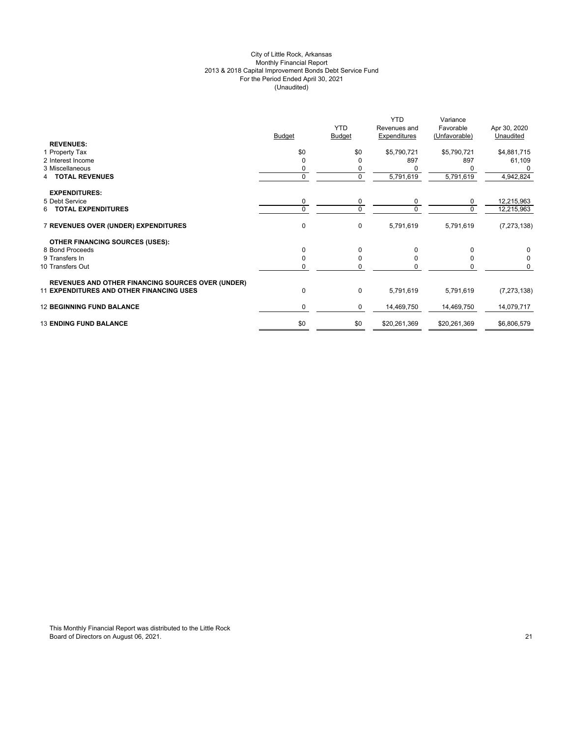City of Little Rock, Arkansas
Monthly Financial Report
2013 & 2018 Capital Improvement Bonds Debt Service Fund
For the Period Ended April 30, 2021
(Unaudited)

| | Budget | YTD Budget | YTD Revenues and Expenditures | Variance Favorable (Unfavorable) | Apr 30, 2020 Unaudited |
|---|---|---|---|---|---|
| **REVENUES:** | | | | | |
| 1 Property Tax | $0 | $0 | $5,790,721 | $5,790,721 | $4,881,715 |
| 2 Interest Income | 0 | 0 | 897 | 897 | 61,109 |
| 3 Miscellaneous | 0 | 0 | 0 | 0 | 0 |
| 4 **TOTAL REVENUES** | 0 | 0 | 5,791,619 | 5,791,619 | 4,942,824 |
| **EXPENDITURES:** | | | | | |
| 5 Debt Service | 0 | 0 | 0 | 0 | 12,215,963 |
| 6 **TOTAL EXPENDITURES** | 0 | 0 | 0 | 0 | 12,215,963 |
| 7 **REVENUES OVER (UNDER) EXPENDITURES** | 0 | 0 | 5,791,619 | 5,791,619 | (7,273,138) |
| **OTHER FINANCING SOURCES (USES):** | | | | | |
| 8 Bond Proceeds | 0 | 0 | 0 | 0 | 0 |
| 9 Transfers In | 0 | 0 | 0 | 0 | 0 |
| 10 Transfers Out | 0 | 0 | 0 | 0 | 0 |
| **REVENUES AND OTHER FINANCING SOURCES OVER (UNDER)** 11 **EXPENDITURES AND OTHER FINANCING USES** | 0 | 0 | 5,791,619 | 5,791,619 | (7,273,138) |
| 12 **BEGINNING FUND BALANCE** | 0 | 0 | 14,469,750 | 14,469,750 | 14,079,717 |
| 13 **ENDING FUND BALANCE** | $0 | $0 | $20,261,369 | $20,261,369 | $6,806,579 |

This Monthly Financial Report was distributed to the Little Rock Board of Directors on August 06, 2021.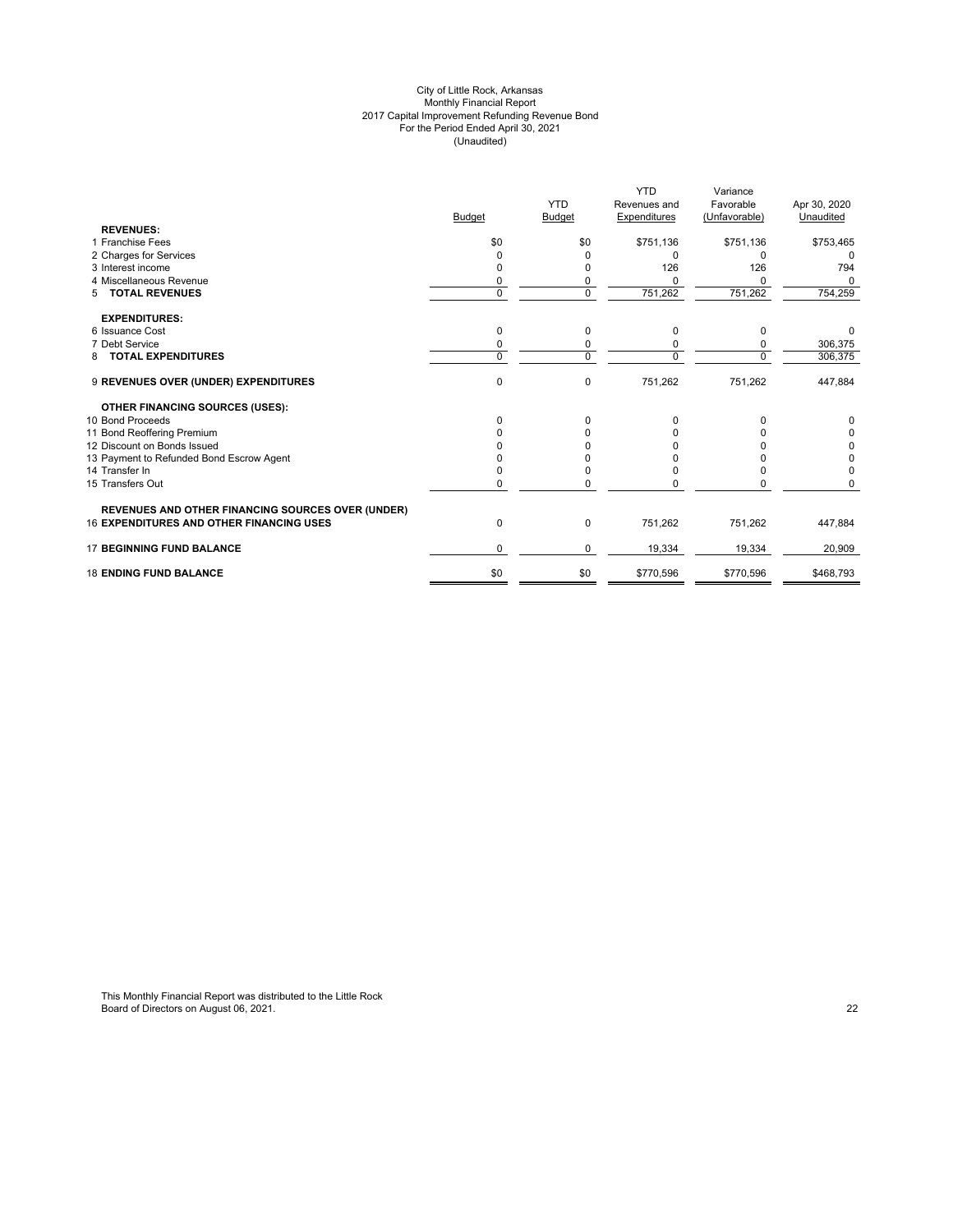City of Little Rock, Arkansas
Monthly Financial Report
2017 Capital Improvement Refunding Revenue Bond
For the Period Ended April 30, 2021
(Unaudited)

| | Budget | YTD Budget | YTD Revenues and Expenditures | Variance Favorable (Unfavorable) | Apr 30, 2020 Unaudited |
|---|---|---|---|---|---|
| **REVENUES:** | | | | | |
| 1 Franchise Fees | $0 | $0 | $751,136 | $751,136 | $753,465 |
| 2 Charges for Services | 0 | 0 | 0 | 0 | 0 |
| 3 Interest income | 0 | 0 | 126 | 126 | 794 |
| 4 Miscellaneous Revenue | 0 | 0 | 0 | 0 | 0 |
| 5 **TOTAL REVENUES** | 0 | 0 | 751,262 | 751,262 | 754,259 |
| **EXPENDITURES:** | | | | | |
| 6 Issuance Cost | 0 | 0 | 0 | 0 | 0 |
| 7 Debt Service | 0 | 0 | 0 | 0 | 306,375 |
| 8 **TOTAL EXPENDITURES** | 0 | 0 | 0 | 0 | 306,375 |
| 9 **REVENUES OVER (UNDER) EXPENDITURES** | 0 | 0 | 751,262 | 751,262 | 447,884 |
| **OTHER FINANCING SOURCES (USES):** | | | | | |
| 10 Bond Proceeds | 0 | 0 | 0 | 0 | 0 |
| 11 Bond Reoffering Premium | 0 | 0 | 0 | 0 | 0 |
| 12 Discount on Bonds Issued | 0 | 0 | 0 | 0 | 0 |
| 13 Payment to Refunded Bond Escrow Agent | 0 | 0 | 0 | 0 | 0 |
| 14 Transfer In | 0 | 0 | 0 | 0 | 0 |
| 15 Transfers Out | 0 | 0 | 0 | 0 | 0 |
| **REVENUES AND OTHER FINANCING SOURCES OVER (UNDER)** | | | | | |
| 16 **EXPENDITURES AND OTHER FINANCING USES** | 0 | 0 | 751,262 | 751,262 | 447,884 |
| 17 **BEGINNING FUND BALANCE** | 0 | 0 | 19,334 | 19,334 | 20,909 |
| 18 **ENDING FUND BALANCE** | $0 | $0 | $770,596 | $770,596 | $468,793 |

This Monthly Financial Report was distributed to the Little Rock Board of Directors on August 06, 2021.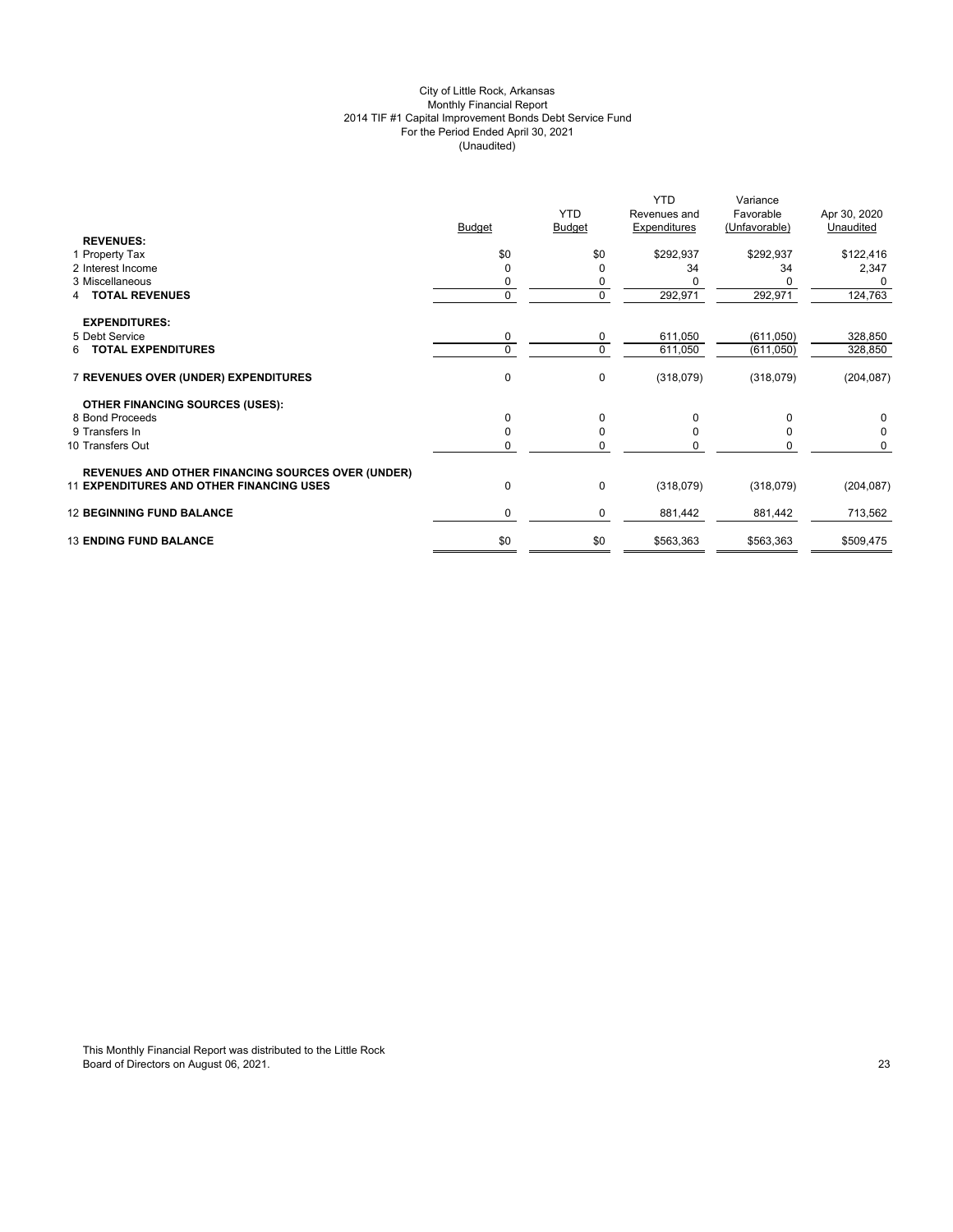City of Little Rock, Arkansas
Monthly Financial Report
2014 TIF #1 Capital Improvement Bonds Debt Service Fund
For the Period Ended April 30, 2021
(Unaudited)

| | Budget | YTD Budget | YTD Revenues and Expenditures | Variance Favorable (Unfavorable) | Apr 30, 2020 Unaudited |
|---|---|---|---|---|---|
| **REVENUES:** | | | | | |
| 1 Property Tax | $0 | $0 | $292,937 | $292,937 | $122,416 |
| 2 Interest Income | 0 | 0 | 34 | 34 | 2,347 |
| 3 Miscellaneous | 0 | 0 | 0 | 0 | 0 |
| 4 **TOTAL REVENUES** | 0 | 0 | 292,971 | 292,971 | 124,763 |
| **EXPENDITURES:** | | | | | |
| 5 Debt Service | 0 | 0 | 611,050 | (611,050) | 328,850 |
| 6 **TOTAL EXPENDITURES** | 0 | 0 | 611,050 | (611,050) | 328,850 |
| 7 **REVENUES OVER (UNDER) EXPENDITURES** | 0 | 0 | (318,079) | (318,079) | (204,087) |
| **OTHER FINANCING SOURCES (USES):** | | | | | |
| 8 Bond Proceeds | 0 | 0 | 0 | 0 | 0 |
| 9 Transfers In | 0 | 0 | 0 | 0 | 0 |
| 10 Transfers Out | 0 | 0 | 0 | 0 | 0 |
| **REVENUES AND OTHER FINANCING SOURCES OVER (UNDER)** 11 **EXPENDITURES AND OTHER FINANCING USES** | 0 | 0 | (318,079) | (318,079) | (204,087) |
| 12 **BEGINNING FUND BALANCE** | 0 | 0 | 881,442 | 881,442 | 713,562 |
| 13 **ENDING FUND BALANCE** | $0 | $0 | $563,363 | $563,363 | $509,475 |

This Monthly Financial Report was distributed to the Little Rock Board of Directors on August 06, 2021.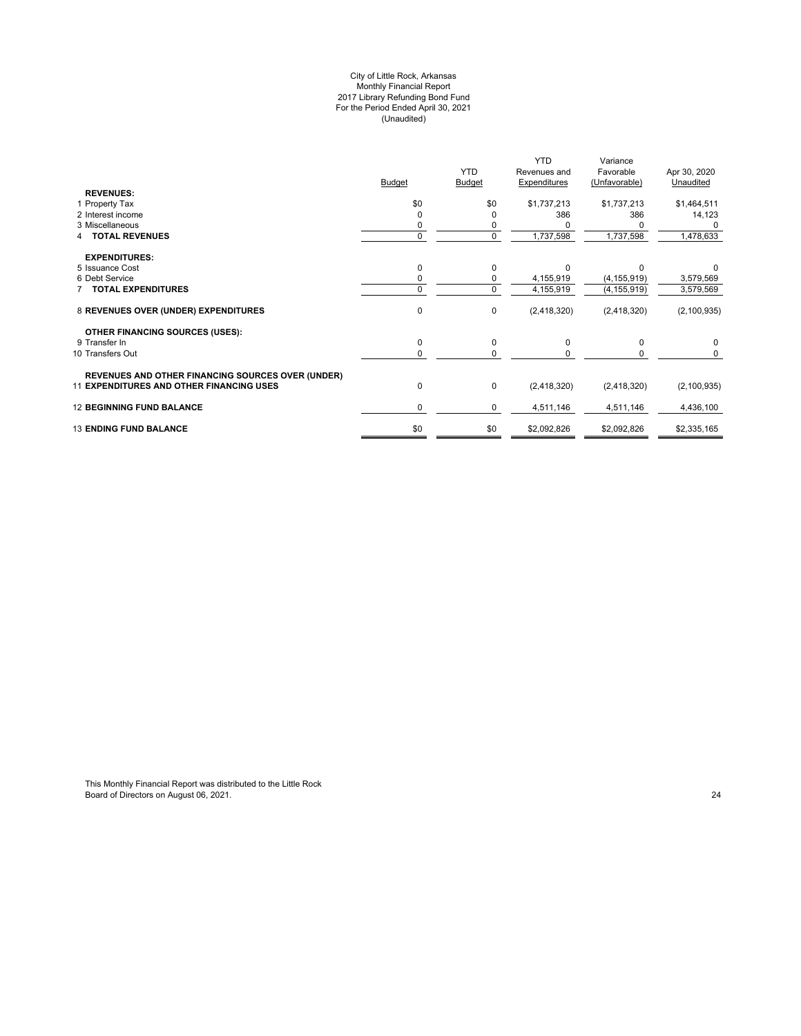City of Little Rock, Arkansas
Monthly Financial Report
2017 Library Refunding Bond Fund
For the Period Ended April 30, 2021
(Unaudited)

| | Budget | YTD Budget | YTD Revenues and Expenditures | Variance Favorable (Unfavorable) | Apr 30, 2020 Unaudited |
|---|---|---|---|---|---|
| **REVENUES:** | | | | | |
| 1 Property Tax | $0 | $0 | $1,737,213 | $1,737,213 | $1,464,511 |
| 2 Interest income | 0 | 0 | 386 | 386 | 14,123 |
| 3 Miscellaneous | 0 | 0 | 0 | 0 | 0 |
| 4 **TOTAL REVENUES** | 0 | 0 | 1,737,598 | 1,737,598 | 1,478,633 |
| **EXPENDITURES:** | | | | | |
| 5 Issuance Cost | 0 | 0 | 0 | 0 | 0 |
| 6 Debt Service | 0 | 0 | 4,155,919 | (4,155,919) | 3,579,569 |
| 7 **TOTAL EXPENDITURES** | 0 | 0 | 4,155,919 | (4,155,919) | 3,579,569 |
| 8 **REVENUES OVER (UNDER) EXPENDITURES** | 0 | 0 | (2,418,320) | (2,418,320) | (2,100,935) |
| **OTHER FINANCING SOURCES (USES):** | | | | | |
| 9 Transfer In | 0 | 0 | 0 | 0 | 0 |
| 10 Transfers Out | 0 | 0 | 0 | 0 | 0 |
| 11 **REVENUES AND OTHER FINANCING SOURCES OVER (UNDER) EXPENDITURES AND OTHER FINANCING USES** | 0 | 0 | (2,418,320) | (2,418,320) | (2,100,935) |
| 12 **BEGINNING FUND BALANCE** | 0 | 0 | 4,511,146 | 4,511,146 | 4,436,100 |
| 13 **ENDING FUND BALANCE** | $0 | $0 | $2,092,826 | $2,092,826 | $2,335,165 |

This Monthly Financial Report was distributed to the Little Rock Board of Directors on August 06, 2021.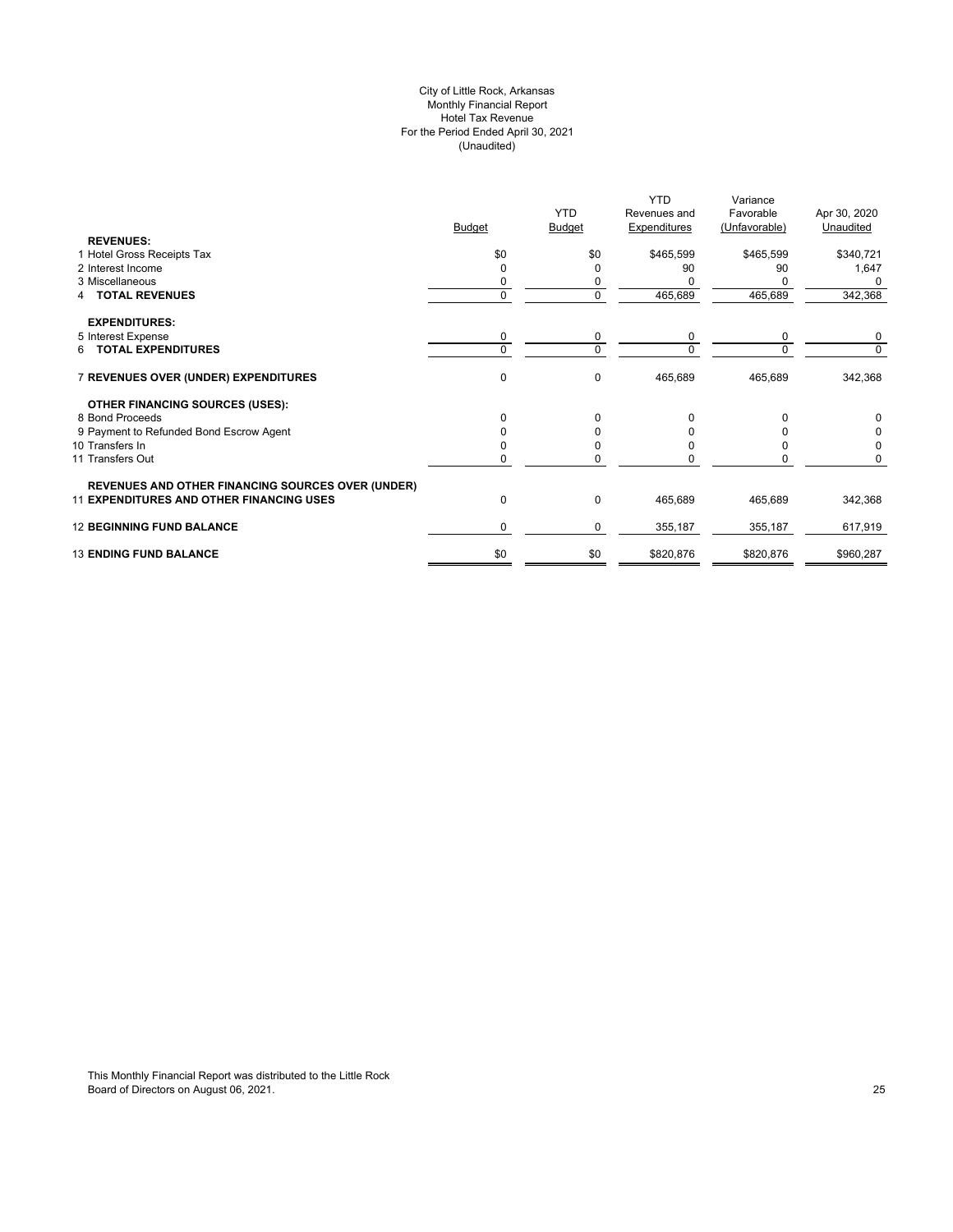City of Little Rock, Arkansas
Monthly Financial Report
Hotel Tax Revenue
For the Period Ended April 30, 2021
(Unaudited)

| | Budget | YTD Budget | YTD Revenues and Expenditures | Variance Favorable (Unfavorable) | Apr 30, 2020 Unaudited |
|---|---|---|---|---|---|
| **REVENUES:** | | | | | |
| 1 Hotel Gross Receipts Tax | $0 | $0 | $465,599 | $465,599 | $340,721 |
| 2 Interest Income | 0 | 0 | 90 | 90 | 1,647 |
| 3 Miscellaneous | 0 | 0 | 0 | 0 | 0 |
| 4 **TOTAL REVENUES** | 0 | 0 | 465,689 | 465,689 | 342,368 |
| **EXPENDITURES:** | | | | | |
| 5 Interest Expense | 0 | 0 | 0 | 0 | 0 |
| 6 **TOTAL EXPENDITURES** | 0 | 0 | 0 | 0 | 0 |
| 7 **REVENUES OVER (UNDER) EXPENDITURES** | 0 | 0 | 465,689 | 465,689 | 342,368 |
| **OTHER FINANCING SOURCES (USES):** | | | | | |
| 8 Bond Proceeds | 0 | 0 | 0 | 0 | 0 |
| 9 Payment to Refunded Bond Escrow Agent | 0 | 0 | 0 | 0 | 0 |
| 10 Transfers In | 0 | 0 | 0 | 0 | 0 |
| 11 Transfers Out | 0 | 0 | 0 | 0 | 0 |
| **REVENUES AND OTHER FINANCING SOURCES OVER (UNDER)** | | | | | |
| 11 **EXPENDITURES AND OTHER FINANCING USES** | 0 | 0 | 465,689 | 465,689 | 342,368 |
| 12 **BEGINNING FUND BALANCE** | 0 | 0 | 355,187 | 355,187 | 617,919 |
| 13 **ENDING FUND BALANCE** | $0 | $0 | $820,876 | $820,876 | $960,287 |

This Monthly Financial Report was distributed to the Little Rock Board of Directors on August 06, 2021.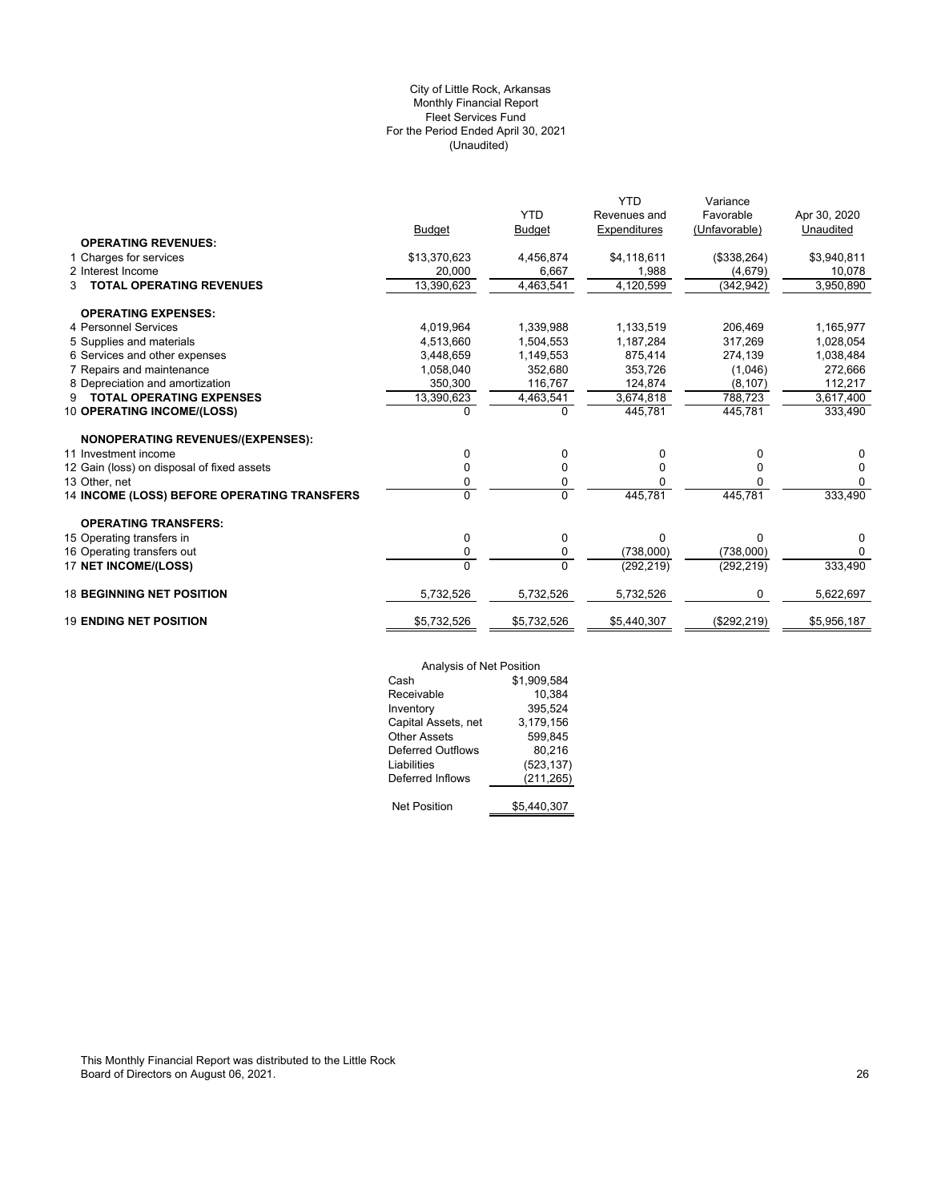City of Little Rock, Arkansas
Monthly Financial Report
Fleet Services Fund
For the Period Ended April 30, 2021
(Unaudited)

| | Budget | YTD Budget | YTD Revenues and Expenditures | Variance Favorable (Unfavorable) | Apr 30, 2020 Unaudited |
|---|---|---|---|---|---|
| **OPERATING REVENUES:** | | | | | |
| 1 Charges for services | $13,370,623 | 4,456,874 | $4,118,611 | ($338,264) | $3,940,811 |
| 2 Interest Income | 20,000 | 6,667 | 1,988 | (4,679) | 10,078 |
| 3 **TOTAL OPERATING REVENUES** | 13,390,623 | 4,463,541 | 4,120,599 | (342,942) | 3,950,890 |
| **OPERATING EXPENSES:** | | | | | |
| 4 Personnel Services | 4,019,964 | 1,339,988 | 1,133,519 | 206,469 | 1,165,977 |
| 5 Supplies and materials | 4,513,660 | 1,504,553 | 1,187,284 | 317,269 | 1,028,054 |
| 6 Services and other expenses | 3,448,659 | 1,149,553 | 875,414 | 274,139 | 1,038,484 |
| 7 Repairs and maintenance | 1,058,040 | 352,680 | 353,726 | (1,046) | 272,666 |
| 8 Depreciation and amortization | 350,300 | 116,767 | 124,874 | (8,107) | 112,217 |
| 9 **TOTAL OPERATING EXPENSES** | 13,390,623 | 4,463,541 | 3,674,818 | 788,723 | 3,617,400 |
| 10 **OPERATING INCOME/(LOSS)** | 0 | 0 | 445,781 | 445,781 | 333,490 |
| **NONOPERATING REVENUES/(EXPENSES):** | | | | | |
| 11 Investment income | 0 | 0 | 0 | 0 | 0 |
| 12 Gain (loss) on disposal of fixed assets | 0 | 0 | 0 | 0 | 0 |
| 13 Other, net | 0 | 0 | 0 | 0 | 0 |
| 14 **INCOME (LOSS) BEFORE OPERATING TRANSFERS** | 0 | 0 | 445,781 | 445,781 | 333,490 |
| **OPERATING TRANSFERS:** | | | | | |
| 15 Operating transfers in | 0 | 0 | 0 | 0 | 0 |
| 16 Operating transfers out | 0 | 0 | (738,000) | (738,000) | 0 |
| 17 **NET INCOME/(LOSS)** | 0 | 0 | (292,219) | (292,219) | 333,490 |
| 18 **BEGINNING NET POSITION** | 5,732,526 | 5,732,526 | 5,732,526 | 0 | 5,622,697 |
| 19 **ENDING NET POSITION** | $5,732,526 | $5,732,526 | $5,440,307 | ($292,219) | $5,956,187 |

| Analysis of Net Position | |
|---|---|
| Cash | $1,909,584 |
| Receivable | 10,384 |
| Inventory | 395,524 |
| Capital Assets, net | 3,179,156 |
| Other Assets | 599,845 |
| Deferred Outflows | 80,216 |
| Liabilities | (523,137) |
| Deferred Inflows | (211,265) |
| Net Position | $5,440,307 |

This Monthly Financial Report was distributed to the Little Rock Board of Directors on August 06, 2021.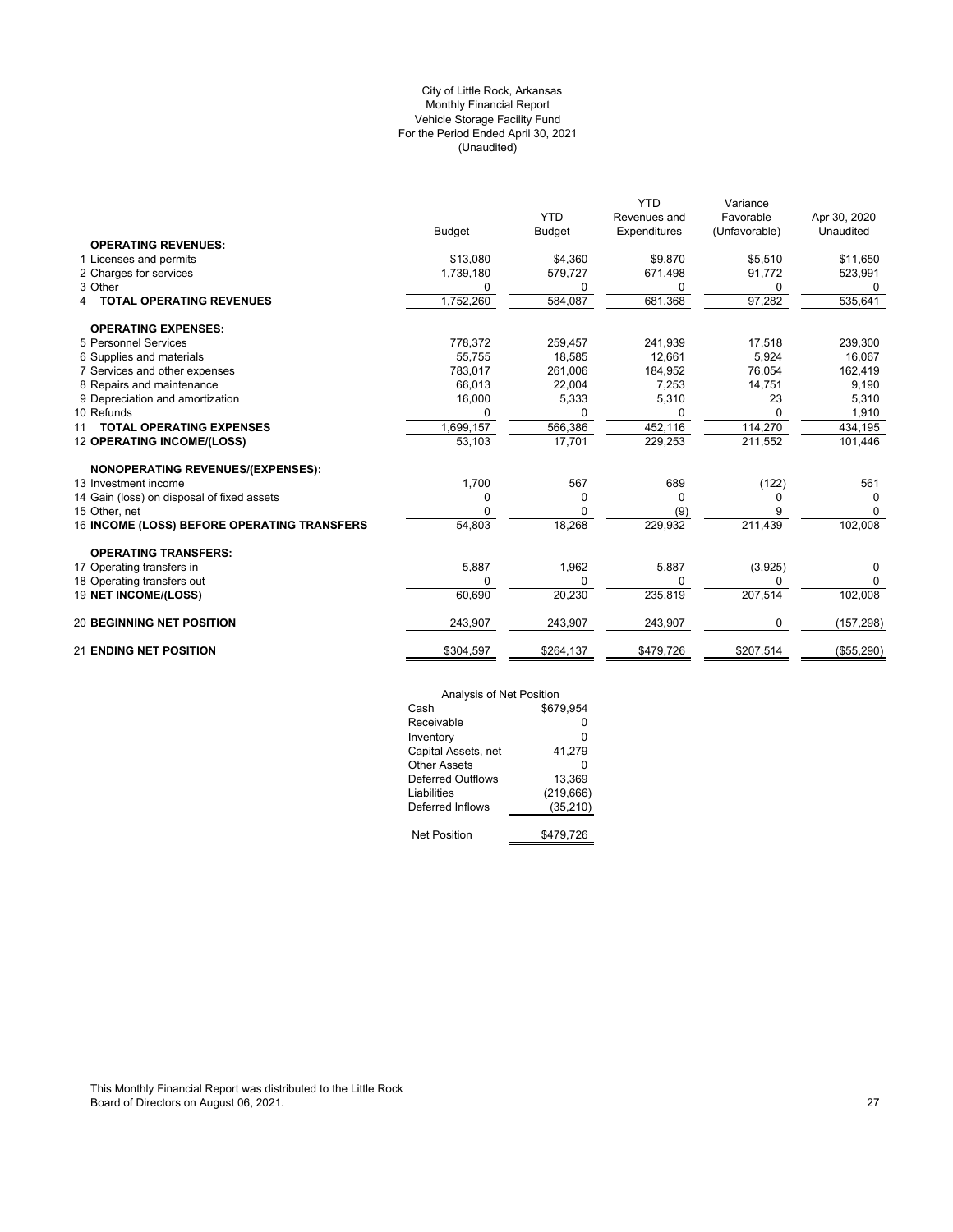City of Little Rock, Arkansas
Monthly Financial Report
Vehicle Storage Facility Fund
For the Period Ended April 30, 2021
(Unaudited)

| | Budget | YTD Budget | YTD Revenues and Expenditures | Variance Favorable (Unfavorable) | Apr 30, 2020 Unaudited |
|---|---|---|---|---|---|
| **OPERATING REVENUES:** | | | | | |
| 1 Licenses and permits | $13,080 | $4,360 | $9,870 | $5,510 | $11,650 |
| 2 Charges for services | 1,739,180 | 579,727 | 671,498 | 91,772 | 523,991 |
| 3 Other | 0 | 0 | 0 | 0 | 0 |
| 4 **TOTAL OPERATING REVENUES** | 1,752,260 | 584,087 | 681,368 | 97,282 | 535,641 |
| **OPERATING EXPENSES:** | | | | | |
| 5 Personnel Services | 778,372 | 259,457 | 241,939 | 17,518 | 239,300 |
| 6 Supplies and materials | 55,755 | 18,585 | 12,661 | 5,924 | 16,067 |
| 7 Services and other expenses | 783,017 | 261,006 | 184,952 | 76,054 | 162,419 |
| 8 Repairs and maintenance | 66,013 | 22,004 | 7,253 | 14,751 | 9,190 |
| 9 Depreciation and amortization | 16,000 | 5,333 | 5,310 | 23 | 5,310 |
| 10 Refunds | 0 | 0 | 0 | 0 | 1,910 |
| 11 **TOTAL OPERATING EXPENSES** | 1,699,157 | 566,386 | 452,116 | 114,270 | 434,195 |
| 12 **OPERATING INCOME/(LOSS)** | 53,103 | 17,701 | 229,253 | 211,552 | 101,446 |
| **NONOPERATING REVENUES/(EXPENSES):** | | | | | |
| 13 Investment income | 1,700 | 567 | 689 | (122) | 561 |
| 14 Gain (loss) on disposal of fixed assets | 0 | 0 | 0 | 0 | 0 |
| 15 Other, net | 0 | 0 | (9) | 9 | 0 |
| 16 **INCOME (LOSS) BEFORE OPERATING TRANSFERS** | 54,803 | 18,268 | 229,932 | 211,439 | 102,008 |
| **OPERATING TRANSFERS:** | | | | | |
| 17 Operating transfers in | 5,887 | 1,962 | 5,887 | (3,925) | 0 |
| 18 Operating transfers out | 0 | 0 | 0 | 0 | 0 |
| 19 **NET INCOME/(LOSS)** | 60,690 | 20,230 | 235,819 | 207,514 | 102,008 |
| 20 **BEGINNING NET POSITION** | 243,907 | 243,907 | 243,907 | 0 | (157,298) |
| 21 **ENDING NET POSITION** | $304,597 | $264,137 | $479,726 | $207,514 | ($55,290) |

| Analysis of Net Position | |
|---|---|
| Cash | $679,954 |
| Receivable | 0 |
| Inventory | 0 |
| Capital Assets, net | 41,279 |
| Other Assets | 0 |
| Deferred Outflows | 13,369 |
| Liabilities | (219,666) |
| Deferred Inflows | (35,210) |
| Net Position | $479,726 |

This Monthly Financial Report was distributed to the Little Rock Board of Directors on August 06, 2021.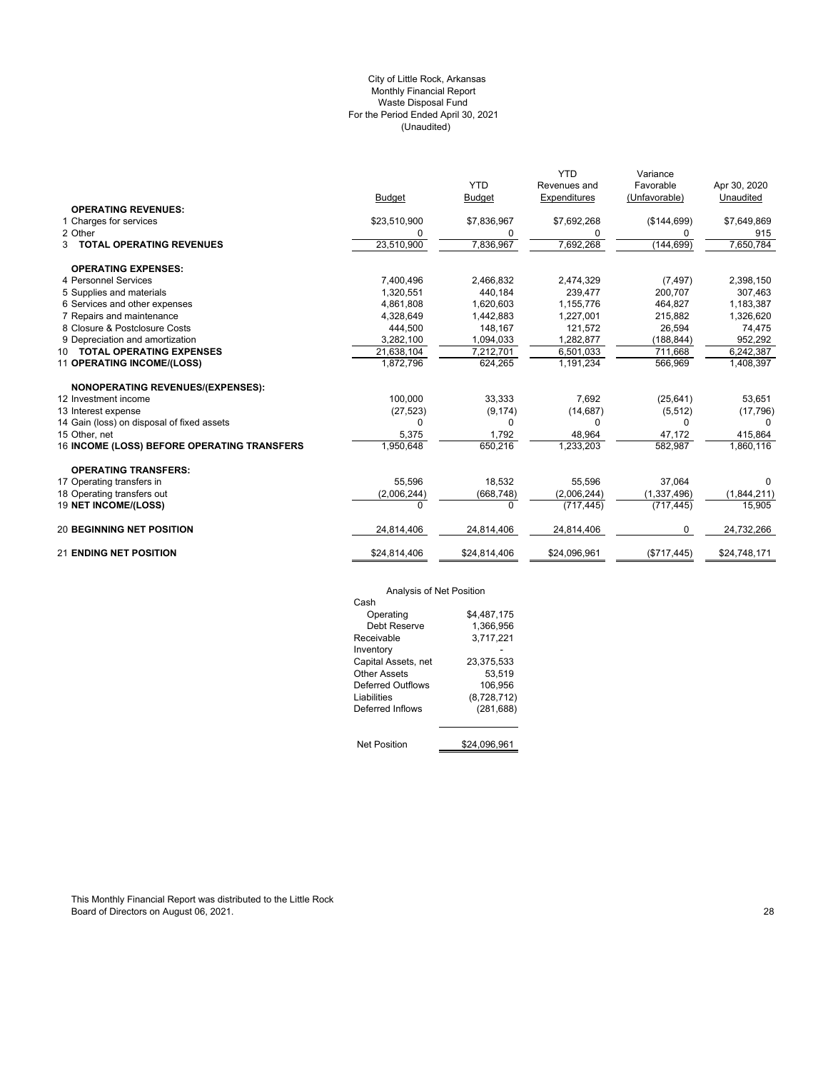City of Little Rock, Arkansas
Monthly Financial Report
Waste Disposal Fund
For the Period Ended April 30, 2021
(Unaudited)

| | Budget | YTD Budget | YTD Revenues and Expenditures | Variance Favorable (Unfavorable) | Apr 30, 2020 Unaudited |
|---|---|---|---|---|---|
| **OPERATING REVENUES:** | | | | | |
| 1 Charges for services | $23,510,900 | $7,836,967 | $7,692,268 | ($144,699) | $7,649,869 |
| 2 Other | 0 | 0 | 0 | 0 | 915 |
| 3 **TOTAL OPERATING REVENUES** | 23,510,900 | 7,836,967 | 7,692,268 | (144,699) | 7,650,784 |
| **OPERATING EXPENSES:** | | | | | |
| 4 Personnel Services | 7,400,496 | 2,466,832 | 2,474,329 | (7,497) | 2,398,150 |
| 5 Supplies and materials | 1,320,551 | 440,184 | 239,477 | 200,707 | 307,463 |
| 6 Services and other expenses | 4,861,808 | 1,620,603 | 1,155,776 | 464,827 | 1,183,387 |
| 7 Repairs and maintenance | 4,328,649 | 1,442,883 | 1,227,001 | 215,882 | 1,326,620 |
| 8 Closure & Postclosure Costs | 444,500 | 148,167 | 121,572 | 26,594 | 74,475 |
| 9 Depreciation and amortization | 3,282,100 | 1,094,033 | 1,282,877 | (188,844) | 952,292 |
| 10 **TOTAL OPERATING EXPENSES** | 21,638,104 | 7,212,701 | 6,501,033 | 711,668 | 6,242,387 |
| 11 **OPERATING INCOME/(LOSS)** | 1,872,796 | 624,265 | 1,191,234 | 566,969 | 1,408,397 |
| **NONOPERATING REVENUES/(EXPENSES):** | | | | | |
| 12 Investment income | 100,000 | 33,333 | 7,692 | (25,641) | 53,651 |
| 13 Interest expense | (27,523) | (9,174) | (14,687) | (5,512) | (17,796) |
| 14 Gain (loss) on disposal of fixed assets | 0 | 0 | 0 | 0 | 0 |
| 15 Other, net | 5,375 | 1,792 | 48,964 | 47,172 | 415,864 |
| 16 **INCOME (LOSS) BEFORE OPERATING TRANSFERS** | 1,950,648 | 650,216 | 1,233,203 | 582,987 | 1,860,116 |
| **OPERATING TRANSFERS:** | | | | | |
| 17 Operating transfers in | 55,596 | 18,532 | 55,596 | 37,064 | 0 |
| 18 Operating transfers out | (2,006,244) | (668,748) | (2,006,244) | (1,337,496) | (1,844,211) |
| 19 **NET INCOME/(LOSS)** | 0 | 0 | (717,445) | (717,445) | 15,905 |
| 20 **BEGINNING NET POSITION** | 24,814,406 | 24,814,406 | 24,814,406 | 0 | 24,732,266 |
| 21 **ENDING NET POSITION** | $24,814,406 | $24,814,406 | $24,096,961 | ($717,445) | $24,748,171 |

Analysis of Net Position

| | |
|---|---|
| Cash | |
| Operating | $4,487,175 |
| Debt Reserve | 1,366,956 |
| Receivable | 3,717,221 |
| Inventory | - |
| Capital Assets, net | 23,375,533 |
| Other Assets | 53,519 |
| Deferred Outflows | 106,956 |
| Liabilities | (8,728,712) |
| Deferred Inflows | (281,688) |
| Net Position | $24,096,961 |

This Monthly Financial Report was distributed to the Little Rock Board of Directors on August 06, 2021.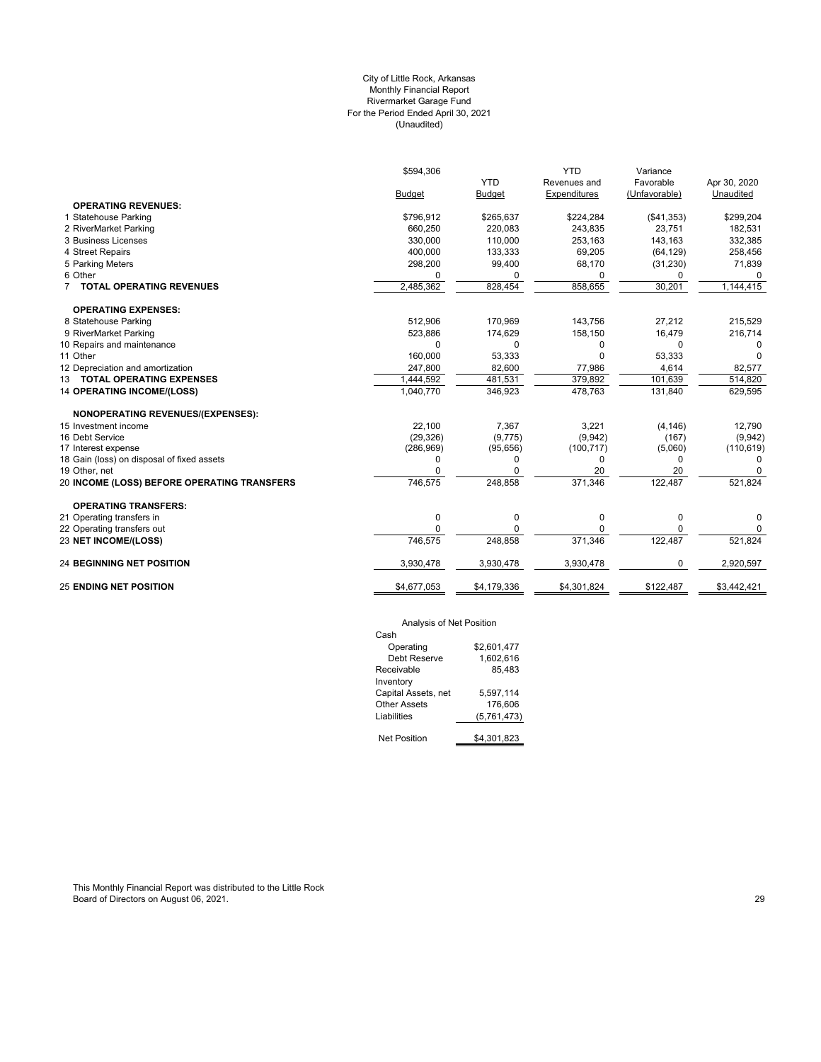City of Little Rock, Arkansas
Monthly Financial Report
Rivermarket Garage Fund
For the Period Ended April 30, 2021
(Unaudited)

| | $594,306<br>Budget | YTD<br>Budget | YTD<br>Revenues and<br>Expenditures | Variance<br>Favorable<br>(Unfavorable) | Apr 30, 2020<br>Unaudited |
|---|---|---|---|---|---|
| **OPERATING REVENUES:** | | | | | |
| 1 Statehouse Parking | $796,912 | $265,637 | $224,284 | ($41,353) | $299,204 |
| 2 RiverMarket Parking | 660,250 | 220,083 | 243,835 | 23,751 | 182,531 |
| 3 Business Licenses | 330,000 | 110,000 | 253,163 | 143,163 | 332,385 |
| 4 Street Repairs | 400,000 | 133,333 | 69,205 | (64,129) | 258,456 |
| 5 Parking Meters | 298,200 | 99,400 | 68,170 | (31,230) | 71,839 |
| 6 Other | 0 | 0 | 0 | 0 | 0 |
| 7 **TOTAL OPERATING REVENUES** | 2,485,362 | 828,454 | 858,655 | 30,201 | 1,144,415 |
| **OPERATING EXPENSES:** | | | | | |
| 8 Statehouse Parking | 512,906 | 170,969 | 143,756 | 27,212 | 215,529 |
| 9 RiverMarket Parking | 523,886 | 174,629 | 158,150 | 16,479 | 216,714 |
| 10 Repairs and maintenance | 0 | 0 | 0 | 0 | 0 |
| 11 Other | 160,000 | 53,333 | 0 | 53,333 | 0 |
| 12 Depreciation and amortization | 247,800 | 82,600 | 77,986 | 4,614 | 82,577 |
| 13 **TOTAL OPERATING EXPENSES** | 1,444,592 | 481,531 | 379,892 | 101,639 | 514,820 |
| 14 **OPERATING INCOME/(LOSS)** | 1,040,770 | 346,923 | 478,763 | 131,840 | 629,595 |
| **NONOPERATING REVENUES/(EXPENSES):** | | | | | |
| 15 Investment income | 22,100 | 7,367 | 3,221 | (4,146) | 12,790 |
| 16 Debt Service | (29,326) | (9,775) | (9,942) | (167) | (9,942) |
| 17 Interest expense | (286,969) | (95,656) | (100,717) | (5,060) | (110,619) |
| 18 Gain (loss) on disposal of fixed assets | 0 | 0 | 0 | 0 | 0 |
| 19 Other, net | 0 | 0 | 20 | 20 | 0 |
| 20 **INCOME (LOSS) BEFORE OPERATING TRANSFERS** | 746,575 | 248,858 | 371,346 | 122,487 | 521,824 |
| **OPERATING TRANSFERS:** | | | | | |
| 21 Operating transfers in | 0 | 0 | 0 | 0 | 0 |
| 22 Operating transfers out | 0 | 0 | 0 | 0 | 0 |
| 23 **NET INCOME/(LOSS)** | 746,575 | 248,858 | 371,346 | 122,487 | 521,824 |
| 24 **BEGINNING NET POSITION** | 3,930,478 | 3,930,478 | 3,930,478 | 0 | 2,920,597 |
| 25 **ENDING NET POSITION** | $4,677,053 | $4,179,336 | $4,301,824 | $122,487 | $3,442,421 |

Analysis of Net Position

| | |
|---|---|
| Cash | |
| Operating | $2,601,477 |
| Debt Reserve | 1,602,616 |
| Receivable | 85,483 |
| Inventory | |
| Capital Assets, net | 5,597,114 |
| Other Assets | 176,606 |
| Liabilities | (5,761,473) |
| Net Position | $4,301,823 |

This Monthly Financial Report was distributed to the Little Rock Board of Directors on August 06, 2021.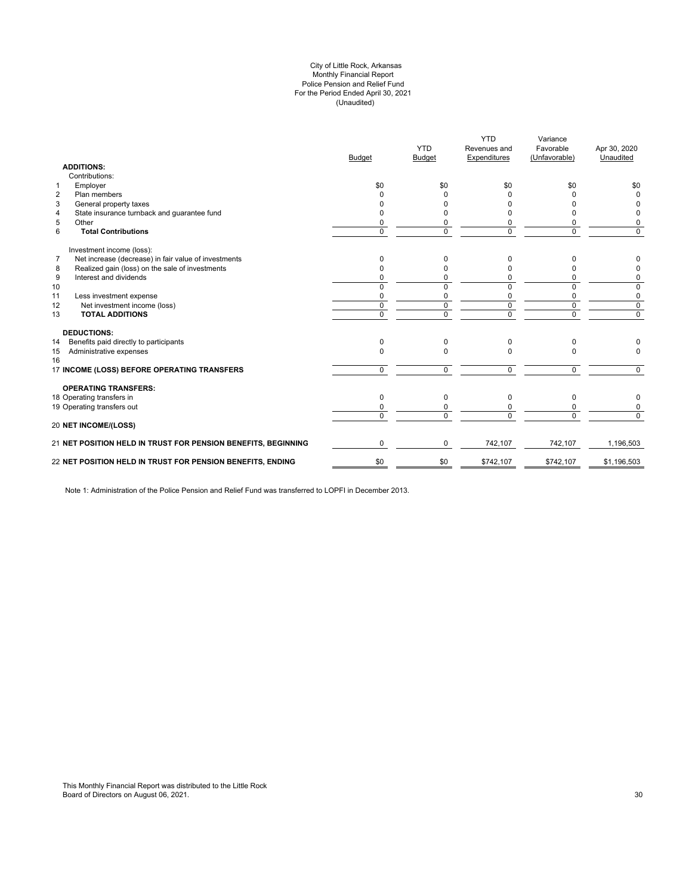City of Little Rock, Arkansas
Monthly Financial Report
Police Pension and Relief Fund
For the Period Ended April 30, 2021
(Unaudited)

| | | Budget | YTD Budget | YTD Revenues and Expenditures | Variance Favorable (Unfavorable) | Apr 30, 2020 Unaudited |
|---|---|---|---|---|---|---|
| | **ADDITIONS:** | | | | | |
| | Contributions: | | | | | |
| 1 | Employer | $0 | $0 | $0 | $0 | $0 |
| 2 | Plan members | 0 | 0 | 0 | 0 | 0 |
| 3 | General property taxes | 0 | 0 | 0 | 0 | 0 |
| 4 | State insurance turnback and guarantee fund | 0 | 0 | 0 | 0 | 0 |
| 5 | Other | 0 | 0 | 0 | 0 | 0 |
| 6 | **Total Contributions** | 0 | 0 | 0 | 0 | 0 |
| | Investment income (loss): | | | | | |
| 7 | Net increase (decrease) in fair value of investments | 0 | 0 | 0 | 0 | 0 |
| 8 | Realized gain (loss) on the sale of investments | 0 | 0 | 0 | 0 | 0 |
| 9 | Interest and dividends | 0 | 0 | 0 | 0 | 0 |
| 10 | | 0 | 0 | 0 | 0 | 0 |
| 11 | Less investment expense | 0 | 0 | 0 | 0 | 0 |
| 12 | Net investment income (loss) | 0 | 0 | 0 | 0 | 0 |
| 13 | **TOTAL ADDITIONS** | 0 | 0 | 0 | 0 | 0 |
| | **DEDUCTIONS:** | | | | | |
| 14 | Benefits paid directly to participants | 0 | 0 | 0 | 0 | 0 |
| 15 | Administrative expenses | 0 | 0 | 0 | 0 | 0 |
| 16 | | | | | | |
| 17 | **INCOME (LOSS) BEFORE OPERATING TRANSFERS** | 0 | 0 | 0 | 0 | 0 |
| | **OPERATING TRANSFERS:** | | | | | |
| 18 | Operating transfers in | 0 | 0 | 0 | 0 | 0 |
| 19 | Operating transfers out | 0 | 0 | 0 | 0 | 0 |
| | | 0 | 0 | 0 | 0 | 0 |
| 20 | **NET INCOME/(LOSS)** | | | | | |
| 21 | **NET POSITION HELD IN TRUST FOR PENSION BENEFITS, BEGINNING** | 0 | 0 | 742,107 | 742,107 | 1,196,503 |
| 22 | **NET POSITION HELD IN TRUST FOR PENSION BENEFITS, ENDING** | $0 | $0 | $742,107 | $742,107 | $1,196,503 |

Note 1: Administration of the Police Pension and Relief Fund was transferred to LOPFI in December 2013.

This Monthly Financial Report was distributed to the Little Rock Board of Directors on August 06, 2021.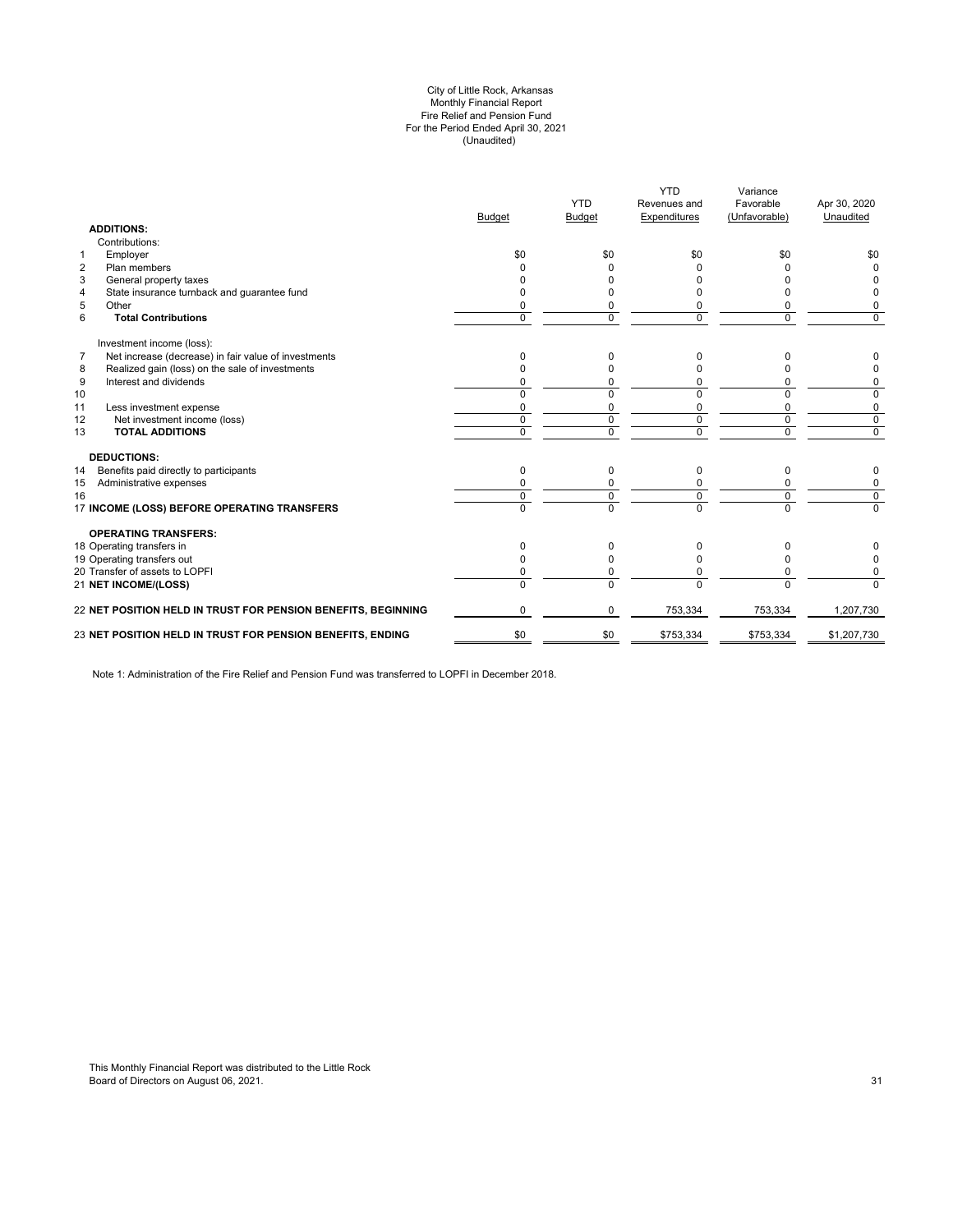City of Little Rock, Arkansas
Monthly Financial Report
Fire Relief and Pension Fund
For the Period Ended April 30, 2021
(Unaudited)

| | | Budget | YTD Budget | YTD Revenues and Expenditures | Variance Favorable (Unfavorable) | Apr 30, 2020 Unaudited |
|---|---|---|---|---|---|---|
| | **ADDITIONS:** | | | | | |
| | Contributions: | | | | | |
| 1 | Employer | $0 | $0 | $0 | $0 | $0 |
| 2 | Plan members | 0 | 0 | 0 | 0 | 0 |
| 3 | General property taxes | 0 | 0 | 0 | 0 | 0 |
| 4 | State insurance turnback and guarantee fund | 0 | 0 | 0 | 0 | 0 |
| 5 | Other | 0 | 0 | 0 | 0 | 0 |
| 6 | **Total Contributions** | 0 | 0 | 0 | 0 | 0 |
| | Investment income (loss): | | | | | |
| 7 | Net increase (decrease) in fair value of investments | 0 | 0 | 0 | 0 | 0 |
| 8 | Realized gain (loss) on the sale of investments | 0 | 0 | 0 | 0 | 0 |
| 9 | Interest and dividends | 0 | 0 | 0 | 0 | 0 |
| 10 | | 0 | 0 | 0 | 0 | 0 |
| 11 | Less investment expense | 0 | 0 | 0 | 0 | 0 |
| 12 | Net investment income (loss) | 0 | 0 | 0 | 0 | 0 |
| 13 | **TOTAL ADDITIONS** | 0 | 0 | 0 | 0 | 0 |
| | **DEDUCTIONS:** | | | | | |
| 14 | Benefits paid directly to participants | 0 | 0 | 0 | 0 | 0 |
| 15 | Administrative expenses | 0 | 0 | 0 | 0 | 0 |
| 16 | | 0 | 0 | 0 | 0 | 0 |
| 17 | **INCOME (LOSS) BEFORE OPERATING TRANSFERS** | 0 | 0 | 0 | 0 | 0 |
| | **OPERATING TRANSFERS:** | | | | | |
| 18 | Operating transfers in | 0 | 0 | 0 | 0 | 0 |
| 19 | Operating transfers out | 0 | 0 | 0 | 0 | 0 |
| 20 | Transfer of assets to LOPFI | 0 | 0 | 0 | 0 | 0 |
| 21 | **NET INCOME/(LOSS)** | 0 | 0 | 0 | 0 | 0 |
| 22 | **NET POSITION HELD IN TRUST FOR PENSION BENEFITS, BEGINNING** | 0 | 0 | 753,334 | 753,334 | 1,207,730 |
| 23 | **NET POSITION HELD IN TRUST FOR PENSION BENEFITS, ENDING** | $0 | $0 | $753,334 | $753,334 | $1,207,730 |

Note 1: Administration of the Fire Relief and Pension Fund was transferred to LOPFI in December 2018.

This Monthly Financial Report was distributed to the Little Rock Board of Directors on August 06, 2021.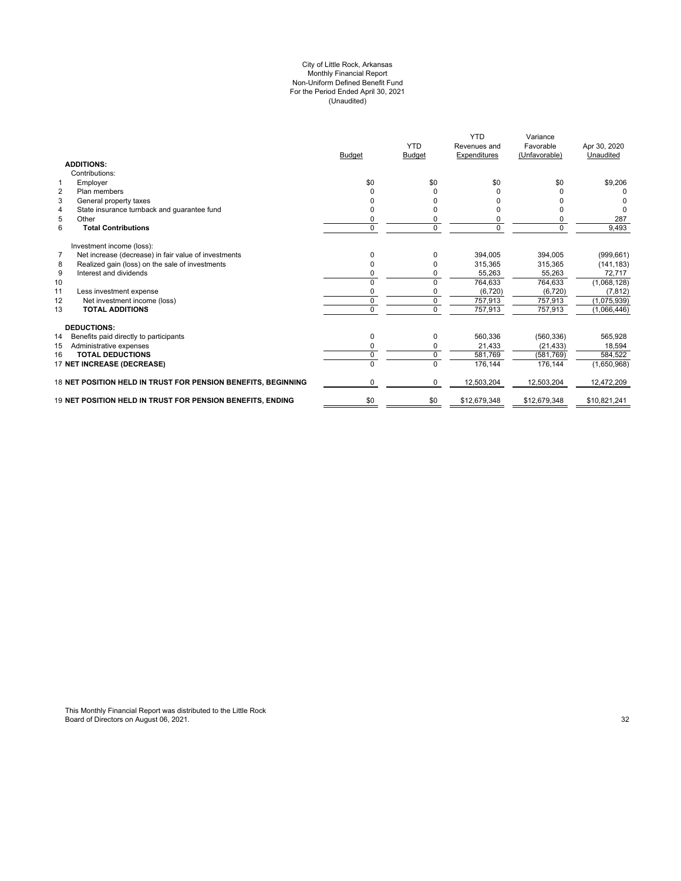City of Little Rock, Arkansas
Monthly Financial Report
Non-Uniform Defined Benefit Fund
For the Period Ended April 30, 2021
(Unaudited)

| | | Budget | YTD Budget | YTD Revenues and Expenditures | Variance Favorable (Unfavorable) | Apr 30, 2020 Unaudited |
|---|---|---|---|---|---|---|
| | **ADDITIONS:** | | | | | |
| | Contributions: | | | | | |
| 1 | Employer | $0 | $0 | $0 | $0 | $9,206 |
| 2 | Plan members | 0 | 0 | 0 | 0 | 0 |
| 3 | General property taxes | 0 | 0 | 0 | 0 | 0 |
| 4 | State insurance turnback and guarantee fund | 0 | 0 | 0 | 0 | 0 |
| 5 | Other | 0 | 0 | 0 | 0 | 287 |
| 6 | **Total Contributions** | 0 | 0 | 0 | 0 | 9,493 |
| | Investment income (loss): | | | | | |
| 7 | Net increase (decrease) in fair value of investments | 0 | 0 | 394,005 | 394,005 | (999,661) |
| 8 | Realized gain (loss) on the sale of investments | 0 | 0 | 315,365 | 315,365 | (141,183) |
| 9 | Interest and dividends | 0 | 0 | 55,263 | 55,263 | 72,717 |
| 10 | | 0 | 0 | 764,633 | 764,633 | (1,068,128) |
| 11 | Less investment expense | 0 | 0 | (6,720) | (6,720) | (7,812) |
| 12 | Net investment income (loss) | 0 | 0 | 757,913 | 757,913 | (1,075,939) |
| 13 | **TOTAL ADDITIONS** | 0 | 0 | 757,913 | 757,913 | (1,066,446) |
| | **DEDUCTIONS:** | | | | | |
| 14 | Benefits paid directly to participants | 0 | 0 | 560,336 | (560,336) | 565,928 |
| 15 | Administrative expenses | 0 | 0 | 21,433 | (21,433) | 18,594 |
| 16 | **TOTAL DEDUCTIONS** | 0 | 0 | 581,769 | (581,769) | 584,522 |
| 17 | **NET INCREASE (DECREASE)** | 0 | 0 | 176,144 | 176,144 | (1,650,968) |
| 18 | **NET POSITION HELD IN TRUST FOR PENSION BENEFITS, BEGINNING** | 0 | 0 | 12,503,204 | 12,503,204 | 12,472,209 |
| 19 | **NET POSITION HELD IN TRUST FOR PENSION BENEFITS, ENDING** | $0 | $0 | $12,679,348 | $12,679,348 | $10,821,241 |

This Monthly Financial Report was distributed to the Little Rock Board of Directors on August 06, 2021.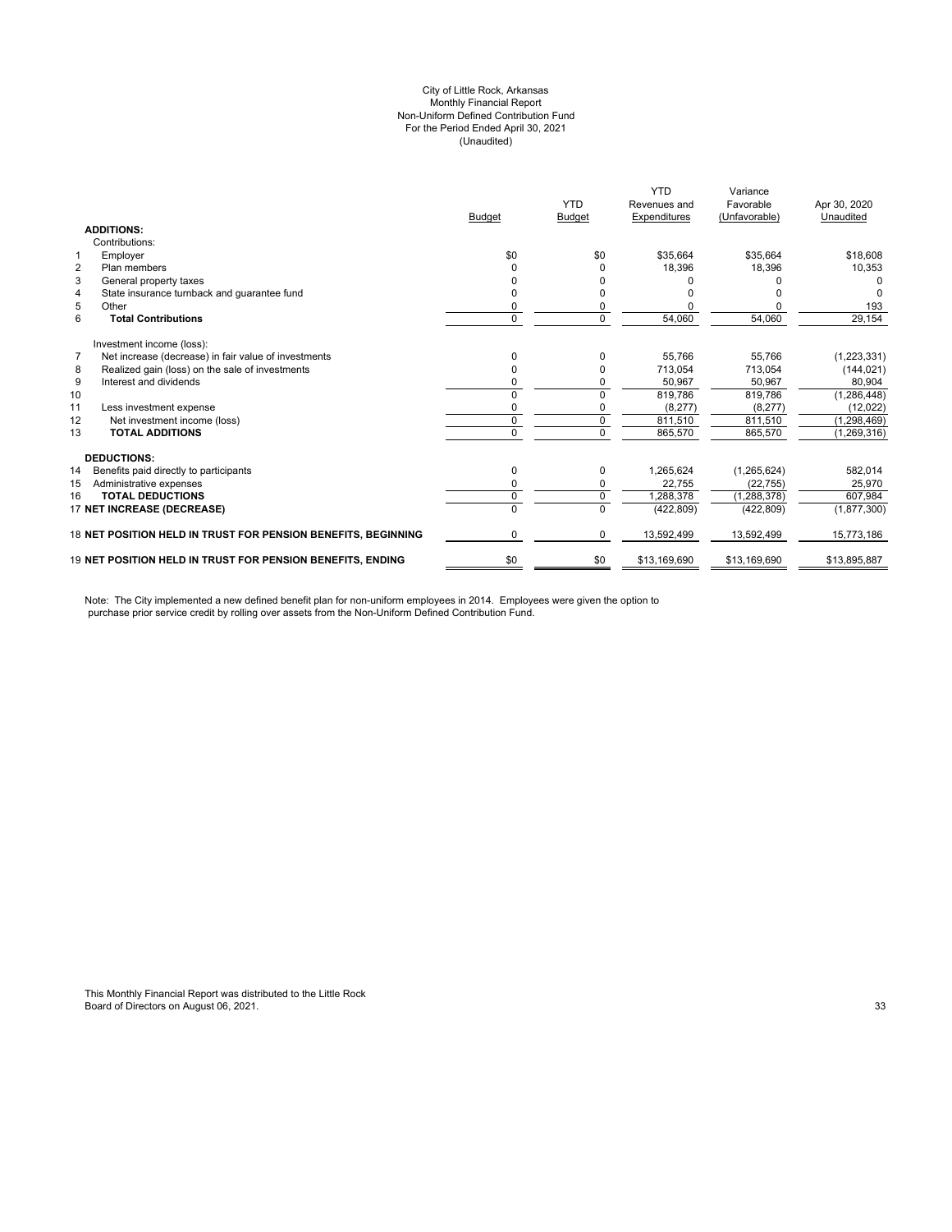City of Little Rock, Arkansas
Monthly Financial Report
Non-Uniform Defined Contribution Fund
For the Period Ended April 30, 2021
(Unaudited)

| | | Budget | YTD Budget | YTD Revenues and Expenditures | Variance Favorable (Unfavorable) | Apr 30, 2020 Unaudited |
|---|---|---|---|---|---|---|
| | **ADDITIONS:** | | | | | |
| | Contributions: | | | | | |
| 1 | Employer | $0 | $0 | $35,664 | $35,664 | $18,608 |
| 2 | Plan members | 0 | 0 | 18,396 | 18,396 | 10,353 |
| 3 | General property taxes | 0 | 0 | 0 | 0 | 0 |
| 4 | State insurance turnback and guarantee fund | 0 | 0 | 0 | 0 | 0 |
| 5 | Other | 0 | 0 | 0 | 0 | 193 |
| 6 | **Total Contributions** | 0 | 0 | 54,060 | 54,060 | 29,154 |
| | Investment income (loss): | | | | | |
| 7 | Net increase (decrease) in fair value of investments | 0 | 0 | 55,766 | 55,766 | (1,223,331) |
| 8 | Realized gain (loss) on the sale of investments | 0 | 0 | 713,054 | 713,054 | (144,021) |
| 9 | Interest and dividends | 0 | 0 | 50,967 | 50,967 | 80,904 |
| 10 | | 0 | 0 | 819,786 | 819,786 | (1,286,448) |
| 11 | Less investment expense | 0 | 0 | (8,277) | (8,277) | (12,022) |
| 12 | Net investment income (loss) | 0 | 0 | 811,510 | 811,510 | (1,298,469) |
| 13 | **TOTAL ADDITIONS** | 0 | 0 | 865,570 | 865,570 | (1,269,316) |
| | **DEDUCTIONS:** | | | | | |
| 14 | Benefits paid directly to participants | 0 | 0 | 1,265,624 | (1,265,624) | 582,014 |
| 15 | Administrative expenses | 0 | 0 | 22,755 | (22,755) | 25,970 |
| 16 | **TOTAL DEDUCTIONS** | 0 | 0 | 1,288,378 | (1,288,378) | 607,984 |
| 17 | **NET INCREASE (DECREASE)** | 0 | 0 | (422,809) | (422,809) | (1,877,300) |
| 18 | **NET POSITION HELD IN TRUST FOR PENSION BENEFITS, BEGINNING** | 0 | 0 | 13,592,499 | 13,592,499 | 15,773,186 |
| 19 | **NET POSITION HELD IN TRUST FOR PENSION BENEFITS, ENDING** | $0 | $0 | $13,169,690 | $13,169,690 | $13,895,887 |

Note: The City implemented a new defined benefit plan for non-uniform employees in 2014. Employees were given the option to purchase prior service credit by rolling over assets from the Non-Uniform Defined Contribution Fund.

This Monthly Financial Report was distributed to the Little Rock Board of Directors on August 06, 2021.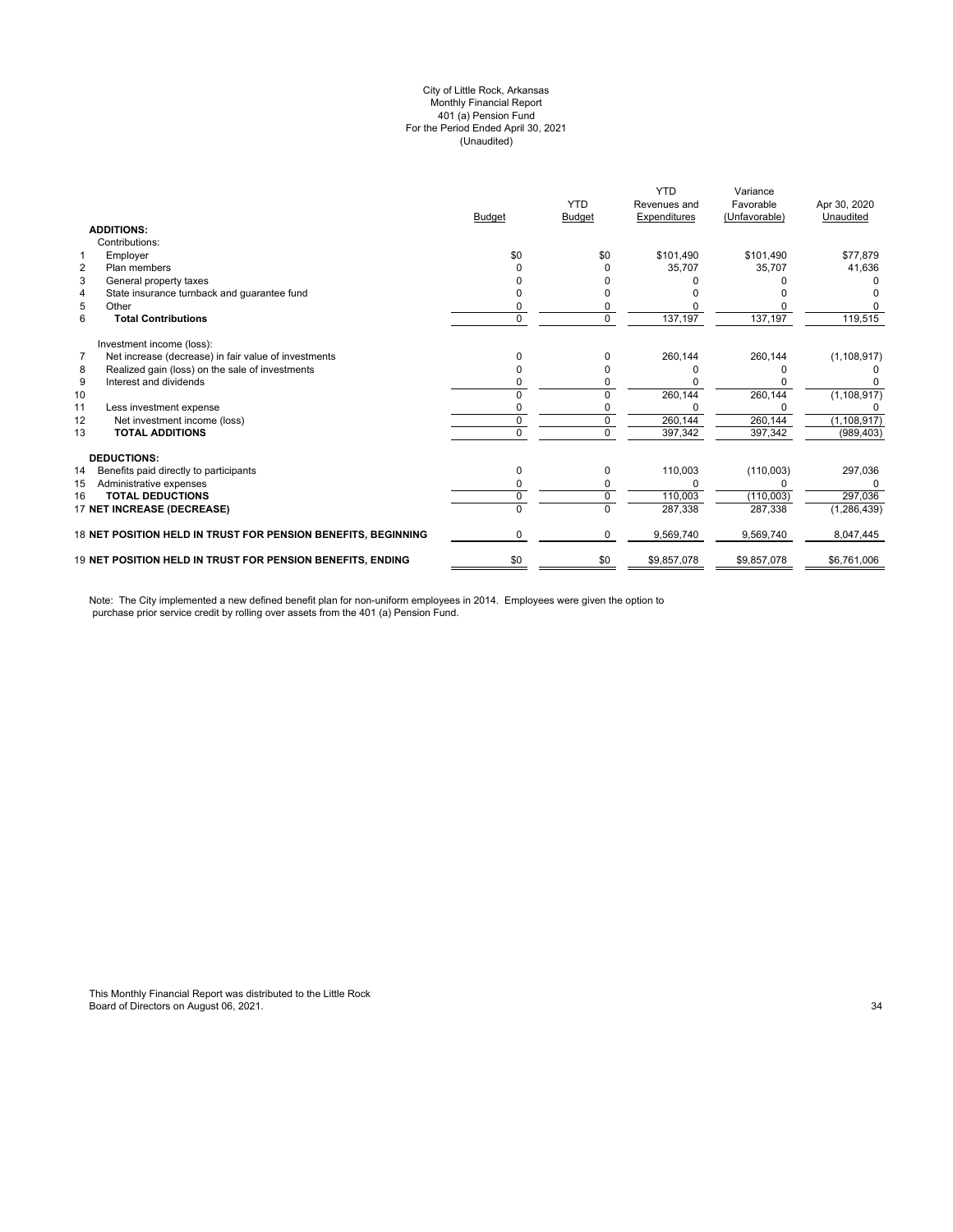City of Little Rock, Arkansas
Monthly Financial Report
401 (a) Pension Fund
For the Period Ended April 30, 2021
(Unaudited)

| | | Budget | YTD Budget | YTD Revenues and Expenditures | Variance Favorable (Unfavorable) | Apr 30, 2020 Unaudited |
|---|---|---|---|---|---|---|
| | **ADDITIONS:** | | | | | |
| | Contributions: | | | | | |
| 1 | Employer | $0 | $0 | $101,490 | $101,490 | $77,879 |
| 2 | Plan members | 0 | 0 | 35,707 | 35,707 | 41,636 |
| 3 | General property taxes | 0 | 0 | 0 | 0 | 0 |
| 4 | State insurance turnback and guarantee fund | 0 | 0 | 0 | 0 | 0 |
| 5 | Other | 0 | 0 | 0 | 0 | 0 |
| 6 | **Total Contributions** | 0 | 0 | 137,197 | 137,197 | 119,515 |
| | Investment income (loss): | | | | | |
| 7 | Net increase (decrease) in fair value of investments | 0 | 0 | 260,144 | 260,144 | (1,108,917) |
| 8 | Realized gain (loss) on the sale of investments | 0 | 0 | 0 | 0 | 0 |
| 9 | Interest and dividends | 0 | 0 | 0 | 0 | 0 |
| 10 | | 0 | 0 | 260,144 | 260,144 | (1,108,917) |
| 11 | Less investment expense | 0 | 0 | 0 | 0 | 0 |
| 12 | Net investment income (loss) | 0 | 0 | 260,144 | 260,144 | (1,108,917) |
| 13 | **TOTAL ADDITIONS** | 0 | 0 | 397,342 | 397,342 | (989,403) |
| | **DEDUCTIONS:** | | | | | |
| 14 | Benefits paid directly to participants | 0 | 0 | 110,003 | (110,003) | 297,036 |
| 15 | Administrative expenses | 0 | 0 | 0 | 0 | 0 |
| 16 | **TOTAL DEDUCTIONS** | 0 | 0 | 110,003 | (110,003) | 297,036 |
| 17 | **NET INCREASE (DECREASE)** | 0 | 0 | 287,338 | 287,338 | (1,286,439) |
| 18 | **NET POSITION HELD IN TRUST FOR PENSION BENEFITS, BEGINNING** | 0 | 0 | 9,569,740 | 9,569,740 | 8,047,445 |
| 19 | **NET POSITION HELD IN TRUST FOR PENSION BENEFITS, ENDING** | $0 | $0 | $9,857,078 | $9,857,078 | $6,761,006 |

Note: The City implemented a new defined benefit plan for non-uniform employees in 2014. Employees were given the option to purchase prior service credit by rolling over assets from the 401 (a) Pension Fund.

This Monthly Financial Report was distributed to the Little Rock Board of Directors on August 06, 2021.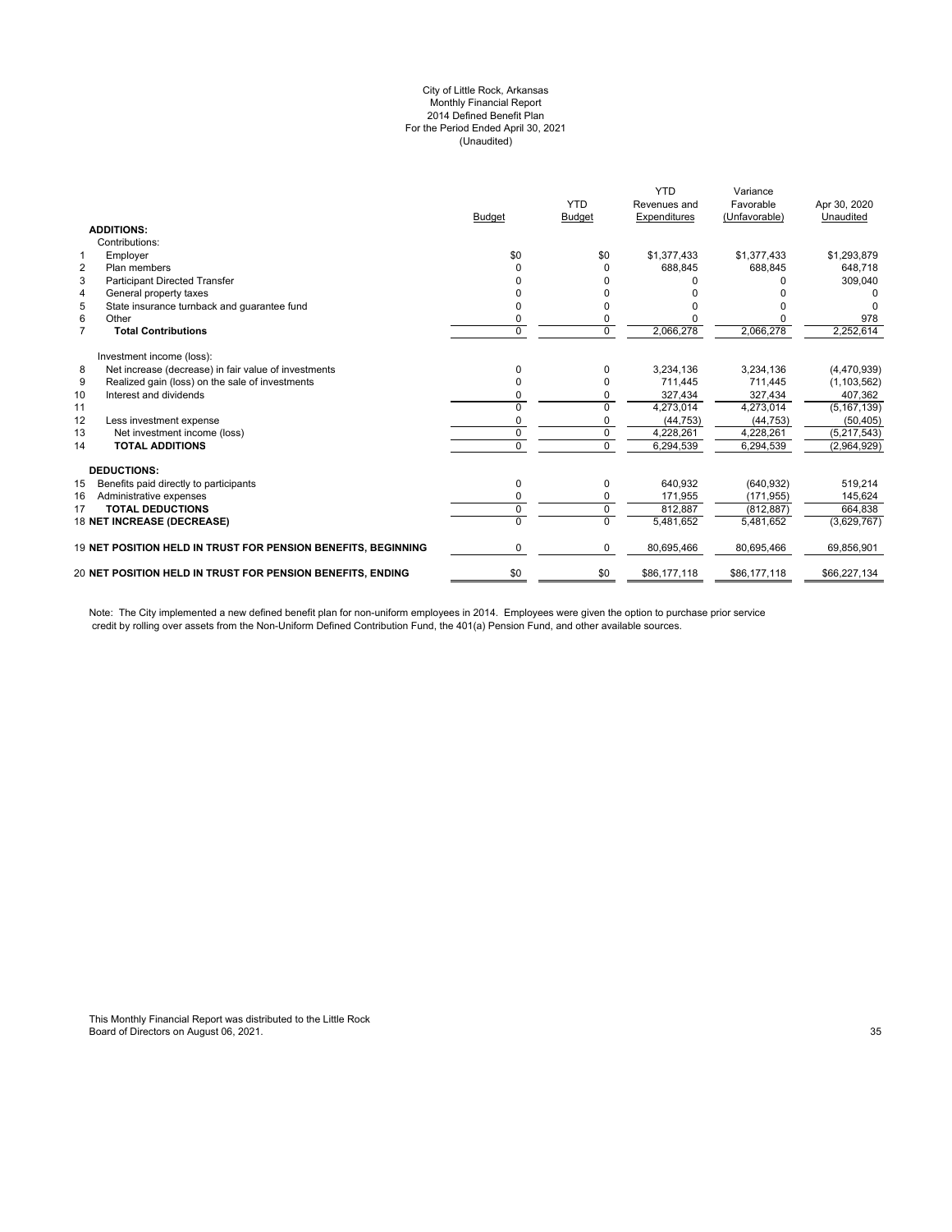City of Little Rock, Arkansas
Monthly Financial Report
2014 Defined Benefit Plan
For the Period Ended April 30, 2021
(Unaudited)

| | | Budget | YTD Budget | YTD Revenues and Expenditures | Variance Favorable (Unfavorable) | Apr 30, 2020 Unaudited |
|---|---|---|---|---|---|---|
| | **ADDITIONS:** | | | | | |
| | Contributions: | | | | | |
| 1 | Employer | $0 | $0 | $1,377,433 | $1,377,433 | $1,293,879 |
| 2 | Plan members | 0 | 0 | 688,845 | 688,845 | 648,718 |
| 3 | Participant Directed Transfer | 0 | 0 | 0 | 0 | 309,040 |
| 4 | General property taxes | 0 | 0 | 0 | 0 | 0 |
| 5 | State insurance turnback and guarantee fund | 0 | 0 | 0 | 0 | 0 |
| 6 | Other | 0 | 0 | 0 | 0 | 978 |
| 7 | **Total Contributions** | 0 | 0 | 2,066,278 | 2,066,278 | 2,252,614 |
| | Investment income (loss): | | | | | |
| 8 | Net increase (decrease) in fair value of investments | 0 | 0 | 3,234,136 | 3,234,136 | (4,470,939) |
| 9 | Realized gain (loss) on the sale of investments | 0 | 0 | 711,445 | 711,445 | (1,103,562) |
| 10 | Interest and dividends | 0 | 0 | 327,434 | 327,434 | 407,362 |
| 11 | | 0 | 0 | 4,273,014 | 4,273,014 | (5,167,139) |
| 12 | Less investment expense | 0 | 0 | (44,753) | (44,753) | (50,405) |
| 13 | Net investment income (loss) | 0 | 0 | 4,228,261 | 4,228,261 | (5,217,543) |
| 14 | **TOTAL ADDITIONS** | 0 | 0 | 6,294,539 | 6,294,539 | (2,964,929) |
| | **DEDUCTIONS:** | | | | | |
| 15 | Benefits paid directly to participants | 0 | 0 | 640,932 | (640,932) | 519,214 |
| 16 | Administrative expenses | 0 | 0 | 171,955 | (171,955) | 145,624 |
| 17 | **TOTAL DEDUCTIONS** | 0 | 0 | 812,887 | (812,887) | 664,838 |
| 18 | **NET INCREASE (DECREASE)** | 0 | 0 | 5,481,652 | 5,481,652 | (3,629,767) |
| 19 | **NET POSITION HELD IN TRUST FOR PENSION BENEFITS, BEGINNING** | 0 | 0 | 80,695,466 | 80,695,466 | 69,856,901 |
| 20 | **NET POSITION HELD IN TRUST FOR PENSION BENEFITS, ENDING** | $0 | $0 | $86,177,118 | $86,177,118 | $66,227,134 |

Note: The City implemented a new defined benefit plan for non-uniform employees in 2014. Employees were given the option to purchase prior service credit by rolling over assets from the Non-Uniform Defined Contribution Fund, the 401(a) Pension Fund, and other available sources.

This Monthly Financial Report was distributed to the Little Rock Board of Directors on August 06, 2021.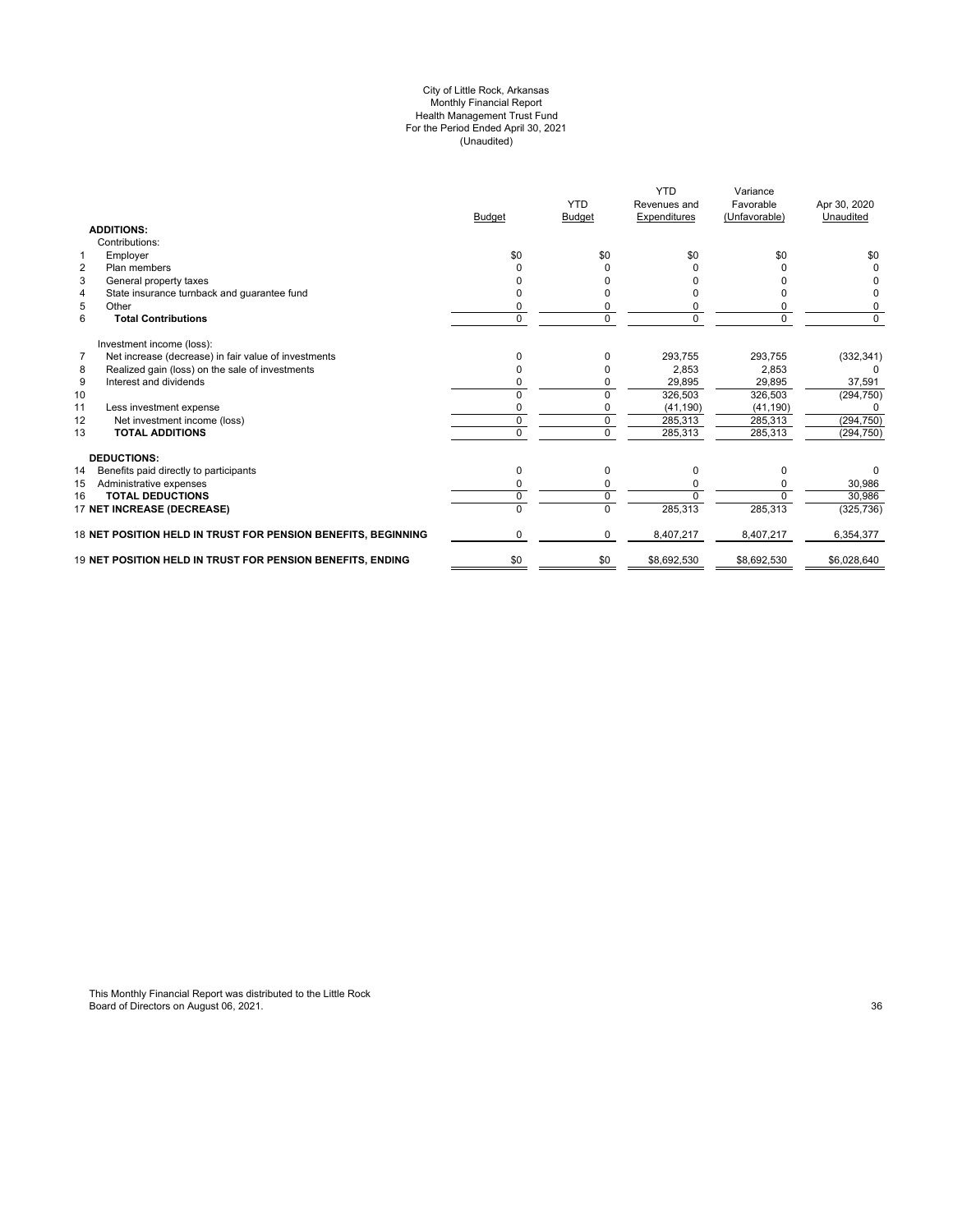City of Little Rock, Arkansas
Monthly Financial Report
Health Management Trust Fund
For the Period Ended April 30, 2021
(Unaudited)

| | | Budget | YTD Budget | YTD Revenues and Expenditures | Variance Favorable (Unfavorable) | Apr 30, 2020 Unaudited |
|---|---|---|---|---|---|---|
| | **ADDITIONS:** | | | | | |
| | Contributions: | | | | | |
| 1 | Employer | $0 | $0 | $0 | $0 | $0 |
| 2 | Plan members | 0 | 0 | 0 | 0 | 0 |
| 3 | General property taxes | 0 | 0 | 0 | 0 | 0 |
| 4 | State insurance turnback and guarantee fund | 0 | 0 | 0 | 0 | 0 |
| 5 | Other | 0 | 0 | 0 | 0 | 0 |
| 6 | **Total Contributions** | 0 | 0 | 0 | 0 | 0 |
| | Investment income (loss): | | | | | |
| 7 | Net increase (decrease) in fair value of investments | 0 | 0 | 293,755 | 293,755 | (332,341) |
| 8 | Realized gain (loss) on the sale of investments | 0 | 0 | 2,853 | 2,853 | 0 |
| 9 | Interest and dividends | 0 | 0 | 29,895 | 29,895 | 37,591 |
| 10 | | 0 | 0 | 326,503 | 326,503 | (294,750) |
| 11 | Less investment expense | 0 | 0 | (41,190) | (41,190) | 0 |
| 12 | Net investment income (loss) | 0 | 0 | 285,313 | 285,313 | (294,750) |
| 13 | **TOTAL ADDITIONS** | 0 | 0 | 285,313 | 285,313 | (294,750) |
| | **DEDUCTIONS:** | | | | | |
| 14 | Benefits paid directly to participants | 0 | 0 | 0 | 0 | 0 |
| 15 | Administrative expenses | 0 | 0 | 0 | 0 | 30,986 |
| 16 | **TOTAL DEDUCTIONS** | 0 | 0 | 0 | 0 | 30,986 |
| 17 | **NET INCREASE (DECREASE)** | 0 | 0 | 285,313 | 285,313 | (325,736) |
| 18 | **NET POSITION HELD IN TRUST FOR PENSION BENEFITS, BEGINNING** | 0 | 0 | 8,407,217 | 8,407,217 | 6,354,377 |
| 19 | **NET POSITION HELD IN TRUST FOR PENSION BENEFITS, ENDING** | $0 | $0 | $8,692,530 | $8,692,530 | $6,028,640 |

This Monthly Financial Report was distributed to the Little Rock Board of Directors on August 06, 2021.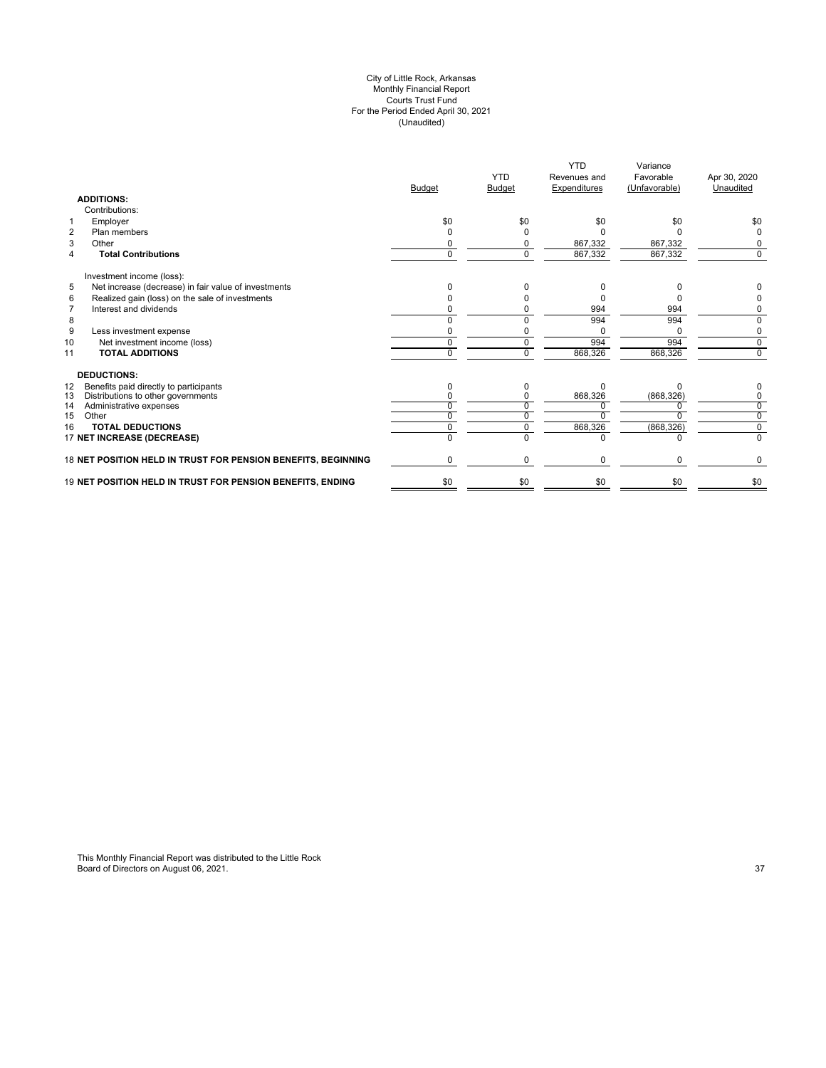City of Little Rock, Arkansas
Monthly Financial Report
Courts Trust Fund
For the Period Ended April 30, 2021
(Unaudited)

| | | Budget | YTD Budget | YTD Revenues and Expenditures | Variance Favorable (Unfavorable) | Apr 30, 2020 Unaudited |
|---|---|---|---|---|---|---|
| | **ADDITIONS:** | | | | | |
| | Contributions: | | | | | |
| 1 | Employer | $0 | $0 | $0 | $0 | $0 |
| 2 | Plan members | 0 | 0 | 0 | 0 | 0 |
| 3 | Other | 0 | 0 | 867,332 | 867,332 | 0 |
| 4 | **Total Contributions** | 0 | 0 | 867,332 | 867,332 | 0 |
| | Investment income (loss): | | | | | |
| 5 | Net increase (decrease) in fair value of investments | 0 | 0 | 0 | 0 | 0 |
| 6 | Realized gain (loss) on the sale of investments | 0 | 0 | 0 | 0 | 0 |
| 7 | Interest and dividends | 0 | 0 | 994 | 994 | 0 |
| 8 | | 0 | 0 | 994 | 994 | 0 |
| 9 | Less investment expense | 0 | 0 | 0 | 0 | 0 |
| 10 | Net investment income (loss) | 0 | 0 | 994 | 994 | 0 |
| 11 | **TOTAL ADDITIONS** | 0 | 0 | 868,326 | 868,326 | 0 |
| | **DEDUCTIONS:** | | | | | |
| 12 | Benefits paid directly to participants | 0 | 0 | 0 | 0 | 0 |
| 13 | Distributions to other governments | 0 | 0 | 868,326 | (868,326) | 0 |
| 14 | Administrative expenses | 0 | 0 | 0 | 0 | 0 |
| 15 | Other | 0 | 0 | 0 | 0 | 0 |
| 16 | **TOTAL DEDUCTIONS** | 0 | 0 | 868,326 | (868,326) | 0 |
| 17 | **NET INCREASE (DECREASE)** | 0 | 0 | 0 | 0 | 0 |
| 18 | **NET POSITION HELD IN TRUST FOR PENSION BENEFITS, BEGINNING** | 0 | 0 | 0 | 0 | 0 |
| 19 | **NET POSITION HELD IN TRUST FOR PENSION BENEFITS, ENDING** | $0 | $0 | $0 | $0 | $0 |

This Monthly Financial Report was distributed to the Little Rock Board of Directors on August 06, 2021.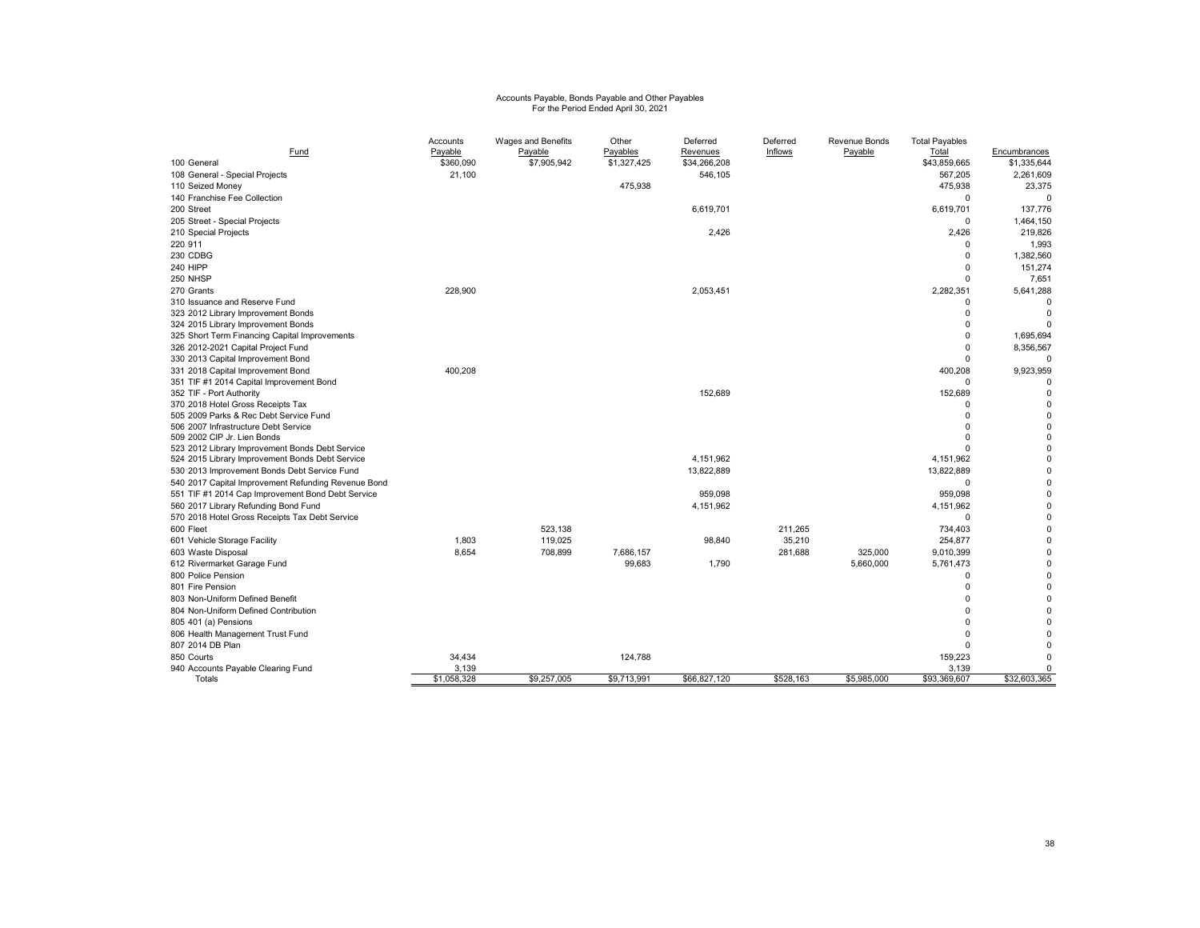# Accounts Payable, Bonds Payable and Other Payables
For the Period Ended April 30, 2021

| Fund | Accounts Payable | Wages and Benefits Payable | Other Payables | Deferred Revenues | Deferred Inflows | Revenue Bonds Payable | Total Payables Total | Encumbrances |
|---|---|---|---|---|---|---|---|---|
| 100 General | $360,090 | $7,905,942 | $1,327,425 | $34,266,208 | | | $43,859,665 | $1,335,644 |
| 108 General - Special Projects | 21,100 | | | 546,105 | | | 567,205 | 2,261,609 |
| 110 Seized Money | | | 475,938 | | | | 475,938 | 23,375 |
| 140 Franchise Fee Collection | | | | | | | 0 | 0 |
| 200 Street | | | | 6,619,701 | | | 6,619,701 | 137,776 |
| 205 Street - Special Projects | | | | | | | 0 | 1,464,150 |
| 210 Special Projects | | | | 2,426 | | | 2,426 | 219,826 |
| 220 911 | | | | | | | 0 | 1,993 |
| 230 CDBG | | | | | | | 0 | 1,382,560 |
| 240 HIPP | | | | | | | 0 | 151,274 |
| 250 NHSP | | | | | | | 0 | 7,651 |
| 270 Grants | 228,900 | | | 2,053,451 | | | 2,282,351 | 5,641,288 |
| 310 Issuance and Reserve Fund | | | | | | | 0 | 0 |
| 323 2012 Library Improvement Bonds | | | | | | | 0 | 0 |
| 324 2015 Library Improvement Bonds | | | | | | | 0 | 0 |
| 325 Short Term Financing Capital Improvements | | | | | | | 0 | 1,695,694 |
| 326 2012-2021 Capital Project Fund | | | | | | | 0 | 8,356,567 |
| 330 2013 Capital Improvement Bond | | | | | | | 0 | 0 |
| 331 2018 Capital Improvement Bond | 400,208 | | | | | | 400,208 | 9,923,959 |
| 351 TIF #1 2014 Capital Improvement Bond | | | | | | | 0 | 0 |
| 352 TIF - Port Authority | | | | 152,689 | | | 152,689 | 0 |
| 370 2018 Hotel Gross Receipts Tax | | | | | | | 0 | 0 |
| 505 2009 Parks & Rec Debt Service Fund | | | | | | | 0 | 0 |
| 506 2007 Infrastructure Debt Service | | | | | | | 0 | 0 |
| 509 2002 CIP Jr. Lien Bonds | | | | | | | 0 | 0 |
| 523 2012 Library Improvement Bonds Debt Service | | | | | | | 0 | 0 |
| 524 2015 Library Improvement Bonds Debt Service | | | | 4,151,962 | | | 4,151,962 | 0 |
| 530 2013 Improvement Bonds Debt Service Fund | | | | 13,822,889 | | | 13,822,889 | 0 |
| 540 2017 Capital Improvement Refunding Revenue Bond | | | | | | | 0 | 0 |
| 551 TIF #1 2014 Cap Improvement Bond Debt Service | | | | 959,098 | | | 959,098 | 0 |
| 560 2017 Library Refunding Bond Fund | | | | 4,151,962 | | | 4,151,962 | 0 |
| 570 2018 Hotel Gross Receipts Tax Debt Service | | | | | | | 0 | 0 |
| 600 Fleet | | 523,138 | | | 211,265 | | 734,403 | 0 |
| 601 Vehicle Storage Facility | 1,803 | 119,025 | | 98,840 | 35,210 | | 254,877 | 0 |
| 603 Waste Disposal | 8,654 | 708,899 | 7,686,157 | | 281,688 | 325,000 | 9,010,399 | 0 |
| 612 Rivermarket Garage Fund | | | 99,683 | 1,790 | | 5,660,000 | 5,761,473 | 0 |
| 800 Police Pension | | | | | | | 0 | 0 |
| 801 Fire Pension | | | | | | | 0 | 0 |
| 803 Non-Uniform Defined Benefit | | | | | | | 0 | 0 |
| 804 Non-Uniform Defined Contribution | | | | | | | 0 | 0 |
| 805 401 (a) Pensions | | | | | | | 0 | 0 |
| 806 Health Management Trust Fund | | | | | | | 0 | 0 |
| 807 2014 DB Plan | | | | | | | 0 | 0 |
| 850 Courts | 34,434 | | 124,788 | | | | 159,223 | 0 |
| 940 Accounts Payable Clearing Fund | 3,139 | | | | | | 3,139 | 0 |
| Totals | $1,058,328 | $9,257,005 | $9,713,991 | $66,827,120 | $528,163 | $5,985,000 | $93,369,607 | $32,603,365 |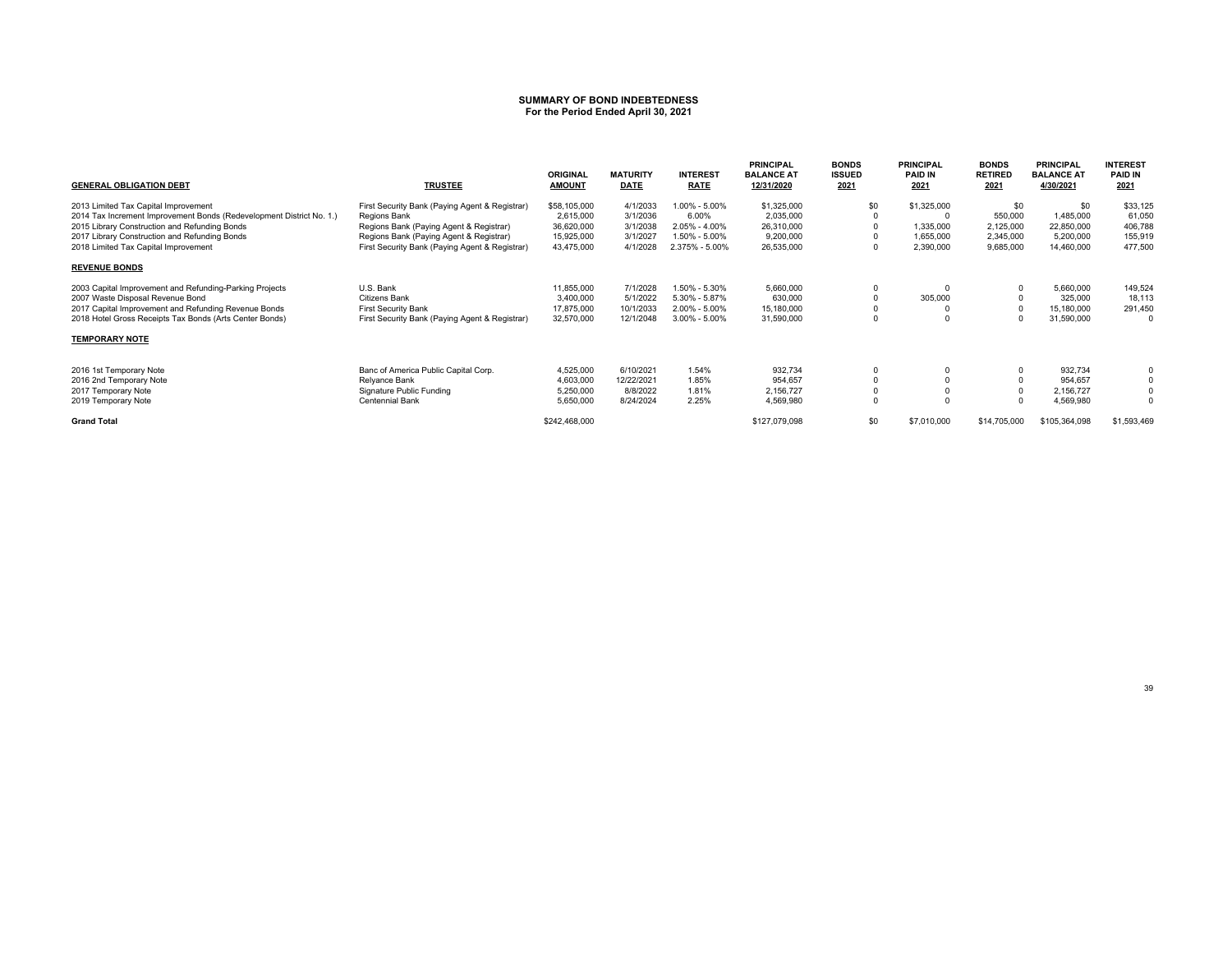# SUMMARY OF BOND INDEBTEDNESS
## For the Period Ended April 30, 2021

| GENERAL OBLIGATION DEBT | TRUSTEE | ORIGINAL AMOUNT | MATURITY DATE | INTEREST RATE | PRINCIPAL BALANCE AT 12/31/2020 | BONDS ISSUED 2021 | PRINCIPAL PAID IN 2021 | BONDS RETIRED 2021 | PRINCIPAL BALANCE AT 4/30/2021 | INTEREST PAID IN 2021 |
|---|---|---|---|---|---|---|---|---|---|---|
| 2013 Limited Tax Capital Improvement | First Security Bank (Paying Agent & Registrar) | $58,105,000 | 4/1/2033 | 1.00% - 5.00% | $1,325,000 | $0 | $1,325,000 | $0 | $0 | $33,125 |
| 2014 Tax Increment Improvement Bonds (Redevelopment District No. 1.) | Regions Bank | 2,615,000 | 3/1/2036 | 6.00% | 2,035,000 | 0 | 0 | 550,000 | 1,485,000 | 61,050 |
| 2015 Library Construction and Refunding Bonds | Regions Bank (Paying Agent & Registrar) | 36,620,000 | 3/1/2038 | 2.05% - 4.00% | 26,310,000 | 0 | 1,335,000 | 2,125,000 | 22,850,000 | 406,788 |
| 2017 Library Construction and Refunding Bonds | Regions Bank (Paying Agent & Registrar) | 15,925,000 | 3/1/2027 | 1.50% - 5.00% | 9,200,000 | 0 | 1,655,000 | 2,345,000 | 5,200,000 | 155,919 |
| 2018 Limited Tax Capital Improvement | First Security Bank (Paying Agent & Registrar) | 43,475,000 | 4/1/2028 | 2.375% - 5.00% | 26,535,000 | 0 | 2,390,000 | 9,685,000 | 14,460,000 | 477,500 |
| **REVENUE BONDS** | | | | | | | | | | |
| 2003 Capital Improvement and Refunding-Parking Projects | U.S. Bank | 11,855,000 | 7/1/2028 | 1.50% - 5.30% | 5,660,000 | 0 | 0 | 0 | 5,660,000 | 149,524 |
| 2007 Waste Disposal Revenue Bond | Citizens Bank | 3,400,000 | 5/1/2022 | 5.30% - 5.87% | 630,000 | 0 | 305,000 | 0 | 325,000 | 18,113 |
| 2017 Capital Improvement and Refunding Revenue Bonds | First Security Bank | 17,875,000 | 10/1/2033 | 2.00% - 5.00% | 15,180,000 | 0 | 0 | 0 | 15,180,000 | 291,450 |
| 2018 Hotel Gross Receipts Tax Bonds (Arts Center Bonds) | First Security Bank (Paying Agent & Registrar) | 32,570,000 | 12/1/2048 | 3.00% - 5.00% | 31,590,000 | 0 | 0 | 0 | 31,590,000 | 0 |
| **TEMPORARY NOTE** | | | | | | | | | | |
| 2016 1st Temporary Note | Banc of America Public Capital Corp. | 4,525,000 | 6/10/2021 | 1.54% | 932,734 | 0 | 0 | 0 | 932,734 | 0 |
| 2016 2nd Temporary Note | Relyance Bank | 4,603,000 | 12/22/2021 | 1.85% | 954,657 | 0 | 0 | 0 | 954,657 | 0 |
| 2017 Temporary Note | Signature Public Funding | 5,250,000 | 8/8/2022 | 1.81% | 2,156,727 | 0 | 0 | 0 | 2,156,727 | 0 |
| 2019 Temporary Note | Centennial Bank | 5,650,000 | 8/24/2024 | 2.25% | 4,569,980 | 0 | 0 | 0 | 4,569,980 | 0 |
| **Grand Total** | | $242,468,000 | | | $127,079,098 | $0 | $7,010,000 | $14,705,000 | $105,364,098 | $1,593,469 |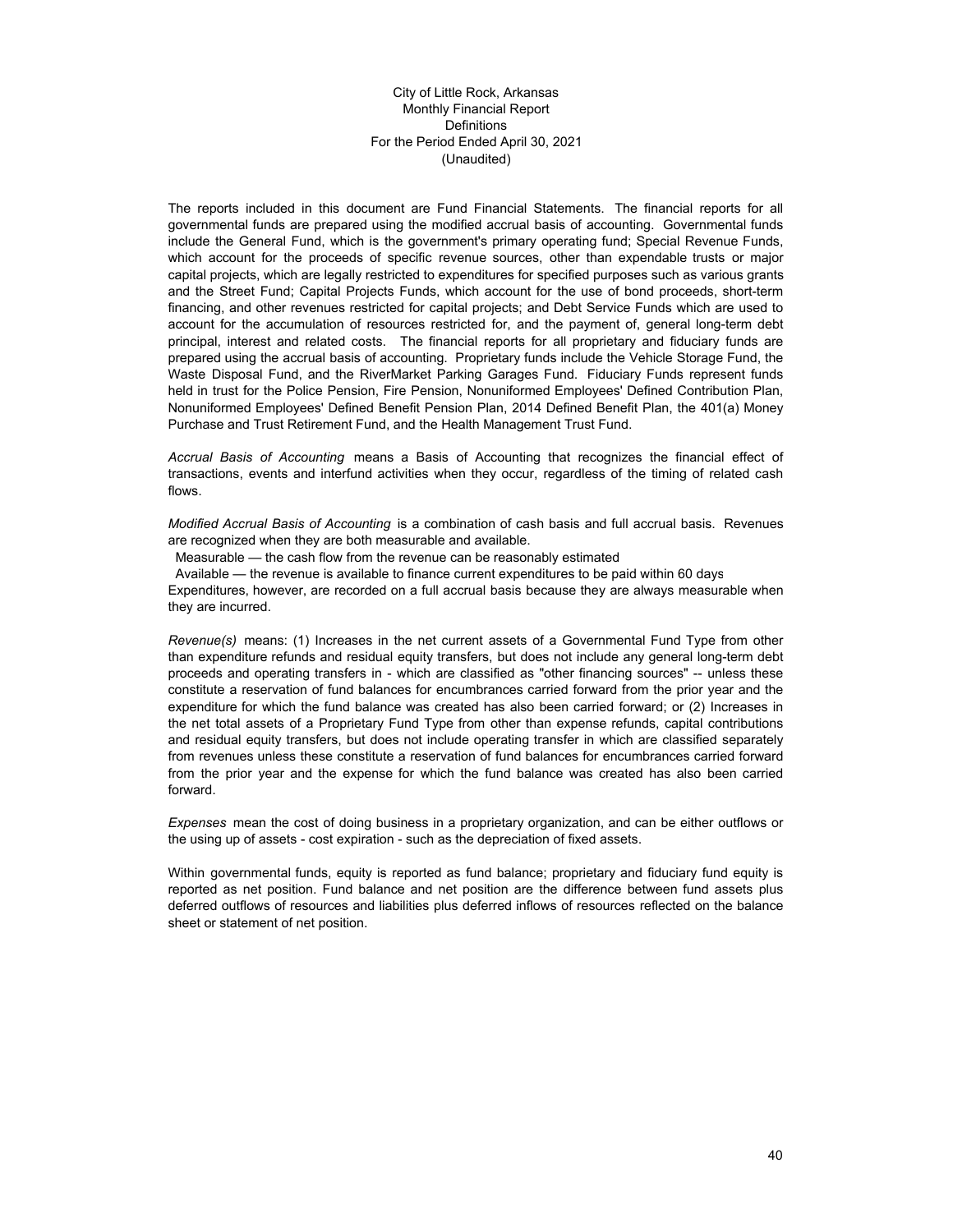City of Little Rock, Arkansas
Monthly Financial Report
Definitions
For the Period Ended April 30, 2021
(Unaudited)

The reports included in this document are Fund Financial Statements. The financial reports for all governmental funds are prepared using the modified accrual basis of accounting. Governmental funds include the General Fund, which is the government's primary operating fund; Special Revenue Funds, which account for the proceeds of specific revenue sources, other than expendable trusts or major capital projects, which are legally restricted to expenditures for specified purposes such as various grants and the Street Fund; Capital Projects Funds, which account for the use of bond proceeds, short-term financing, and other revenues restricted for capital projects; and Debt Service Funds which are used to account for the accumulation of resources restricted for, and the payment of, general long-term debt principal, interest and related costs. The financial reports for all proprietary and fiduciary funds are prepared using the accrual basis of accounting. Proprietary funds include the Vehicle Storage Fund, the Waste Disposal Fund, and the RiverMarket Parking Garages Fund. Fiduciary Funds represent funds held in trust for the Police Pension, Fire Pension, Nonuniformed Employees' Defined Contribution Plan, Nonuniformed Employees' Defined Benefit Pension Plan, 2014 Defined Benefit Plan, the 401(a) Money Purchase and Trust Retirement Fund, and the Health Management Trust Fund.

*Accrual Basis of Accounting* means a Basis of Accounting that recognizes the financial effect of transactions, events and interfund activities when they occur, regardless of the timing of related cash flows.

*Modified Accrual Basis of Accounting* is a combination of cash basis and full accrual basis. Revenues are recognized when they are both measurable and available.

Measurable — the cash flow from the revenue can be reasonably estimated

Available — the revenue is available to finance current expenditures to be paid within 60 days

Expenditures, however, are recorded on a full accrual basis because they are always measurable when they are incurred.

*Revenue(s)* means: (1) Increases in the net current assets of a Governmental Fund Type from other than expenditure refunds and residual equity transfers, but does not include any general long-term debt proceeds and operating transfers in - which are classified as "other financing sources" -- unless these constitute a reservation of fund balances for encumbrances carried forward from the prior year and the expenditure for which the fund balance was created has also been carried forward; or (2) Increases in the net total assets of a Proprietary Fund Type from other than expense refunds, capital contributions and residual equity transfers, but does not include operating transfer in which are classified separately from revenues unless these constitute a reservation of fund balances for encumbrances carried forward from the prior year and the expense for which the fund balance was created has also been carried forward.

*Expenses* mean the cost of doing business in a proprietary organization, and can be either outflows or the using up of assets - cost expiration - such as the depreciation of fixed assets.

Within governmental funds, equity is reported as fund balance; proprietary and fiduciary fund equity is reported as net position. Fund balance and net position are the difference between fund assets plus deferred outflows of resources and liabilities plus deferred inflows of resources reflected on the balance sheet or statement of net position.